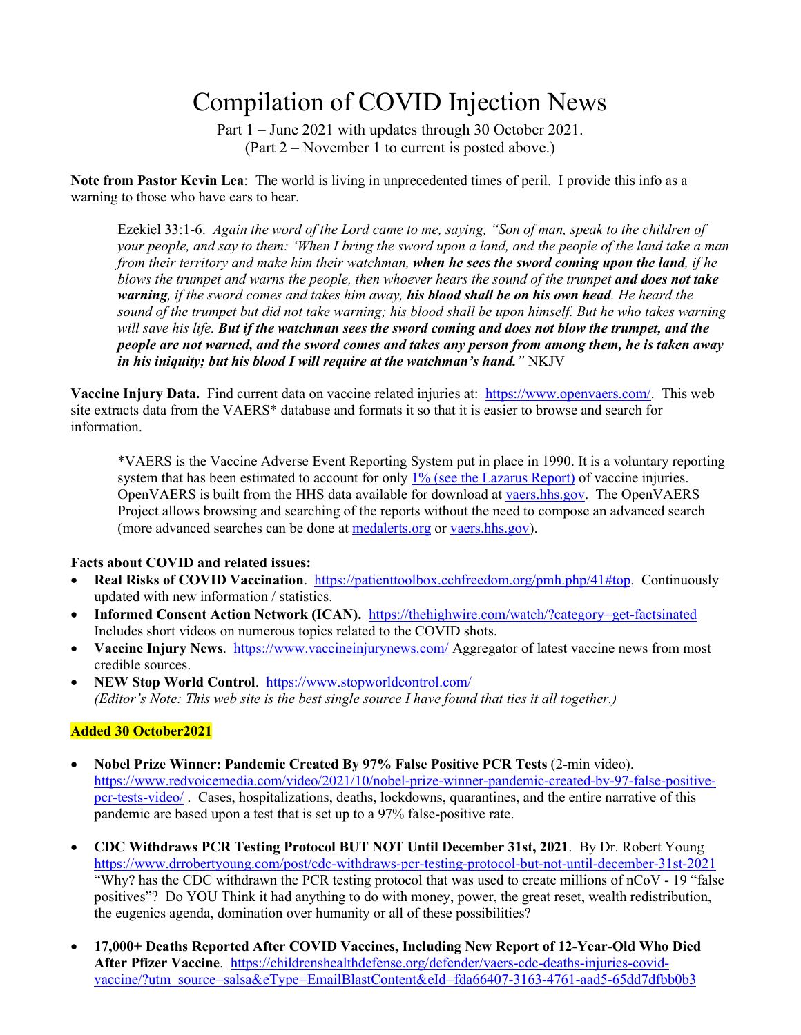# Compilation of COVID Injection News

Part 1 – June 2021 with updates through 30 October 2021.
(Part 2 – November 1 to current is posted above.)

**Note from Pastor Kevin Lea**: The world is living in unprecedented times of peril. I provide this info as a warning to those who have ears to hear.

> Ezekiel 33:1-6. *Again the word of the Lord came to me, saying, "Son of man, speak to the children of your people, and say to them: 'When I bring the sword upon a land, and the people of the land take a man from their territory and make him their watchman,* ***when he sees the sword coming upon the land****, if he blows the trumpet and warns the people, then whoever hears the sound of the trumpet* ***and does not take warning****, if the sword comes and takes him away,* ***his blood shall be on his own head****. He heard the sound of the trumpet but did not take warning; his blood shall be upon himself. But he who takes warning will save his life.* ***But if the watchman sees the sword coming and does not blow the trumpet, and the people are not warned, and the sword comes and takes any person from among them, he is taken away in his iniquity; but his blood I will require at the watchman's hand."*** NKJV

**Vaccine Injury Data.** Find current data on vaccine related injuries at: https://www.openvaers.com/. This web site extracts data from the VAERS* database and formats it so that it is easier to browse and search for information.

> *VAERS is the Vaccine Adverse Event Reporting System put in place in 1990. It is a voluntary reporting system that has been estimated to account for only 1% (see the Lazarus Report) of vaccine injuries. OpenVAERS is built from the HHS data available for download at vaers.hhs.gov. The OpenVAERS Project allows browsing and searching of the reports without the need to compose an advanced search (more advanced searches can be done at medalerts.org or vaers.hhs.gov).

**Facts about COVID and related issues:**

- **Real Risks of COVID Vaccination**. https://patienttoolbox.cchfreedom.org/pmh.php/41#top. Continuously updated with new information / statistics.
- **Informed Consent Action Network (ICAN).** https://thehighwire.com/watch/?category=get-factsinated Includes short videos on numerous topics related to the COVID shots.
- **Vaccine Injury News**. https://www.vaccineinjurynews.com/ Aggregator of latest vaccine news from most credible sources.
- **NEW Stop World Control**. https://www.stopworldcontrol.com/
  *(Editor's Note: This web site is the best single source I have found that ties it all together.)*

**Added 30 October2021**

- **Nobel Prize Winner: Pandemic Created By 97% False Positive PCR Tests** (2-min video). https://www.redvoicemedia.com/video/2021/10/nobel-prize-winner-pandemic-created-by-97-false-positive-pcr-tests-video/ . Cases, hospitalizations, deaths, lockdowns, quarantines, and the entire narrative of this pandemic are based upon a test that is set up to a 97% false-positive rate.

- **CDC Withdraws PCR Testing Protocol BUT NOT Until December 31st, 2021**. By Dr. Robert Young https://www.drrobertyoung.com/post/cdc-withdraws-pcr-testing-protocol-but-not-until-december-31st-2021 "Why? has the CDC withdrawn the PCR testing protocol that was used to create millions of nCoV - 19 "false positives"? Do YOU Think it had anything to do with money, power, the great reset, wealth redistribution, the eugenics agenda, domination over humanity or all of these possibilities?

- **17,000+ Deaths Reported After COVID Vaccines, Including New Report of 12-Year-Old Who Died After Pfizer Vaccine**. https://childrenshealthdefense.org/defender/vaers-cdc-deaths-injuries-covid-vaccine/?utm_source=salsa&eType=EmailBlastContent&eId=fda66407-3163-4761-aad5-65dd7dfbb0b3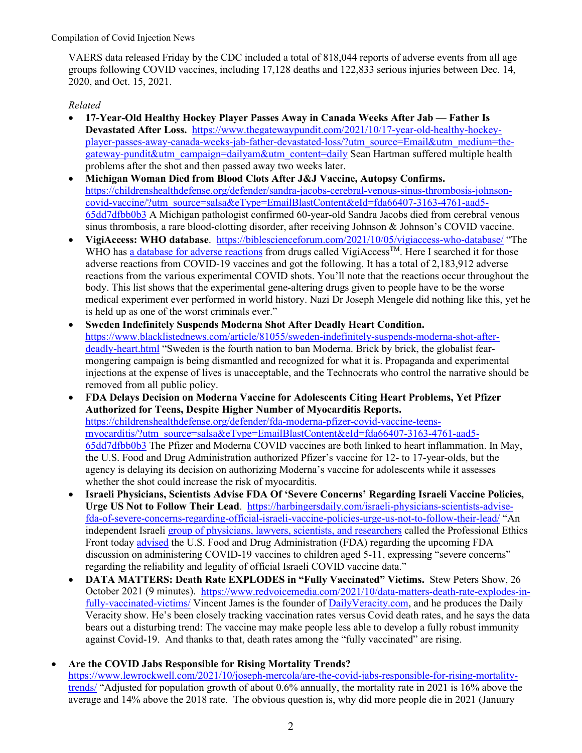VAERS data released Friday by the CDC included a total of 818,044 reports of adverse events from all age groups following COVID vaccines, including 17,128 deaths and 122,833 serious injuries between Dec. 14, 2020, and Oct. 15, 2021.

*Related*

- **17-Year-Old Healthy Hockey Player Passes Away in Canada Weeks After Jab — Father Is Devastated After Loss.** https://www.thegatewaypundit.com/2021/10/17-year-old-healthy-hockey-player-passes-away-canada-weeks-jab-father-devastated-loss/?utm_source=Email&utm_medium=the-gateway-pundit&utm_campaign=dailyam&utm_content=daily Sean Hartman suffered multiple health problems after the shot and then passed away two weeks later.
- **Michigan Woman Died from Blood Clots After J&J Vaccine, Autopsy Confirms.** https://childrenshealthdefense.org/defender/sandra-jacobs-cerebral-venous-sinus-thrombosis-johnson-covid-vaccine/?utm_source=salsa&eType=EmailBlastContent&eId=fda66407-3163-4761-aad5-65dd7dfbb0b3 A Michigan pathologist confirmed 60-year-old Sandra Jacobs died from cerebral venous sinus thrombosis, a rare blood-clotting disorder, after receiving Johnson & Johnson's COVID vaccine.
- **VigiAccess: WHO database**. https://biblescienceforum.com/2021/10/05/vigiaccess-who-database/ "The WHO has a database for adverse reactions from drugs called VigiAccess™. Here I searched it for those adverse reactions from COVID-19 vaccines and got the following. It has a total of 2,183,912 adverse reactions from the various experimental COVID shots. You'll note that the reactions occur throughout the body. This list shows that the experimental gene-altering drugs given to people have to be the worse medical experiment ever performed in world history. Nazi Dr Joseph Mengele did nothing like this, yet he is held up as one of the worst criminals ever."
- **Sweden Indefinitely Suspends Moderna Shot After Deadly Heart Condition.** https://www.blacklistednews.com/article/81055/sweden-indefinitely-suspends-moderna-shot-after-deadly-heart.html "Sweden is the fourth nation to ban Moderna. Brick by brick, the globalist fear-mongering campaign is being dismantled and recognized for what it is. Propaganda and experimental injections at the expense of lives is unacceptable, and the Technocrats who control the narrative should be removed from all public policy.
- **FDA Delays Decision on Moderna Vaccine for Adolescents Citing Heart Problems, Yet Pfizer Authorized for Teens, Despite Higher Number of Myocarditis Reports.** https://childrenshealthdefense.org/defender/fda-moderna-pfizer-covid-vaccine-teens-myocarditis/?utm_source=salsa&eType=EmailBlastContent&eId=fda66407-3163-4761-aad5-65dd7dfbb0b3 The Pfizer and Moderna COVID vaccines are both linked to heart inflammation. In May, the U.S. Food and Drug Administration authorized Pfizer's vaccine for 12- to 17-year-olds, but the agency is delaying its decision on authorizing Moderna's vaccine for adolescents while it assesses whether the shot could increase the risk of myocarditis.
- **Israeli Physicians, Scientists Advise FDA Of 'Severe Concerns' Regarding Israeli Vaccine Policies, Urge US Not to Follow Their Lead**. https://harbingersdaily.com/israeli-physicians-scientists-advise-fda-of-severe-concerns-regarding-official-israeli-vaccine-policies-urge-us-not-to-follow-their-lead/ "An independent Israeli group of physicians, lawyers, scientists, and researchers called the Professional Ethics Front today advised the U.S. Food and Drug Administration (FDA) regarding the upcoming FDA discussion on administering COVID-19 vaccines to children aged 5-11, expressing "severe concerns" regarding the reliability and legality of official Israeli COVID vaccine data."
- **DATA MATTERS: Death Rate EXPLODES in "Fully Vaccinated" Victims.** Stew Peters Show, 26 October 2021 (9 minutes). https://www.redvoicemedia.com/2021/10/data-matters-death-rate-explodes-in-fully-vaccinated-victims/ Vincent James is the founder of DailyVeracity.com, and he produces the Daily Veracity show. He's been closely tracking vaccination rates versus Covid death rates, and he says the data bears out a disturbing trend: The vaccine may make people less able to develop a fully robust immunity against Covid-19. And thanks to that, death rates among the "fully vaccinated" are rising.

- **Are the COVID Jabs Responsible for Rising Mortality Trends?** https://www.lewrockwell.com/2021/10/joseph-mercola/are-the-covid-jabs-responsible-for-rising-mortality-trends/ "Adjusted for population growth of about 0.6% annually, the mortality rate in 2021 is 16% above the average and 14% above the 2018 rate. The obvious question is, why did more people die in 2021 (January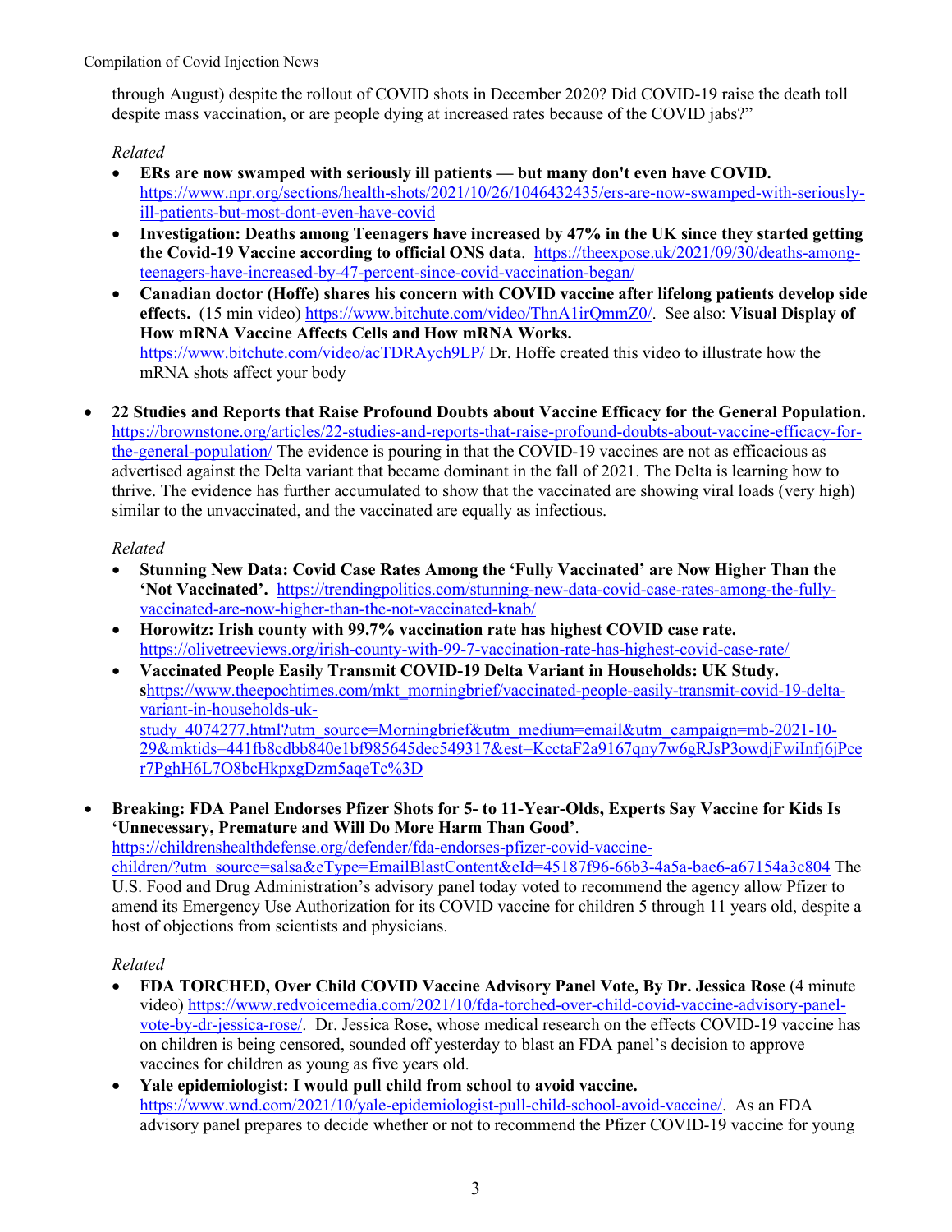through August) despite the rollout of COVID shots in December 2020? Did COVID-19 raise the death toll despite mass vaccination, or are people dying at increased rates because of the COVID jabs?"

*Related*

- **ERs are now swamped with seriously ill patients — but many don't even have COVID.** https://www.npr.org/sections/health-shots/2021/10/26/1046432435/ers-are-now-swamped-with-seriously-ill-patients-but-most-dont-even-have-covid
- **Investigation: Deaths among Teenagers have increased by 47% in the UK since they started getting the Covid-19 Vaccine according to official ONS data**. https://theexpose.uk/2021/09/30/deaths-among-teenagers-have-increased-by-47-percent-since-covid-vaccination-began/
- **Canadian doctor (Hoffe) shares his concern with COVID vaccine after lifelong patients develop side effects.** (15 min video) https://www.bitchute.com/video/ThnA1irQmmZ0/. See also: **Visual Display of How mRNA Vaccine Affects Cells and How mRNA Works.** https://www.bitchute.com/video/acTDRAych9LP/ Dr. Hoffe created this video to illustrate how the mRNA shots affect your body

- **22 Studies and Reports that Raise Profound Doubts about Vaccine Efficacy for the General Population.** https://brownstone.org/articles/22-studies-and-reports-that-raise-profound-doubts-about-vaccine-efficacy-for-the-general-population/ The evidence is pouring in that the COVID-19 vaccines are not as efficacious as advertised against the Delta variant that became dominant in the fall of 2021. The Delta is learning how to thrive. The evidence has further accumulated to show that the vaccinated are showing viral loads (very high) similar to the unvaccinated, and the vaccinated are equally as infectious.

*Related*

- **Stunning New Data: Covid Case Rates Among the 'Fully Vaccinated' are Now Higher Than the 'Not Vaccinated'.** https://trendingpolitics.com/stunning-new-data-covid-case-rates-among-the-fully-vaccinated-are-now-higher-than-the-not-vaccinated-knab/
- **Horowitz: Irish county with 99.7% vaccination rate has highest COVID case rate.** https://olivetreeviews.org/irish-county-with-99-7-vaccination-rate-has-highest-covid-case-rate/
- **Vaccinated People Easily Transmit COVID-19 Delta Variant in Households: UK Study. s**https://www.theepochtimes.com/mkt_morningbrief/vaccinated-people-easily-transmit-covid-19-delta-variant-in-households-uk-study_4074277.html?utm_source=Morningbrief&utm_medium=email&utm_campaign=mb-2021-10-29&mktids=441fb8cdbb840e1bf985645dec549317&est=KcctaF2a9167qny7w6gRJsP3owdjFwiInfj6jPcer7PghH6L7O8bcHkpxgDzm5aqeTc%3D

- **Breaking: FDA Panel Endorses Pfizer Shots for 5- to 11-Year-Olds, Experts Say Vaccine for Kids Is 'Unnecessary, Premature and Will Do More Harm Than Good'**. https://childrenshealthdefense.org/defender/fda-endorses-pfizer-covid-vaccine-children/?utm_source=salsa&eType=EmailBlastContent&eId=45187f96-66b3-4a5a-bae6-a67154a3c804 The U.S. Food and Drug Administration's advisory panel today voted to recommend the agency allow Pfizer to amend its Emergency Use Authorization for its COVID vaccine for children 5 through 11 years old, despite a host of objections from scientists and physicians.

*Related*

- **FDA TORCHED, Over Child COVID Vaccine Advisory Panel Vote, By Dr. Jessica Rose** (4 minute video) https://www.redvoicemedia.com/2021/10/fda-torched-over-child-covid-vaccine-advisory-panel-vote-by-dr-jessica-rose/. Dr. Jessica Rose, whose medical research on the effects COVID-19 vaccine has on children is being censored, sounded off yesterday to blast an FDA panel's decision to approve vaccines for children as young as five years old.
- **Yale epidemiologist: I would pull child from school to avoid vaccine.** https://www.wnd.com/2021/10/yale-epidemiologist-pull-child-school-avoid-vaccine/. As an FDA advisory panel prepares to decide whether or not to recommend the Pfizer COVID-19 vaccine for young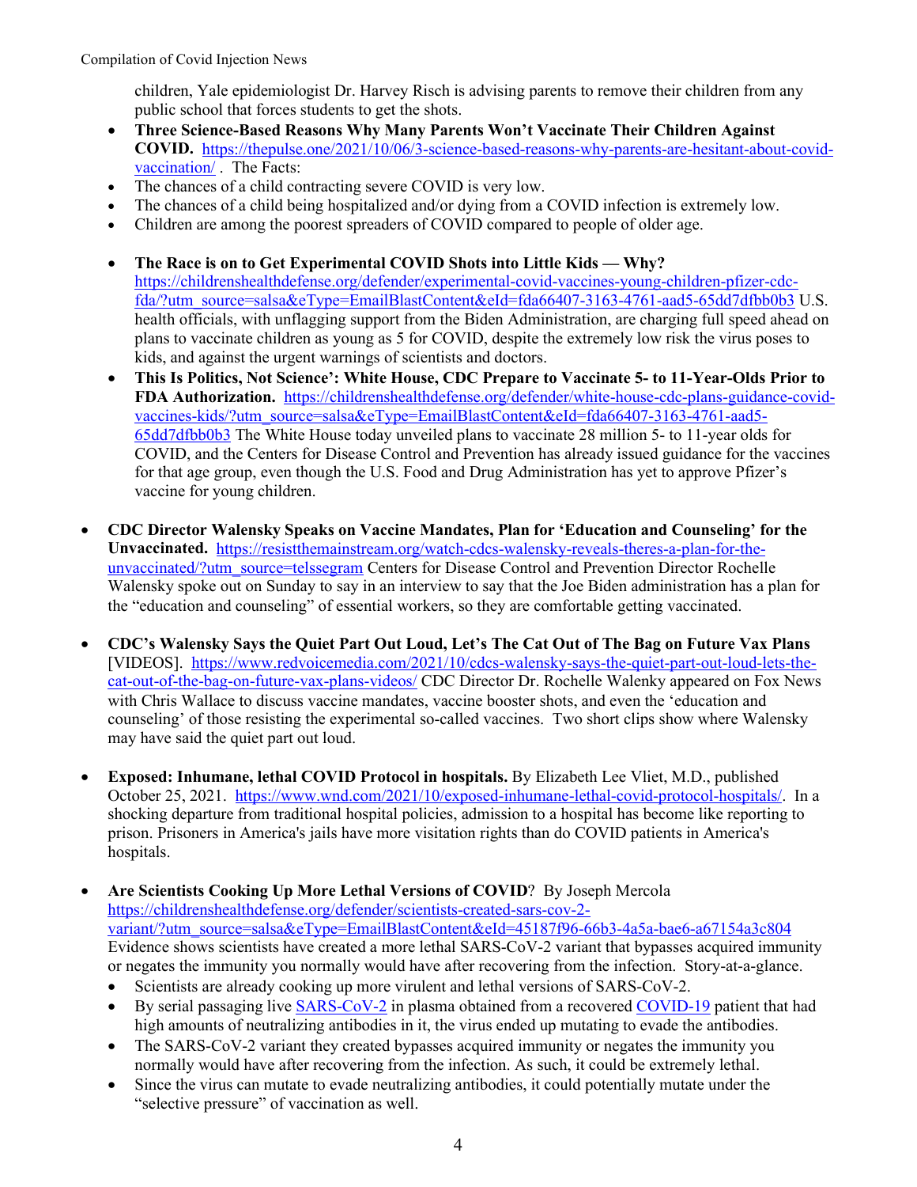children, Yale epidemiologist Dr. Harvey Risch is advising parents to remove their children from any public school that forces students to get the shots.

- **Three Science-Based Reasons Why Many Parents Won't Vaccinate Their Children Against COVID.** https://thepulse.one/2021/10/06/3-science-based-reasons-why-parents-are-hesitant-about-covid-vaccination/ . The Facts:
- The chances of a child contracting severe COVID is very low.
- The chances of a child being hospitalized and/or dying from a COVID infection is extremely low.
- Children are among the poorest spreaders of COVID compared to people of older age.

- **The Race is on to Get Experimental COVID Shots into Little Kids — Why?** https://childrenshealthdefense.org/defender/experimental-covid-vaccines-young-children-pfizer-cdc-fda/?utm_source=salsa&eType=EmailBlastContent&eId=fda66407-3163-4761-aad5-65dd7dfbb0b3 U.S. health officials, with unflagging support from the Biden Administration, are charging full speed ahead on plans to vaccinate children as young as 5 for COVID, despite the extremely low risk the virus poses to kids, and against the urgent warnings of scientists and doctors.
- **This Is Politics, Not Science': White House, CDC Prepare to Vaccinate 5- to 11-Year-Olds Prior to FDA Authorization.** https://childrenshealthdefense.org/defender/white-house-cdc-plans-guidance-covid-vaccines-kids/?utm_source=salsa&eType=EmailBlastContent&eId=fda66407-3163-4761-aad5-65dd7dfbb0b3 The White House today unveiled plans to vaccinate 28 million 5- to 11-year olds for COVID, and the Centers for Disease Control and Prevention has already issued guidance for the vaccines for that age group, even though the U.S. Food and Drug Administration has yet to approve Pfizer's vaccine for young children.

- **CDC Director Walensky Speaks on Vaccine Mandates, Plan for 'Education and Counseling' for the Unvaccinated.** https://resistthemainstream.org/watch-cdcs-walensky-reveals-theres-a-plan-for-the-unvaccinated/?utm_source=telssegram Centers for Disease Control and Prevention Director Rochelle Walensky spoke out on Sunday to say in an interview to say that the Joe Biden administration has a plan for the "education and counseling" of essential workers, so they are comfortable getting vaccinated.

- **CDC's Walensky Says the Quiet Part Out Loud, Let's The Cat Out of The Bag on Future Vax Plans** [VIDEOS]. https://www.redvoicemedia.com/2021/10/cdcs-walensky-says-the-quiet-part-out-loud-lets-the-cat-out-of-the-bag-on-future-vax-plans-videos/ CDC Director Dr. Rochelle Walenky appeared on Fox News with Chris Wallace to discuss vaccine mandates, vaccine booster shots, and even the 'education and counseling' of those resisting the experimental so-called vaccines. Two short clips show where Walensky may have said the quiet part out loud.

- **Exposed: Inhumane, lethal COVID Protocol in hospitals.** By Elizabeth Lee Vliet, M.D., published October 25, 2021. https://www.wnd.com/2021/10/exposed-inhumane-lethal-covid-protocol-hospitals/. In a shocking departure from traditional hospital policies, admission to a hospital has become like reporting to prison. Prisoners in America's jails have more visitation rights than do COVID patients in America's hospitals.

- **Are Scientists Cooking Up More Lethal Versions of COVID**? By Joseph Mercola https://childrenshealthdefense.org/defender/scientists-created-sars-cov-2-variant/?utm_source=salsa&eType=EmailBlastContent&eId=45187f96-66b3-4a5a-bae6-a67154a3c804 Evidence shows scientists have created a more lethal SARS-CoV-2 variant that bypasses acquired immunity or negates the immunity you normally would have after recovering from the infection. Story-at-a-glance.
  - Scientists are already cooking up more virulent and lethal versions of SARS-CoV-2.
  - By serial passaging live SARS-CoV-2 in plasma obtained from a recovered COVID-19 patient that had high amounts of neutralizing antibodies in it, the virus ended up mutating to evade the antibodies.
  - The SARS-CoV-2 variant they created bypasses acquired immunity or negates the immunity you normally would have after recovering from the infection. As such, it could be extremely lethal.
  - Since the virus can mutate to evade neutralizing antibodies, it could potentially mutate under the "selective pressure" of vaccination as well.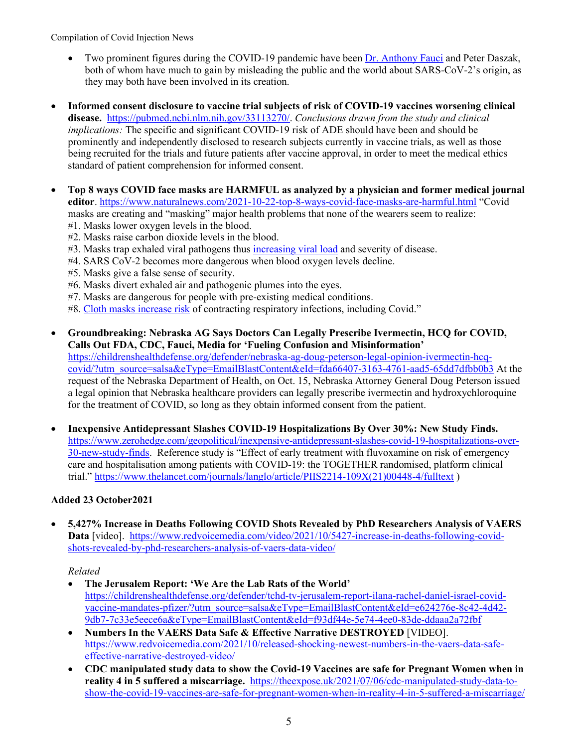- Two prominent figures during the COVID-19 pandemic have been [Dr. Anthony Fauci] and Peter Daszak, both of whom have much to gain by misleading the public and the world about SARS-CoV-2's origin, as they may both have been involved in its creation.

- **Informed consent disclosure to vaccine trial subjects of risk of COVID-19 vaccines worsening clinical disease.** https://pubmed.ncbi.nlm.nih.gov/33113270/. *Conclusions drawn from the study and clinical implications:* The specific and significant COVID-19 risk of ADE should have been and should be prominently and independently disclosed to research subjects currently in vaccine trials, as well as those being recruited for the trials and future patients after vaccine approval, in order to meet the medical ethics standard of patient comprehension for informed consent.

- **Top 8 ways COVID face masks are HARMFUL as analyzed by a physician and former medical journal editor**. https://www.naturalnews.com/2021-10-22-top-8-ways-covid-face-masks-are-harmful.html "Covid masks are creating and "masking" major health problems that none of the wearers seem to realize:
  #1. Masks lower oxygen levels in the blood.
  #2. Masks raise carbon dioxide levels in the blood.
  #3. Masks trap exhaled viral pathogens thus increasing viral load and severity of disease.
  #4. SARS CoV-2 becomes more dangerous when blood oxygen levels decline.
  #5. Masks give a false sense of security.
  #6. Masks divert exhaled air and pathogenic plumes into the eyes.
  #7. Masks are dangerous for people with pre-existing medical conditions.
  #8. Cloth masks increase risk of contracting respiratory infections, including Covid."

- **Groundbreaking: Nebraska AG Says Doctors Can Legally Prescribe Ivermectin, HCQ for COVID, Calls Out FDA, CDC, Fauci, Media for 'Fueling Confusion and Misinformation'** https://childrenshealthdefense.org/defender/nebraska-ag-doug-peterson-legal-opinion-ivermectin-hcq-covid/?utm_source=salsa&eType=EmailBlastContent&eId=fda66407-3163-4761-aad5-65dd7dfbb0b3 At the request of the Nebraska Department of Health, on Oct. 15, Nebraska Attorney General Doug Peterson issued a legal opinion that Nebraska healthcare providers can legally prescribe ivermectin and hydroxychloroquine for the treatment of COVID, so long as they obtain informed consent from the patient.

- **Inexpensive Antidepressant Slashes COVID-19 Hospitalizations By Over 30%: New Study Finds.** https://www.zerohedge.com/geopolitical/inexpensive-antidepressant-slashes-covid-19-hospitalizations-over-30-new-study-finds. Reference study is "Effect of early treatment with fluvoxamine on risk of emergency care and hospitalisation among patients with COVID-19: the TOGETHER randomised, platform clinical trial." https://www.thelancet.com/journals/langlo/article/PIIS2214-109X(21)00448-4/fulltext )

**Added 23 October2021**

- **5,427% Increase in Deaths Following COVID Shots Revealed by PhD Researchers Analysis of VAERS Data** [video]. https://www.redvoicemedia.com/video/2021/10/5427-increase-in-deaths-following-covid-shots-revealed-by-phd-researchers-analysis-of-vaers-data-video/

  *Related*
  - **The Jerusalem Report: 'We Are the Lab Rats of the World'** https://childrenshealthdefense.org/defender/tchd-tv-jerusalem-report-ilana-rachel-daniel-israel-covid-vaccine-mandates-pfizer/?utm_source=salsa&eType=EmailBlastContent&eId=e624276e-8c42-4d42-9db7-7c33e5eece6a&eType=EmailBlastContent&eId=f93df44e-5e74-4ee0-83de-ddaaa2a72fbf
  - **Numbers In the VAERS Data Safe & Effective Narrative DESTROYED** [VIDEO]. https://www.redvoicemedia.com/2021/10/released-shocking-newest-numbers-in-the-vaers-data-safe-effective-narrative-destroyed-video/
  - **CDC manipulated study data to show the Covid-19 Vaccines are safe for Pregnant Women when in reality 4 in 5 suffered a miscarriage.** https://theexpose.uk/2021/07/06/cdc-manipulated-study-data-to-show-the-covid-19-vaccines-are-safe-for-pregnant-women-when-in-reality-4-in-5-suffered-a-miscarriage/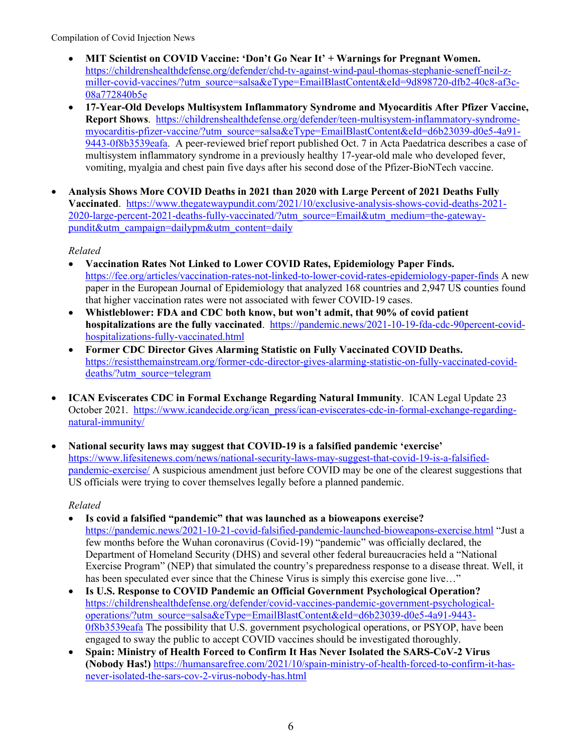- **MIT Scientist on COVID Vaccine: 'Don't Go Near It' + Warnings for Pregnant Women.** https://childrenshealthdefense.org/defender/chd-tv-against-wind-paul-thomas-stephanie-seneff-neil-z-miller-covid-vaccines/?utm_source=salsa&eType=EmailBlastContent&eId=9d898720-dfb2-40c8-af3c-08a772840b5e
- **17-Year-Old Develops Multisystem Inflammatory Syndrome and Myocarditis After Pfizer Vaccine, Report Shows**. https://childrenshealthdefense.org/defender/teen-multisystem-inflammatory-syndrome-myocarditis-pfizer-vaccine/?utm_source=salsa&eType=EmailBlastContent&eId=d6b23039-d0e5-4a91-9443-0f8b3539eafa. A peer-reviewed brief report published Oct. 7 in Acta Paedatrica describes a case of multisystem inflammatory syndrome in a previously healthy 17-year-old male who developed fever, vomiting, myalgia and chest pain five days after his second dose of the Pfizer-BioNTech vaccine.

- **Analysis Shows More COVID Deaths in 2021 than 2020 with Large Percent of 2021 Deaths Fully Vaccinated**. https://www.thegatewaypundit.com/2021/10/exclusive-analysis-shows-covid-deaths-2021-2020-large-percent-2021-deaths-fully-vaccinated/?utm_source=Email&utm_medium=the-gateway-pundit&utm_campaign=dailypm&utm_content=daily

  *Related*
  - **Vaccination Rates Not Linked to Lower COVID Rates, Epidemiology Paper Finds.** https://fee.org/articles/vaccination-rates-not-linked-to-lower-covid-rates-epidemiology-paper-finds A new paper in the European Journal of Epidemiology that analyzed 168 countries and 2,947 US counties found that higher vaccination rates were not associated with fewer COVID-19 cases.
  - **Whistleblower: FDA and CDC both know, but won't admit, that 90% of covid patient hospitalizations are the fully vaccinated**. https://pandemic.news/2021-10-19-fda-cdc-90percent-covid-hospitalizations-fully-vaccinated.html
  - **Former CDC Director Gives Alarming Statistic on Fully Vaccinated COVID Deaths.** https://resistthemainstream.org/former-cdc-director-gives-alarming-statistic-on-fully-vaccinated-covid-deaths/?utm_source=telegram

- **ICAN Eviscerates CDC in Formal Exchange Regarding Natural Immunity**. ICAN Legal Update 23 October 2021. https://www.icandecide.org/ican_press/ican-eviscerates-cdc-in-formal-exchange-regarding-natural-immunity/

- **National security laws may suggest that COVID-19 is a falsified pandemic 'exercise'** https://www.lifesitenews.com/news/national-security-laws-may-suggest-that-covid-19-is-a-falsified-pandemic-exercise/ A suspicious amendment just before COVID may be one of the clearest suggestions that US officials were trying to cover themselves legally before a planned pandemic.

  *Related*
  - **Is covid a falsified "pandemic" that was launched as a bioweapons exercise?** https://pandemic.news/2021-10-21-covid-falsified-pandemic-launched-bioweapons-exercise.html "Just a few months before the Wuhan coronavirus (Covid-19) "pandemic" was officially declared, the Department of Homeland Security (DHS) and several other federal bureaucracies held a "National Exercise Program" (NEP) that simulated the country's preparedness response to a disease threat. Well, it has been speculated ever since that the Chinese Virus is simply this exercise gone live…"
  - **Is U.S. Response to COVID Pandemic an Official Government Psychological Operation?** https://childrenshealthdefense.org/defender/covid-vaccines-pandemic-government-psychological-operations/?utm_source=salsa&eType=EmailBlastContent&eId=d6b23039-d0e5-4a91-9443-0f8b3539eafa The possibility that U.S. government psychological operations, or PSYOP, have been engaged to sway the public to accept COVID vaccines should be investigated thoroughly.
  - **Spain: Ministry of Health Forced to Confirm It Has Never Isolated the SARS-CoV-2 Virus (Nobody Has!)** https://humansarefree.com/2021/10/spain-ministry-of-health-forced-to-confirm-it-has-never-isolated-the-sars-cov-2-virus-nobody-has.html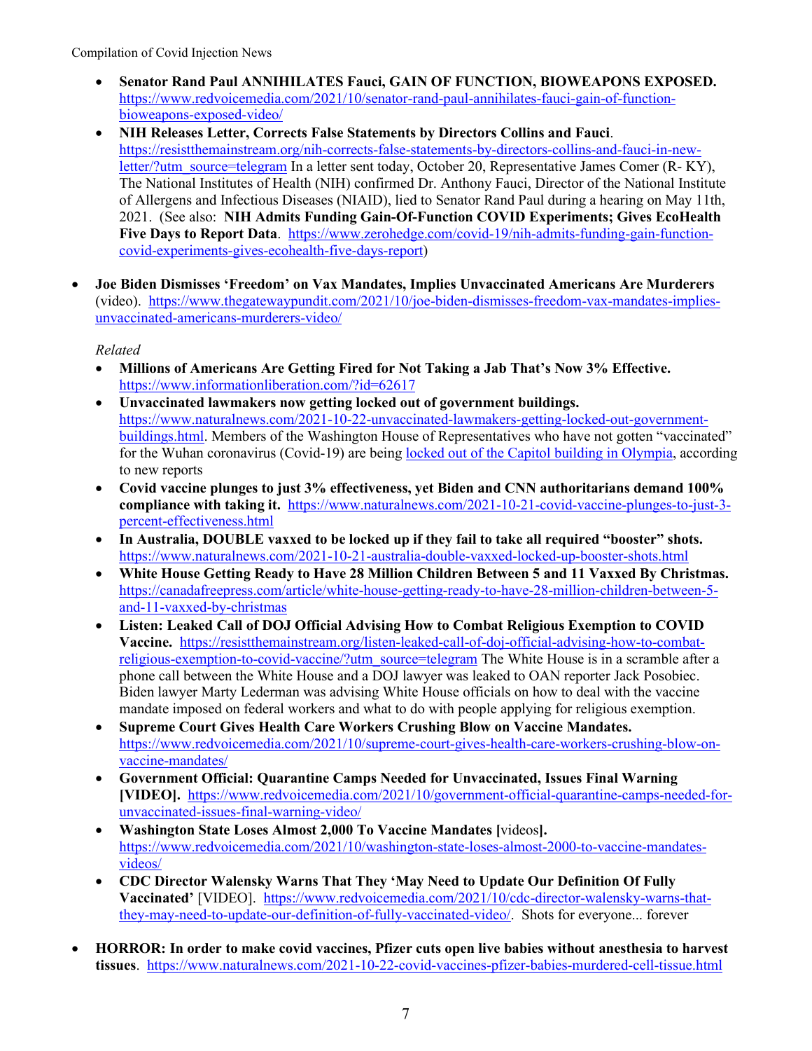- **Senator Rand Paul ANNIHILATES Fauci, GAIN OF FUNCTION, BIOWEAPONS EXPOSED.** https://www.redvoicemedia.com/2021/10/senator-rand-paul-annihilates-fauci-gain-of-function-bioweapons-exposed-video/
- **NIH Releases Letter, Corrects False Statements by Directors Collins and Fauci**. https://resistthemainstream.org/nih-corrects-false-statements-by-directors-collins-and-fauci-in-new-letter/?utm_source=telegram In a letter sent today, October 20, Representative James Comer (R- KY), The National Institutes of Health (NIH) confirmed Dr. Anthony Fauci, Director of the National Institute of Allergens and Infectious Diseases (NIAID), lied to Senator Rand Paul during a hearing on May 11th, 2021. (See also: **NIH Admits Funding Gain-Of-Function COVID Experiments; Gives EcoHealth Five Days to Report Data**. https://www.zerohedge.com/covid-19/nih-admits-funding-gain-function-covid-experiments-gives-ecohealth-five-days-report)

- **Joe Biden Dismisses 'Freedom' on Vax Mandates, Implies Unvaccinated Americans Are Murderers** (video). https://www.thegatewaypundit.com/2021/10/joe-biden-dismisses-freedom-vax-mandates-implies-unvaccinated-americans-murderers-video/

  *Related*
  - **Millions of Americans Are Getting Fired for Not Taking a Jab That's Now 3% Effective.** https://www.informationliberation.com/?id=62617
  - **Unvaccinated lawmakers now getting locked out of government buildings.** https://www.naturalnews.com/2021-10-22-unvaccinated-lawmakers-getting-locked-out-government-buildings.html. Members of the Washington House of Representatives who have not gotten "vaccinated" for the Wuhan coronavirus (Covid-19) are being locked out of the Capitol building in Olympia, according to new reports
  - **Covid vaccine plunges to just 3% effectiveness, yet Biden and CNN authoritarians demand 100% compliance with taking it.** https://www.naturalnews.com/2021-10-21-covid-vaccine-plunges-to-just-3-percent-effectiveness.html
  - **In Australia, DOUBLE vaxxed to be locked up if they fail to take all required "booster" shots.** https://www.naturalnews.com/2021-10-21-australia-double-vaxxed-locked-up-booster-shots.html
  - **White House Getting Ready to Have 28 Million Children Between 5 and 11 Vaxxed By Christmas.** https://canadafreepress.com/article/white-house-getting-ready-to-have-28-million-children-between-5-and-11-vaxxed-by-christmas
  - **Listen: Leaked Call of DOJ Official Advising How to Combat Religious Exemption to COVID Vaccine.** https://resistthemainstream.org/listen-leaked-call-of-doj-official-advising-how-to-combat-religious-exemption-to-covid-vaccine/?utm_source=telegram The White House is in a scramble after a phone call between the White House and a DOJ lawyer was leaked to OAN reporter Jack Posobiec. Biden lawyer Marty Lederman was advising White House officials on how to deal with the vaccine mandate imposed on federal workers and what to do with people applying for religious exemption.
  - **Supreme Court Gives Health Care Workers Crushing Blow on Vaccine Mandates.** https://www.redvoicemedia.com/2021/10/supreme-court-gives-health-care-workers-crushing-blow-on-vaccine-mandates/
  - **Government Official: Quarantine Camps Needed for Unvaccinated, Issues Final Warning [VIDEO].** https://www.redvoicemedia.com/2021/10/government-official-quarantine-camps-needed-for-unvaccinated-issues-final-warning-video/
  - **Washington State Loses Almost 2,000 To Vaccine Mandates [**videos**].** https://www.redvoicemedia.com/2021/10/washington-state-loses-almost-2000-to-vaccine-mandates-videos/
  - **CDC Director Walensky Warns That They 'May Need to Update Our Definition Of Fully Vaccinated'** [VIDEO]. https://www.redvoicemedia.com/2021/10/cdc-director-walensky-warns-that-they-may-need-to-update-our-definition-of-fully-vaccinated-video/. Shots for everyone... forever

- **HORROR: In order to make covid vaccines, Pfizer cuts open live babies without anesthesia to harvest tissues**. https://www.naturalnews.com/2021-10-22-covid-vaccines-pfizer-babies-murdered-cell-tissue.html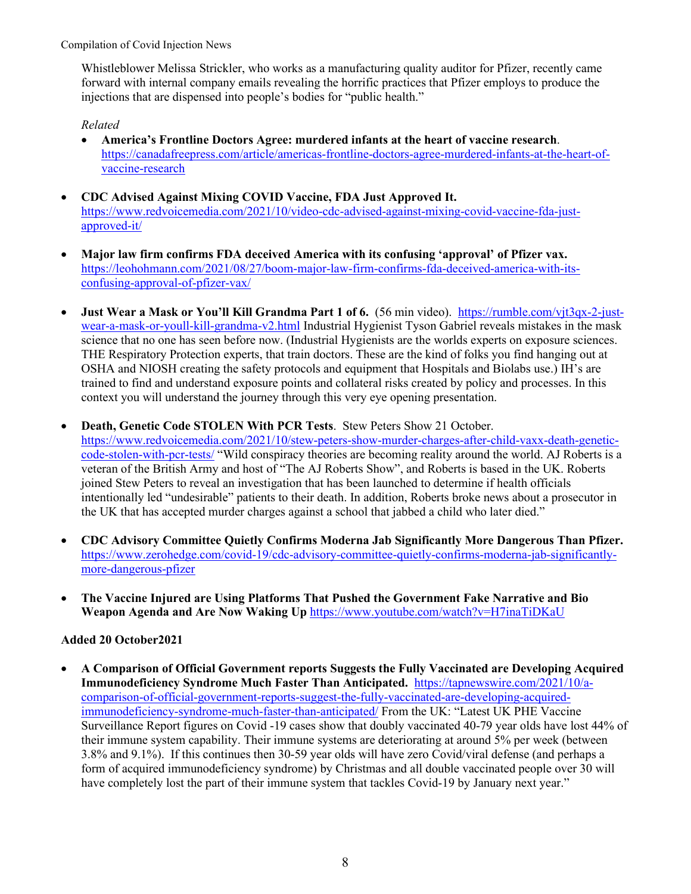Whistleblower Melissa Strickler, who works as a manufacturing quality auditor for Pfizer, recently came forward with internal company emails revealing the horrific practices that Pfizer employs to produce the injections that are dispensed into people's bodies for "public health."

*Related*

- **America's Frontline Doctors Agree: murdered infants at the heart of vaccine research**. https://canadafreepress.com/article/americas-frontline-doctors-agree-murdered-infants-at-the-heart-of-vaccine-research

- **CDC Advised Against Mixing COVID Vaccine, FDA Just Approved It.** https://www.redvoicemedia.com/2021/10/video-cdc-advised-against-mixing-covid-vaccine-fda-just-approved-it/

- **Major law firm confirms FDA deceived America with its confusing 'approval' of Pfizer vax.** https://leohohmann.com/2021/08/27/boom-major-law-firm-confirms-fda-deceived-america-with-its-confusing-approval-of-pfizer-vax/

- **Just Wear a Mask or You'll Kill Grandma Part 1 of 6.** (56 min video). https://rumble.com/vjt3qx-2-just-wear-a-mask-or-youll-kill-grandma-v2.html Industrial Hygienist Tyson Gabriel reveals mistakes in the mask science that no one has seen before now. (Industrial Hygienists are the worlds experts on exposure sciences. THE Respiratory Protection experts, that train doctors. These are the kind of folks you find hanging out at OSHA and NIOSH creating the safety protocols and equipment that Hospitals and Biolabs use.) IH's are trained to find and understand exposure points and collateral risks created by policy and processes. In this context you will understand the journey through this very eye opening presentation.

- **Death, Genetic Code STOLEN With PCR Tests**. Stew Peters Show 21 October. https://www.redvoicemedia.com/2021/10/stew-peters-show-murder-charges-after-child-vaxx-death-genetic-code-stolen-with-pcr-tests/ "Wild conspiracy theories are becoming reality around the world. AJ Roberts is a veteran of the British Army and host of "The AJ Roberts Show", and Roberts is based in the UK. Roberts joined Stew Peters to reveal an investigation that has been launched to determine if health officials intentionally led "undesirable" patients to their death. In addition, Roberts broke news about a prosecutor in the UK that has accepted murder charges against a school that jabbed a child who later died."

- **CDC Advisory Committee Quietly Confirms Moderna Jab Significantly More Dangerous Than Pfizer.** https://www.zerohedge.com/covid-19/cdc-advisory-committee-quietly-confirms-moderna-jab-significantly-more-dangerous-pfizer

- **The Vaccine Injured are Using Platforms That Pushed the Government Fake Narrative and Bio Weapon Agenda and Are Now Waking Up** https://www.youtube.com/watch?v=H7inaTiDKaU

**Added 20 October2021**

- **A Comparison of Official Government reports Suggests the Fully Vaccinated are Developing Acquired Immunodeficiency Syndrome Much Faster Than Anticipated.** https://tapnewswire.com/2021/10/a-comparison-of-official-government-reports-suggest-the-fully-vaccinated-are-developing-acquired-immunodeficiency-syndrome-much-faster-than-anticipated/ From the UK: "Latest UK PHE Vaccine Surveillance Report figures on Covid -19 cases show that doubly vaccinated 40-79 year olds have lost 44% of their immune system capability. Their immune systems are deteriorating at around 5% per week (between 3.8% and 9.1%). If this continues then 30-59 year olds will have zero Covid/viral defense (and perhaps a form of acquired immunodeficiency syndrome) by Christmas and all double vaccinated people over 30 will have completely lost the part of their immune system that tackles Covid-19 by January next year."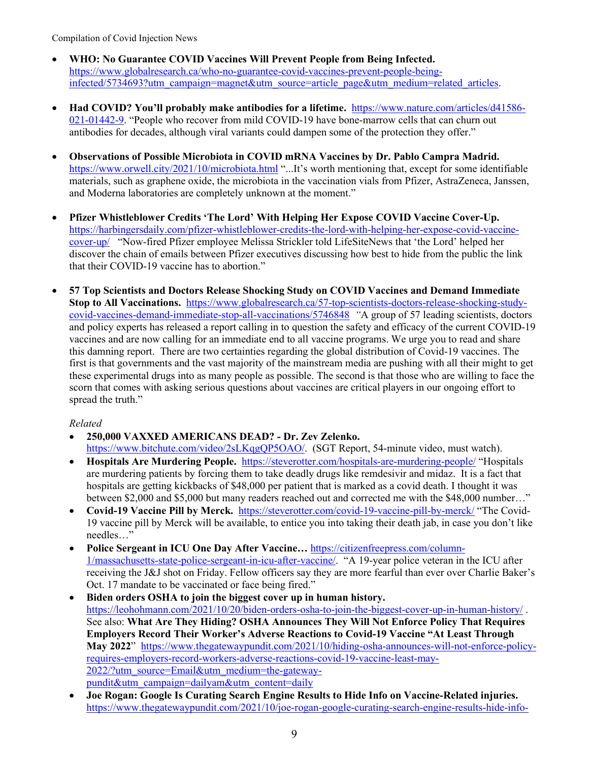- **WHO: No Guarantee COVID Vaccines Will Prevent People from Being Infected.** https://www.globalresearch.ca/who-no-guarantee-covid-vaccines-prevent-people-being-infected/5734693?utm_campaign=magnet&utm_source=article_page&utm_medium=related_articles.

- **Had COVID? You'll probably make antibodies for a lifetime.** https://www.nature.com/articles/d41586-021-01442-9. "People who recover from mild COVID-19 have bone-marrow cells that can churn out antibodies for decades, although viral variants could dampen some of the protection they offer."

- **Observations of Possible Microbiota in COVID mRNA Vaccines by Dr. Pablo Campra Madrid.** https://www.orwell.city/2021/10/microbiota.html "...It's worth mentioning that, except for some identifiable materials, such as graphene oxide, the microbiota in the vaccination vials from Pfizer, AstraZeneca, Janssen, and Moderna laboratories are completely unknown at the moment."

- **Pfizer Whistleblower Credits 'The Lord' With Helping Her Expose COVID Vaccine Cover-Up.** https://harbingersdaily.com/pfizer-whistleblower-credits-the-lord-with-helping-her-expose-covid-vaccine-cover-up/ "Now-fired Pfizer employee Melissa Strickler told LifeSiteNews that 'the Lord' helped her discover the chain of emails between Pfizer executives discussing how best to hide from the public the link that their COVID-19 vaccine has to abortion."

- **57 Top Scientists and Doctors Release Shocking Study on COVID Vaccines and Demand Immediate Stop to All Vaccinations.** https://www.globalresearch.ca/57-top-scientists-doctors-release-shocking-study-covid-vaccines-demand-immediate-stop-all-vaccinations/5746848 *"*A group of 57 leading scientists, doctors and policy experts has released a report calling in to question the safety and efficacy of the current COVID-19 vaccines and are now calling for an immediate end to all vaccine programs. We urge you to read and share this damning report. There are two certainties regarding the global distribution of Covid-19 vaccines. The first is that governments and the vast majority of the mainstream media are pushing with all their might to get these experimental drugs into as many people as possible. The second is that those who are willing to face the scorn that comes with asking serious questions about vaccines are critical players in our ongoing effort to spread the truth."

  *Related*

  - **250,000 VAXXED AMERICANS DEAD? - Dr. Zev Zelenko.** https://www.bitchute.com/video/2sLKqgQP5OAO/. (SGT Report, 54-minute video, must watch).
  - **Hospitals Are Murdering People.** https://steverotter.com/hospitals-are-murdering-people/ "Hospitals are murdering patients by forcing them to take deadly drugs like remdesivir and midaz. It is a fact that hospitals are getting kickbacks of $48,000 per patient that is marked as a covid death. I thought it was between $2,000 and $5,000 but many readers reached out and corrected me with the $48,000 number…"
  - **Covid-19 Vaccine Pill by Merck.** https://steverotter.com/covid-19-vaccine-pill-by-merck/ "The Covid-19 vaccine pill by Merck will be available, to entice you into taking their death jab, in case you don't like needles…"
  - **Police Sergeant in ICU One Day After Vaccine…** https://citizenfreepress.com/column-1/massachusetts-state-police-sergeant-in-icu-after-vaccine/. "A 19-year police veteran in the ICU after receiving the J&J shot on Friday. Fellow officers say they are more fearful than ever over Charlie Baker's Oct. 17 mandate to be vaccinated or face being fired."
  - **Biden orders OSHA to join the biggest cover up in human history.** https://leohohmann.com/2021/10/20/biden-orders-osha-to-join-the-biggest-cover-up-in-human-history/ . See also: **What Are They Hiding? OSHA Announces They Will Not Enforce Policy That Requires Employers Record Their Worker's Adverse Reactions to Covid-19 Vaccine "At Least Through May 2022"** https://www.thegatewaypundit.com/2021/10/hiding-osha-announces-will-not-enforce-policy-requires-employers-record-workers-adverse-reactions-covid-19-vaccine-least-may-2022/?utm_source=Email&utm_medium=the-gateway-pundit&utm_campaign=dailyam&utm_content=daily
  - **Joe Rogan: Google Is Curating Search Engine Results to Hide Info on Vaccine-Related injuries.** https://www.thegatewaypundit.com/2021/10/joe-rogan-google-curating-search-engine-results-hide-info-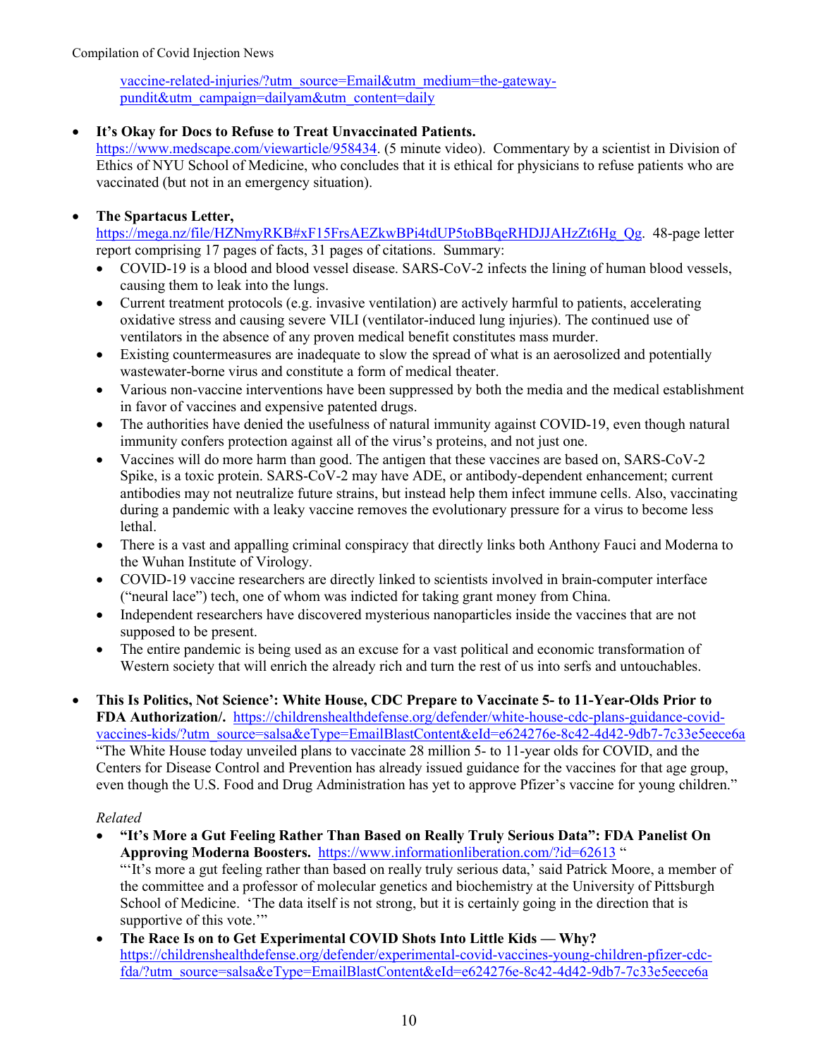vaccine-related-injuries/?utm_source=Email&utm_medium=the-gateway-pundit&utm_campaign=dailyam&utm_content=daily

- **It's Okay for Docs to Refuse to Treat Unvaccinated Patients.** https://www.medscape.com/viewarticle/958434. (5 minute video). Commentary by a scientist in Division of Ethics of NYU School of Medicine, who concludes that it is ethical for physicians to refuse patients who are vaccinated (but not in an emergency situation).

- **The Spartacus Letter,** https://mega.nz/file/HZNmyRKB#xF15FrsAEZkwBPi4tdUP5toBBqeRHDJJAHzZt6Hg_Qg. 48-page letter report comprising 17 pages of facts, 31 pages of citations. Summary:
  - COVID-19 is a blood and blood vessel disease. SARS-CoV-2 infects the lining of human blood vessels, causing them to leak into the lungs.
  - Current treatment protocols (e.g. invasive ventilation) are actively harmful to patients, accelerating oxidative stress and causing severe VILI (ventilator-induced lung injuries). The continued use of ventilators in the absence of any proven medical benefit constitutes mass murder.
  - Existing countermeasures are inadequate to slow the spread of what is an aerosolized and potentially wastewater-borne virus and constitute a form of medical theater.
  - Various non-vaccine interventions have been suppressed by both the media and the medical establishment in favor of vaccines and expensive patented drugs.
  - The authorities have denied the usefulness of natural immunity against COVID-19, even though natural immunity confers protection against all of the virus's proteins, and not just one.
  - Vaccines will do more harm than good. The antigen that these vaccines are based on, SARS-CoV-2 Spike, is a toxic protein. SARS-CoV-2 may have ADE, or antibody-dependent enhancement; current antibodies may not neutralize future strains, but instead help them infect immune cells. Also, vaccinating during a pandemic with a leaky vaccine removes the evolutionary pressure for a virus to become less lethal.
  - There is a vast and appalling criminal conspiracy that directly links both Anthony Fauci and Moderna to the Wuhan Institute of Virology.
  - COVID-19 vaccine researchers are directly linked to scientists involved in brain-computer interface ("neural lace") tech, one of whom was indicted for taking grant money from China.
  - Independent researchers have discovered mysterious nanoparticles inside the vaccines that are not supposed to be present.
  - The entire pandemic is being used as an excuse for a vast political and economic transformation of Western society that will enrich the already rich and turn the rest of us into serfs and untouchables.

- **This Is Politics, Not Science': White House, CDC Prepare to Vaccinate 5- to 11-Year-Olds Prior to FDA Authorization/.** https://childrenshealthdefense.org/defender/white-house-cdc-plans-guidance-covid-vaccines-kids/?utm_source=salsa&eType=EmailBlastContent&eId=e624276e-8c42-4d42-9db7-7c33e5eece6a "The White House today unveiled plans to vaccinate 28 million 5- to 11-year olds for COVID, and the Centers for Disease Control and Prevention has already issued guidance for the vaccines for that age group, even though the U.S. Food and Drug Administration has yet to approve Pfizer's vaccine for young children."

  *Related*
  - **"It's More a Gut Feeling Rather Than Based on Really Truly Serious Data": FDA Panelist On Approving Moderna Boosters.** https://www.informationliberation.com/?id=62613 " "'It's more a gut feeling rather than based on really truly serious data,' said Patrick Moore, a member of the committee and a professor of molecular genetics and biochemistry at the University of Pittsburgh School of Medicine. 'The data itself is not strong, but it is certainly going in the direction that is supportive of this vote.'"
  - **The Race Is on to Get Experimental COVID Shots Into Little Kids — Why?** https://childrenshealthdefense.org/defender/experimental-covid-vaccines-young-children-pfizer-cdc-fda/?utm_source=salsa&eType=EmailBlastContent&eId=e624276e-8c42-4d42-9db7-7c33e5eece6a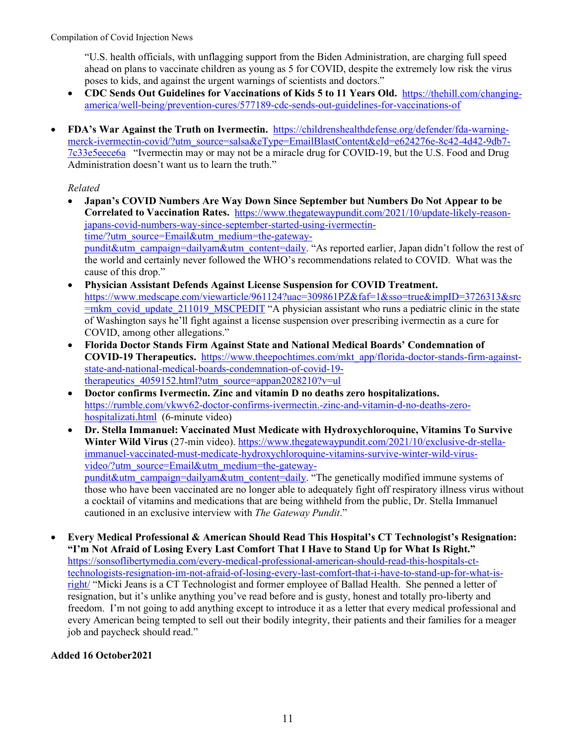"U.S. health officials, with unflagging support from the Biden Administration, are charging full speed ahead on plans to vaccinate children as young as 5 for COVID, despite the extremely low risk the virus poses to kids, and against the urgent warnings of scientists and doctors."

- **CDC Sends Out Guidelines for Vaccinations of Kids 5 to 11 Years Old.** https://thehill.com/changing-america/well-being/prevention-cures/577189-cdc-sends-out-guidelines-for-vaccinations-of

- **FDA's War Against the Truth on Ivermectin.** https://childrenshealthdefense.org/defender/fda-warning-merck-ivermectin-covid/?utm_source=salsa&eType=EmailBlastContent&eId=e624276e-8c42-4d42-9db7-7c33e5eece6a "Ivermectin may or may not be a miracle drug for COVID-19, but the U.S. Food and Drug Administration doesn't want us to learn the truth."

  *Related*

  - **Japan's COVID Numbers Are Way Down Since September but Numbers Do Not Appear to be Correlated to Vaccination Rates.** https://www.thegatewaypundit.com/2021/10/update-likely-reason-japans-covid-numbers-way-since-september-started-using-ivermectin-time/?utm_source=Email&utm_medium=the-gateway-pundit&utm_campaign=dailyam&utm_content=daily. "As reported earlier, Japan didn't follow the rest of the world and certainly never followed the WHO's recommendations related to COVID. What was the cause of this drop."
  - **Physician Assistant Defends Against License Suspension for COVID Treatment.** https://www.medscape.com/viewarticle/961124?uac=309861PZ&faf=1&sso=true&impID=3726313&src=mkm_covid_update_211019_MSCPEDIT "A physician assistant who runs a pediatric clinic in the state of Washington says he'll fight against a license suspension over prescribing ivermectin as a cure for COVID, among other allegations."
  - **Florida Doctor Stands Firm Against State and National Medical Boards' Condemnation of COVID-19 Therapeutics.** https://www.theepochtimes.com/mkt_app/florida-doctor-stands-firm-against-state-and-national-medical-boards-condemnation-of-covid-19-therapeutics_4059152.html?utm_source=appan2028210?v=ul
  - **Doctor confirms Ivermectin. Zinc and vitamin D no deaths zero hospitalizations.** https://rumble.com/vkwv62-doctor-confirms-ivermectin.-zinc-and-vitamin-d-no-deaths-zero-hospitalizati.html (6-minute video)
  - **Dr. Stella Immanuel: Vaccinated Must Medicate with Hydroxychloroquine, Vitamins To Survive Winter Wild Virus** (27-min video). https://www.thegatewaypundit.com/2021/10/exclusive-dr-stella-immanuel-vaccinated-must-medicate-hydroxychloroquine-vitamins-survive-winter-wild-virus-video/?utm_source=Email&utm_medium=the-gateway-pundit&utm_campaign=dailyam&utm_content=daily. "The genetically modified immune systems of those who have been vaccinated are no longer able to adequately fight off respiratory illness virus without a cocktail of vitamins and medications that are being withheld from the public, Dr. Stella Immanuel cautioned in an exclusive interview with *The Gateway Pundit*."

- **Every Medical Professional & American Should Read This Hospital's CT Technologist's Resignation: "I'm Not Afraid of Losing Every Last Comfort That I Have to Stand Up for What Is Right."** https://sonsoflibertymedia.com/every-medical-professional-american-should-read-this-hospitals-ct-technologists-resignation-im-not-afraid-of-losing-every-last-comfort-that-i-have-to-stand-up-for-what-is-right/ "Micki Jeans is a CT Technologist and former employee of Ballad Health. She penned a letter of resignation, but it's unlike anything you've read before and is gusty, honest and totally pro-liberty and freedom. I'm not going to add anything except to introduce it as a letter that every medical professional and every American being tempted to sell out their bodily integrity, their patients and their families for a meager job and paycheck should read."

**Added 16 October2021**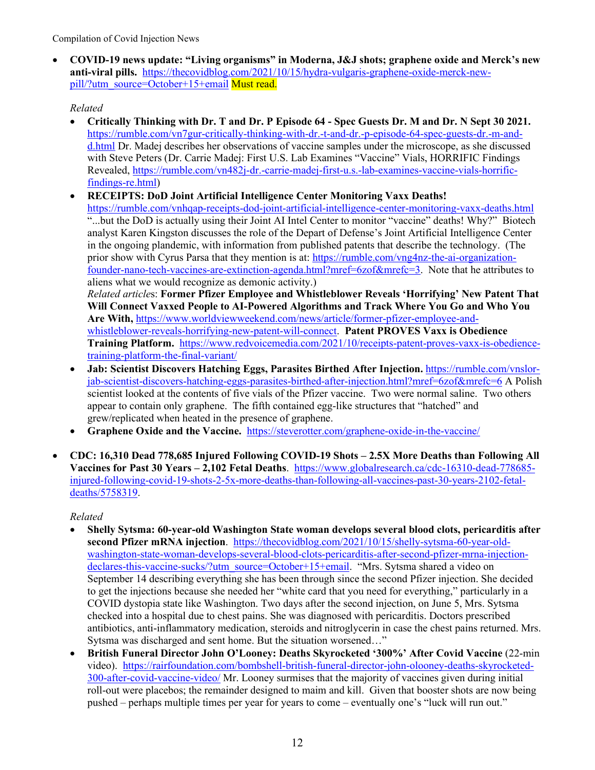- **COVID-19 news update: "Living organisms" in Moderna, J&J shots; graphene oxide and Merck's new anti-viral pills.** https://thecovidblog.com/2021/10/15/hydra-vulgaris-graphene-oxide-merck-new-pill/?utm_source=October+15+email Must read.

  *Related*

  - **Critically Thinking with Dr. T and Dr. P Episode 64 - Spec Guests Dr. M and Dr. N Sept 30 2021.** https://rumble.com/vn7gur-critically-thinking-with-dr.-t-and-dr.-p-episode-64-spec-guests-dr.-m-and-d.html Dr. Madej describes her observations of vaccine samples under the microscope, as she discussed with Steve Peters (Dr. Carrie Madej: First U.S. Lab Examines "Vaccine" Vials, HORRIFIC Findings Revealed, https://rumble.com/vn482j-dr.-carrie-madej-first-u.s.-lab-examines-vaccine-vials-horrific-findings-re.html)
  - **RECEIPTS: DoD Joint Artificial Intelligence Center Monitoring Vaxx Deaths!** https://rumble.com/vnhqap-receipts-dod-joint-artificial-intelligence-center-monitoring-vaxx-deaths.html "...but the DoD is actually using their Joint AI Intel Center to monitor "vaccine" deaths! Why?" Biotech analyst Karen Kingston discusses the role of the Depart of Defense's Joint Artificial Intelligence Center in the ongoing plandemic, with information from published patents that describe the technology. (The prior show with Cyrus Parsa that they mention is at: https://rumble.com/vng4nz-the-ai-organization-founder-nano-tech-vaccines-are-extinction-agenda.html?mref=6zof&mrefc=3. Note that he attributes to aliens what we would recognize as demonic activity.)
    *Related article*s: **Former Pfizer Employee and Whistleblower Reveals 'Horrifying' New Patent That Will Connect Vaxxed People to AI-Powered Algorithms and Track Where You Go and Who You Are With,** https://www.worldviewweekend.com/news/article/former-pfizer-employee-and-whistleblower-reveals-horrifying-new-patent-will-connect. **Patent PROVES Vaxx is Obedience Training Platform.** https://www.redvoicemedia.com/2021/10/receipts-patent-proves-vaxx-is-obedience-training-platform-the-final-variant/
  - **Jab: Scientist Discovers Hatching Eggs, Parasites Birthed After Injection.** https://rumble.com/vnslor-jab-scientist-discovers-hatching-eggs-parasites-birthed-after-injection.html?mref=6zof&mrefc=6 A Polish scientist looked at the contents of five vials of the Pfizer vaccine. Two were normal saline. Two others appear to contain only graphene. The fifth contained egg-like structures that "hatched" and grew/replicated when heated in the presence of graphene.
  - **Graphene Oxide and the Vaccine.** https://steverotter.com/graphene-oxide-in-the-vaccine/

- **CDC: 16,310 Dead 778,685 Injured Following COVID-19 Shots – 2.5X More Deaths than Following All Vaccines for Past 30 Years – 2,102 Fetal Deaths**. https://www.globalresearch.ca/cdc-16310-dead-778685-injured-following-covid-19-shots-2-5x-more-deaths-than-following-all-vaccines-past-30-years-2102-fetal-deaths/5758319.

  *Related*

  - **Shelly Sytsma: 60-year-old Washington State woman develops several blood clots, pericarditis after second Pfizer mRNA injection**. https://thecovidblog.com/2021/10/15/shelly-sytsma-60-year-old-washington-state-woman-develops-several-blood-clots-pericarditis-after-second-pfizer-mrna-injection-declares-this-vaccine-sucks/?utm_source=October+15+email. "Mrs. Sytsma shared a video on September 14 describing everything she has been through since the second Pfizer injection. She decided to get the injections because she needed her "white card that you need for everything," particularly in a COVID dystopia state like Washington. Two days after the second injection, on June 5, Mrs. Sytsma checked into a hospital due to chest pains. She was diagnosed with pericarditis. Doctors prescribed antibiotics, anti-inflammatory medication, steroids and nitroglycerin in case the chest pains returned. Mrs. Sytsma was discharged and sent home. But the situation worsened…"
  - **British Funeral Director John O'Looney: Deaths Skyrocketed '300%' After Covid Vaccine** (22-min video). https://rairfoundation.com/bombshell-british-funeral-director-john-olooney-deaths-skyrocketed-300-after-covid-vaccine-video/ Mr. Looney surmises that the majority of vaccines given during initial roll-out were placebos; the remainder designed to maim and kill. Given that booster shots are now being pushed – perhaps multiple times per year for years to come – eventually one's "luck will run out."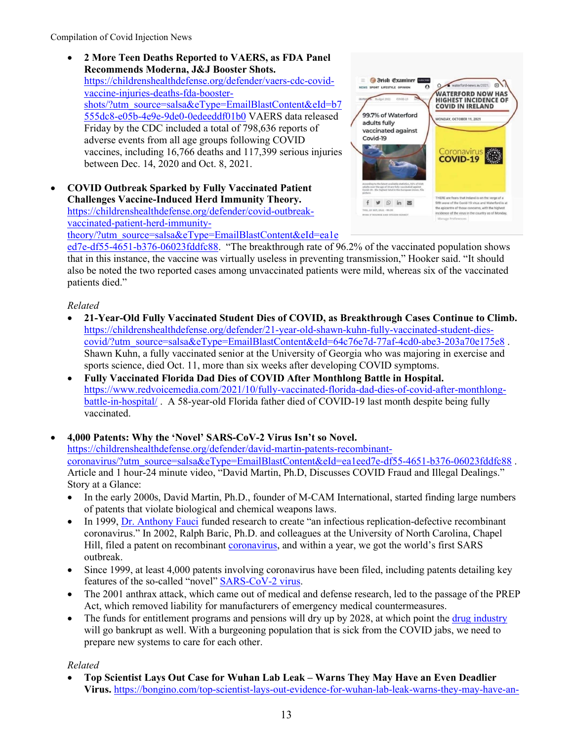- **2 More Teen Deaths Reported to VAERS, as FDA Panel Recommends Moderna, J&J Booster Shots.** https://childrenshealthdefense.org/defender/vaers-cdc-covid-vaccine-injuries-deaths-fda-booster-shots/?utm_source=salsa&eType=EmailBlastContent&eId=b7555dc8-e05b-4e9e-9de0-0edeeddf01b0 VAERS data released Friday by the CDC included a total of 798,636 reports of adverse events from all age groups following COVID vaccines, including 16,766 deaths and 117,399 serious injuries between Dec. 14, 2020 and Oct. 8, 2021.

- **COVID Outbreak Sparked by Fully Vaccinated Patient Challenges Vaccine-Induced Herd Immunity Theory.** https://childrenshealthdefense.org/defender/covid-outbreak-vaccinated-patient-herd-immunity-theory/?utm_source=salsa&eType=EmailBlastContent&eId=ea1eed7e-df55-4651-b376-06023fddfc88. "The breakthrough rate of 96.2% of the vaccinated population shows that in this instance, the vaccine was virtually useless in preventing transmission," Hooker said. "It should also be noted the two reported cases among unvaccinated patients were mild, whereas six of the vaccinated patients died."

*Related*

- **21-Year-Old Fully Vaccinated Student Dies of COVID, as Breakthrough Cases Continue to Climb.** https://childrenshealthdefense.org/defender/21-year-old-shawn-kuhn-fully-vaccinated-student-dies-covid/?utm_source=salsa&eType=EmailBlastContent&eId=64c76e7d-77af-4cd0-abe3-203a70e175e8 . Shawn Kuhn, a fully vaccinated senior at the University of Georgia who was majoring in exercise and sports science, died Oct. 11, more than six weeks after developing COVID symptoms.
- **Fully Vaccinated Florida Dad Dies of COVID After Monthlong Battle in Hospital.** https://www.redvoicemedia.com/2021/10/fully-vaccinated-florida-dad-dies-of-covid-after-monthlong-battle-in-hospital/ . A 58-year-old Florida father died of COVID-19 last month despite being fully vaccinated.

- **4,000 Patents: Why the 'Novel' SARS-CoV-2 Virus Isn't so Novel.** https://childrenshealthdefense.org/defender/david-martin-patents-recombinant-coronavirus/?utm_source=salsa&eType=EmailBlastContent&eId=ea1eed7e-df55-4651-b376-06023fddfc88 . Article and 1 hour-24 minute video, "David Martin, Ph.D, Discusses COVID Fraud and Illegal Dealings." Story at a Glance:
  - In the early 2000s, David Martin, Ph.D., founder of M-CAM International, started finding large numbers of patents that violate biological and chemical weapons laws.
  - In 1999, Dr. Anthony Fauci funded research to create "an infectious replication-defective recombinant coronavirus." In 2002, Ralph Baric, Ph.D. and colleagues at the University of North Carolina, Chapel Hill, filed a patent on recombinant coronavirus, and within a year, we got the world's first SARS outbreak.
  - Since 1999, at least 4,000 patents involving coronavirus have been filed, including patents detailing key features of the so-called "novel" SARS-CoV-2 virus.
  - The 2001 anthrax attack, which came out of medical and defense research, led to the passage of the PREP Act, which removed liability for manufacturers of emergency medical countermeasures.
  - The funds for entitlement programs and pensions will dry up by 2028, at which point the drug industry will go bankrupt as well. With a burgeoning population that is sick from the COVID jabs, we need to prepare new systems to care for each other.

*Related*

- **Top Scientist Lays Out Case for Wuhan Lab Leak – Warns They May Have an Even Deadlier Virus.** https://bongino.com/top-scientist-lays-out-evidence-for-wuhan-lab-leak-warns-they-may-have-an-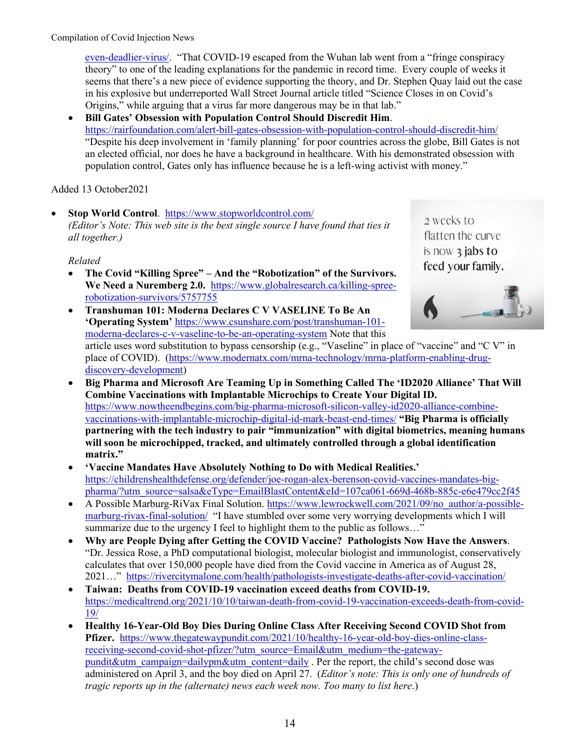even-deadlier-virus/. "That COVID-19 escaped from the Wuhan lab went from a "fringe conspiracy theory" to one of the leading explanations for the pandemic in record time. Every couple of weeks it seems that there's a new piece of evidence supporting the theory, and Dr. Stephen Quay laid out the case in his explosive but underreported Wall Street Journal article titled "Science Closes in on Covid's Origins," while arguing that a virus far more dangerous may be in that lab."

- **Bill Gates' Obsession with Population Control Should Discredit Him**. https://rairfoundation.com/alert-bill-gates-obsession-with-population-control-should-discredit-him/ "Despite his deep involvement in 'family planning' for poor countries across the globe, Bill Gates is not an elected official, nor does he have a background in healthcare. With his demonstrated obsession with population control, Gates only has influence because he is a left-wing activist with money."

Added 13 October2021

- **Stop World Control**. https://www.stopworldcontrol.com/ *(Editor's Note: This web site is the best single source I have found that ties it all together.)*

  *Related*

  - **The Covid "Killing Spree" – And the "Robotization" of the Survivors. We Need a Nuremberg 2.0.** https://www.globalresearch.ca/killing-spree-robotization-survivors/5757755
  - **Transhuman 101: Moderna Declares C V VASELINE To Be An 'Operating System'** https://www.csunshare.com/post/transhuman-101-moderna-declares-c-v-vaseline-to-be-an-operating-system Note that this article uses word substitution to bypass censorship (e.g., "Vaseline" in place of "vaccine" and "C V" in place of COVID). (https://www.modernatx.com/mrna-technology/mrna-platform-enabling-drug-discovery-development)
  - **Big Pharma and Microsoft Are Teaming Up in Something Called The 'ID2020 Alliance' That Will Combine Vaccinations with Implantable Microchips to Create Your Digital ID.** https://www.nowtheendbegins.com/big-pharma-microsoft-silicon-valley-id2020-alliance-combine-vaccinations-with-implantable-microchip-digital-id-mark-beast-end-times/ **"Big Pharma is officially partnering with the tech industry to pair "immunization" with digital biometrics, meaning humans will soon be microchipped, tracked, and ultimately controlled through a global identification matrix."**
  - **'Vaccine Mandates Have Absolutely Nothing to Do with Medical Realities.'** https://childrenshealthdefense.org/defender/joe-rogan-alex-berenson-covid-vaccines-mandates-big-pharma/?utm_source=salsa&eType=EmailBlastContent&eId=107ca061-669d-468b-885c-e6e479cc2f45
  - A Possible Marburg-RiVax Final Solution. https://www.lewrockwell.com/2021/09/no_author/a-possible-marburg-rivax-final-solution/ "I have stumbled over some very worrying developments which I will summarize due to the urgency I feel to highlight them to the public as follows…"
  - **Why are People Dying after Getting the COVID Vaccine? Pathologists Now Have the Answers**. "Dr. Jessica Rose, a PhD computational biologist, molecular biologist and immunologist, conservatively calculates that over 150,000 people have died from the Covid vaccine in America as of August 28, 2021…" https://rivercitymalone.com/health/pathologists-investigate-deaths-after-covid-vaccination/
  - **Taiwan: Deaths from COVID-19 vaccination exceed deaths from COVID-19.** https://medicaltrend.org/2021/10/10/taiwan-death-from-covid-19-vaccination-exceeds-death-from-covid-19/
  - **Healthy 16-Year-Old Boy Dies During Online Class After Receiving Second COVID Shot from Pfizer.** https://www.thegatewaypundit.com/2021/10/healthy-16-year-old-boy-dies-online-class-receiving-second-covid-shot-pfizer/?utm_source=Email&utm_medium=the-gateway-pundit&utm_campaign=dailypm&utm_content=daily . Per the report, the child's second dose was administered on April 3, and the boy died on April 27. (*Editor's note: This is only one of hundreds of tragic reports up in the (alternate) news each week now. Too many to list here*.)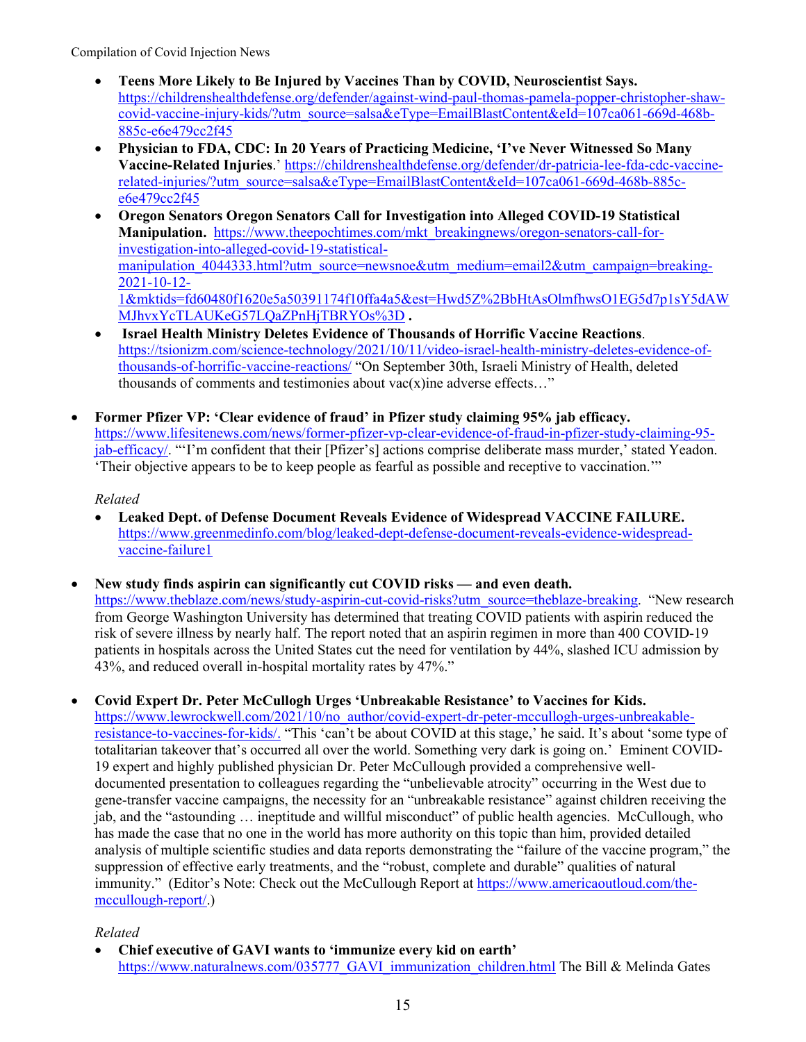- **Teens More Likely to Be Injured by Vaccines Than by COVID, Neuroscientist Says.** https://childrenshealthdefense.org/defender/against-wind-paul-thomas-pamela-popper-christopher-shaw-covid-vaccine-injury-kids/?utm_source=salsa&eType=EmailBlastContent&eId=107ca061-669d-468b-885c-e6e479cc2f45
- **Physician to FDA, CDC: In 20 Years of Practicing Medicine, 'I've Never Witnessed So Many Vaccine-Related Injuries**.' https://childrenshealthdefense.org/defender/dr-patricia-lee-fda-cdc-vaccine-related-injuries/?utm_source=salsa&eType=EmailBlastContent&eId=107ca061-669d-468b-885c-e6e479cc2f45
- **Oregon Senators Oregon Senators Call for Investigation into Alleged COVID-19 Statistical Manipulation.** https://www.theepochtimes.com/mkt_breakingnews/oregon-senators-call-for-investigation-into-alleged-covid-19-statistical-manipulation_4044333.html?utm_source=newsnoe&utm_medium=email2&utm_campaign=breaking-2021-10-12-1&mktids=fd60480f1620e5a50391174f10ffa4a5&est=Hwd5Z%2BbHtAsOlmfhwsO1EG5d7p1sY5dAWMJhvxYcTLAUKeG57LQaZPnHjTBRYOs%3D **.**
- **Israel Health Ministry Deletes Evidence of Thousands of Horrific Vaccine Reactions**. https://tsionizm.com/science-technology/2021/10/11/video-israel-health-ministry-deletes-evidence-of-thousands-of-horrific-vaccine-reactions/ "On September 30th, Israeli Ministry of Health, deleted thousands of comments and testimonies about vac(x)ine adverse effects…"

- **Former Pfizer VP: 'Clear evidence of fraud' in Pfizer study claiming 95% jab efficacy.** https://www.lifesitenews.com/news/former-pfizer-vp-clear-evidence-of-fraud-in-pfizer-study-claiming-95-jab-efficacy/. "'I'm confident that their [Pfizer's] actions comprise deliberate mass murder,' stated Yeadon. 'Their objective appears to be to keep people as fearful as possible and receptive to vaccination.'"

  *Related*

  - **Leaked Dept. of Defense Document Reveals Evidence of Widespread VACCINE FAILURE.** https://www.greenmedinfo.com/blog/leaked-dept-defense-document-reveals-evidence-widespread-vaccine-failure1

- **New study finds aspirin can significantly cut COVID risks — and even death.** https://www.theblaze.com/news/study-aspirin-cut-covid-risks?utm_source=theblaze-breaking. "New research from George Washington University has determined that treating COVID patients with aspirin reduced the risk of severe illness by nearly half. The report noted that an aspirin regimen in more than 400 COVID-19 patients in hospitals across the United States cut the need for ventilation by 44%, slashed ICU admission by 43%, and reduced overall in-hospital mortality rates by 47%."

- **Covid Expert Dr. Peter McCullogh Urges 'Unbreakable Resistance' to Vaccines for Kids.** https://www.lewrockwell.com/2021/10/no_author/covid-expert-dr-peter-mccullogh-urges-unbreakable-resistance-to-vaccines-for-kids/. "This 'can't be about COVID at this stage,' he said. It's about 'some type of totalitarian takeover that's occurred all over the world. Something very dark is going on.' Eminent COVID-19 expert and highly published physician Dr. Peter McCullough provided a comprehensive well-documented presentation to colleagues regarding the "unbelievable atrocity" occurring in the West due to gene-transfer vaccine campaigns, the necessity for an "unbreakable resistance" against children receiving the jab, and the "astounding … ineptitude and willful misconduct" of public health agencies. McCullough, who has made the case that no one in the world has more authority on this topic than him, provided detailed analysis of multiple scientific studies and data reports demonstrating the "failure of the vaccine program," the suppression of effective early treatments, and the "robust, complete and durable" qualities of natural immunity." (Editor's Note: Check out the McCullough Report at https://www.americaoutloud.com/the-mccullough-report/.)

  *Related*

  - **Chief executive of GAVI wants to 'immunize every kid on earth'** https://www.naturalnews.com/035777_GAVI_immunization_children.html The Bill & Melinda Gates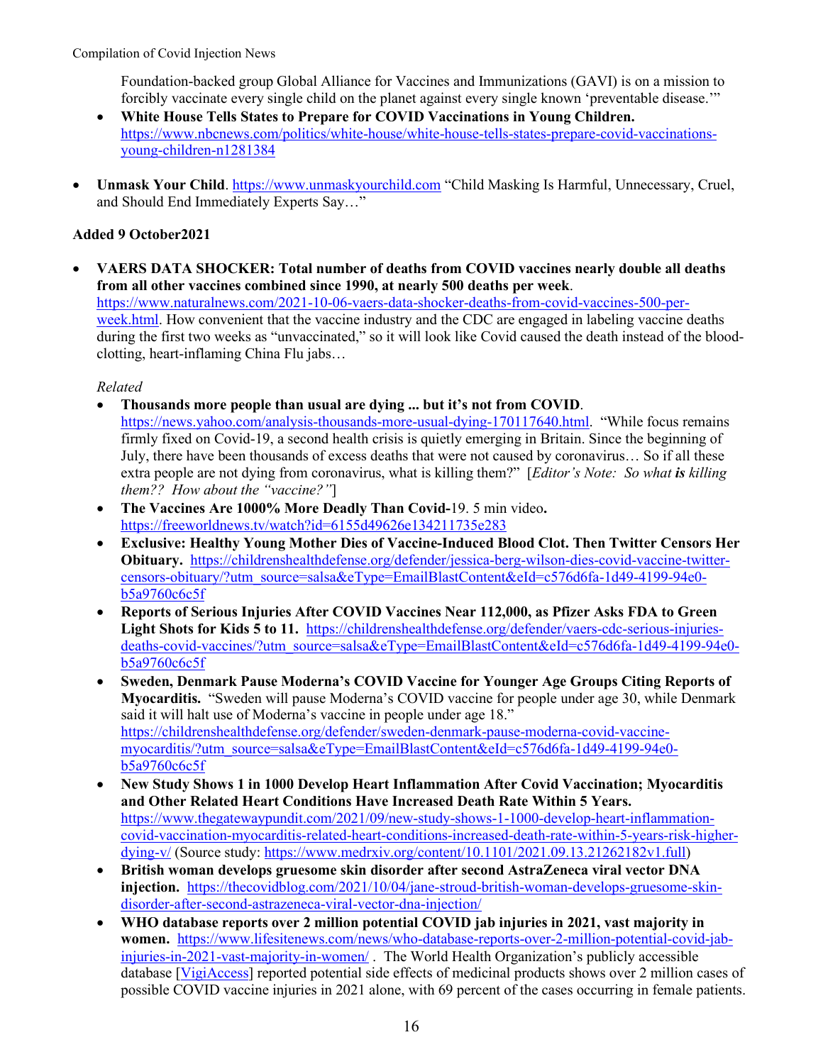Foundation-backed group Global Alliance for Vaccines and Immunizations (GAVI) is on a mission to forcibly vaccinate every single child on the planet against every single known 'preventable disease.'"

- **White House Tells States to Prepare for COVID Vaccinations in Young Children.** https://www.nbcnews.com/politics/white-house/white-house-tells-states-prepare-covid-vaccinations-young-children-n1281384

- **Unmask Your Child**. https://www.unmaskyourchild.com "Child Masking Is Harmful, Unnecessary, Cruel, and Should End Immediately Experts Say…"

**Added 9 October2021**

- **VAERS DATA SHOCKER: Total number of deaths from COVID vaccines nearly double all deaths from all other vaccines combined since 1990, at nearly 500 deaths per week**. https://www.naturalnews.com/2021-10-06-vaers-data-shocker-deaths-from-covid-vaccines-500-per-week.html. How convenient that the vaccine industry and the CDC are engaged in labeling vaccine deaths during the first two weeks as "unvaccinated," so it will look like Covid caused the death instead of the blood-clotting, heart-inflaming China Flu jabs…

  *Related*

  - **Thousands more people than usual are dying ... but it's not from COVID**. https://news.yahoo.com/analysis-thousands-more-usual-dying-170117640.html. "While focus remains firmly fixed on Covid-19, a second health crisis is quietly emerging in Britain. Since the beginning of July, there have been thousands of excess deaths that were not caused by coronavirus… So if all these extra people are not dying from coronavirus, what is killing them?" [*Editor's Note: So what **is** killing them?? How about the "vaccine?"*]
  - **The Vaccines Are 1000% More Deadly Than Covid-**19. 5 min video**.** https://freeworldnews.tv/watch?id=6155d49626e134211735e283
  - **Exclusive: Healthy Young Mother Dies of Vaccine-Induced Blood Clot. Then Twitter Censors Her Obituary.** https://childrenshealthdefense.org/defender/jessica-berg-wilson-dies-covid-vaccine-twitter-censors-obituary/?utm_source=salsa&eType=EmailBlastContent&eId=c576d6fa-1d49-4199-94e0-b5a9760c6c5f
  - **Reports of Serious Injuries After COVID Vaccines Near 112,000, as Pfizer Asks FDA to Green Light Shots for Kids 5 to 11.** https://childrenshealthdefense.org/defender/vaers-cdc-serious-injuries-deaths-covid-vaccines/?utm_source=salsa&eType=EmailBlastContent&eId=c576d6fa-1d49-4199-94e0-b5a9760c6c5f
  - **Sweden, Denmark Pause Moderna's COVID Vaccine for Younger Age Groups Citing Reports of Myocarditis.** "Sweden will pause Moderna's COVID vaccine for people under age 30, while Denmark said it will halt use of Moderna's vaccine in people under age 18." https://childrenshealthdefense.org/defender/sweden-denmark-pause-moderna-covid-vaccine-myocarditis/?utm_source=salsa&eType=EmailBlastContent&eId=c576d6fa-1d49-4199-94e0-b5a9760c6c5f
  - **New Study Shows 1 in 1000 Develop Heart Inflammation After Covid Vaccination; Myocarditis and Other Related Heart Conditions Have Increased Death Rate Within 5 Years.** https://www.thegatewaypundit.com/2021/09/new-study-shows-1-1000-develop-heart-inflammation-covid-vaccination-myocarditis-related-heart-conditions-increased-death-rate-within-5-years-risk-higher-dying-v/ (Source study: https://www.medrxiv.org/content/10.1101/2021.09.13.21262182v1.full)
  - **British woman develops gruesome skin disorder after second AstraZeneca viral vector DNA injection.** https://thecovidblog.com/2021/10/04/jane-stroud-british-woman-develops-gruesome-skin-disorder-after-second-astrazeneca-viral-vector-dna-injection/
  - **WHO database reports over 2 million potential COVID jab injuries in 2021, vast majority in women.** https://www.lifesitenews.com/news/who-database-reports-over-2-million-potential-covid-jab-injuries-in-2021-vast-majority-in-women/ . The World Health Organization's publicly accessible database [VigiAccess] reported potential side effects of medicinal products shows over 2 million cases of possible COVID vaccine injuries in 2021 alone, with 69 percent of the cases occurring in female patients.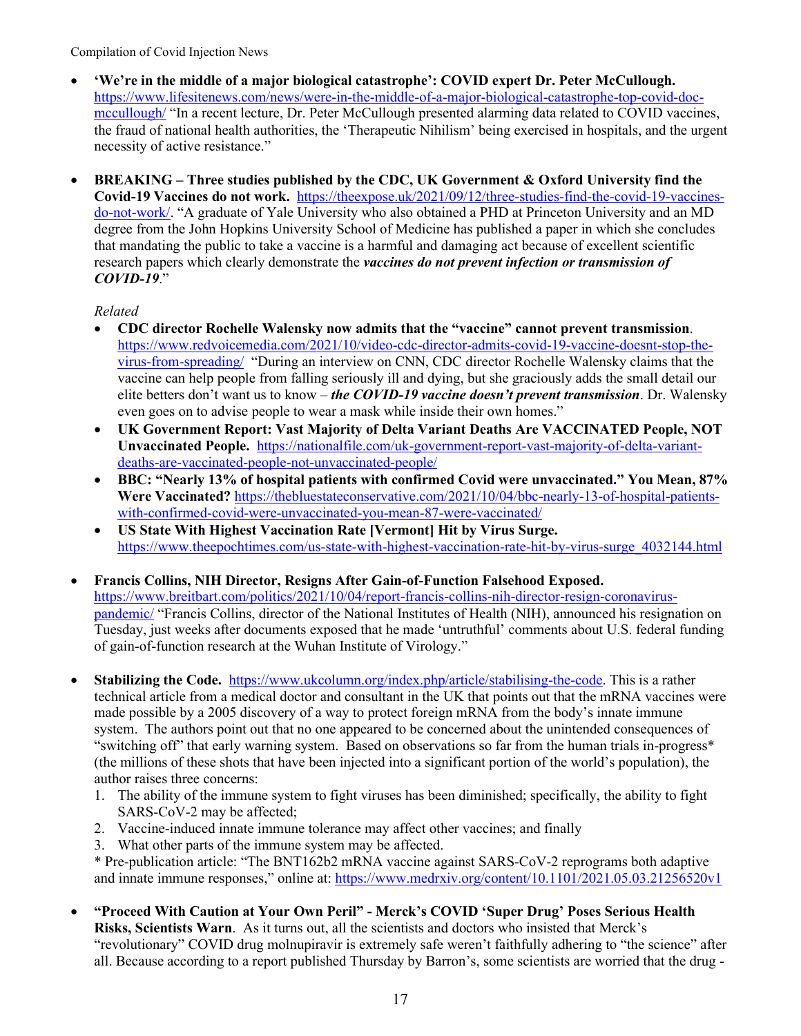- **'We're in the middle of a major biological catastrophe': COVID expert Dr. Peter McCullough.** https://www.lifesitenews.com/news/were-in-the-middle-of-a-major-biological-catastrophe-top-covid-doc-mccullough/ "In a recent lecture, Dr. Peter McCullough presented alarming data related to COVID vaccines, the fraud of national health authorities, the 'Therapeutic Nihilism' being exercised in hospitals, and the urgent necessity of active resistance."

- **BREAKING – Three studies published by the CDC, UK Government & Oxford University find the Covid-19 Vaccines do not work.** https://theexpose.uk/2021/09/12/three-studies-find-the-covid-19-vaccines-do-not-work/. "A graduate of Yale University who also obtained a PHD at Princeton University and an MD degree from the John Hopkins University School of Medicine has published a paper in which she concludes that mandating the public to take a vaccine is a harmful and damaging act because of excellent scientific research papers which clearly demonstrate the ***vaccines do not prevent infection or transmission of COVID-19***."

  *Related*
  - **CDC director Rochelle Walensky now admits that the "vaccine" cannot prevent transmission**. https://www.redvoicemedia.com/2021/10/video-cdc-director-admits-covid-19-vaccine-doesnt-stop-the-virus-from-spreading/ "During an interview on CNN, CDC director Rochelle Walensky claims that the vaccine can help people from falling seriously ill and dying, but she graciously adds the small detail our elite betters don't want us to know – ***the COVID-19 vaccine doesn't prevent transmission***. Dr. Walensky even goes on to advise people to wear a mask while inside their own homes."
  - **UK Government Report: Vast Majority of Delta Variant Deaths Are VACCINATED People, NOT Unvaccinated People.** https://nationalfile.com/uk-government-report-vast-majority-of-delta-variant-deaths-are-vaccinated-people-not-unvaccinated-people/
  - **BBC: "Nearly 13% of hospital patients with confirmed Covid were unvaccinated." You Mean, 87% Were Vaccinated?** https://thebluestateconservative.com/2021/10/04/bbc-nearly-13-of-hospital-patients-with-confirmed-covid-were-unvaccinated-you-mean-87-were-vaccinated/
  - **US State With Highest Vaccination Rate [Vermont] Hit by Virus Surge.** https://www.theepochtimes.com/us-state-with-highest-vaccination-rate-hit-by-virus-surge_4032144.html

- **Francis Collins, NIH Director, Resigns After Gain-of-Function Falsehood Exposed.** https://www.breitbart.com/politics/2021/10/04/report-francis-collins-nih-director-resign-coronavirus-pandemic/ "Francis Collins, director of the National Institutes of Health (NIH), announced his resignation on Tuesday, just weeks after documents exposed that he made 'untruthful' comments about U.S. federal funding of gain-of-function research at the Wuhan Institute of Virology."

- **Stabilizing the Code.** https://www.ukcolumn.org/index.php/article/stabilising-the-code. This is a rather technical article from a medical doctor and consultant in the UK that points out that the mRNA vaccines were made possible by a 2005 discovery of a way to protect foreign mRNA from the body's innate immune system. The authors point out that no one appeared to be concerned about the unintended consequences of "switching off" that early warning system. Based on observations so far from the human trials in-progress* (the millions of these shots that have been injected into a significant portion of the world's population), the author raises three concerns:
  1. The ability of the immune system to fight viruses has been diminished; specifically, the ability to fight SARS-CoV-2 may be affected;
  2. Vaccine-induced innate immune tolerance may affect other vaccines; and finally
  3. What other parts of the immune system may be affected.

  \* Pre-publication article: "The BNT162b2 mRNA vaccine against SARS-CoV-2 reprograms both adaptive and innate immune responses," online at: https://www.medrxiv.org/content/10.1101/2021.05.03.21256520v1

- **"Proceed With Caution at Your Own Peril" - Merck's COVID 'Super Drug' Poses Serious Health Risks, Scientists Warn**. As it turns out, all the scientists and doctors who insisted that Merck's "revolutionary" COVID drug molnupiravir is extremely safe weren't faithfully adhering to "the science" after all. Because according to a report published Thursday by Barron's, some scientists are worried that the drug -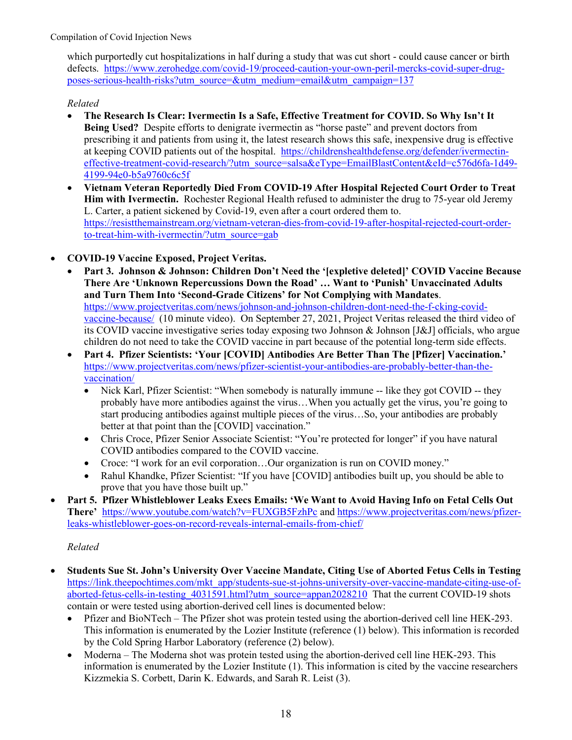which purportedly cut hospitalizations in half during a study that was cut short - could cause cancer or birth defects. https://www.zerohedge.com/covid-19/proceed-caution-your-own-peril-mercks-covid-super-drug-poses-serious-health-risks?utm_source=&utm_medium=email&utm_campaign=137

*Related*

- **The Research Is Clear: Ivermectin Is a Safe, Effective Treatment for COVID. So Why Isn't It Being Used?** Despite efforts to denigrate ivermectin as "horse paste" and prevent doctors from prescribing it and patients from using it, the latest research shows this safe, inexpensive drug is effective at keeping COVID patients out of the hospital. https://childrenshealthdefense.org/defender/ivermectin-effective-treatment-covid-research/?utm_source=salsa&eType=EmailBlastContent&eId=c576d6fa-1d49-4199-94e0-b5a9760c6c5f
- **Vietnam Veteran Reportedly Died From COVID-19 After Hospital Rejected Court Order to Treat Him with Ivermectin.** Rochester Regional Health refused to administer the drug to 75-year old Jeremy L. Carter, a patient sickened by Covid-19, even after a court ordered them to. https://resistthemainstream.org/vietnam-veteran-dies-from-covid-19-after-hospital-rejected-court-order-to-treat-him-with-ivermectin/?utm_source=gab

- **COVID-19 Vaccine Exposed, Project Veritas.**
  - **Part 3. Johnson & Johnson: Children Don't Need the '[expletive deleted]' COVID Vaccine Because There Are 'Unknown Repercussions Down the Road' … Want to 'Punish' Unvaccinated Adults and Turn Them Into 'Second-Grade Citizens' for Not Complying with Mandates**. https://www.projectveritas.com/news/johnson-and-johnson-children-dont-need-the-f-cking-covid-vaccine-because/ (10 minute video). On September 27, 2021, Project Veritas released the third video of its COVID vaccine investigative series today exposing two Johnson & Johnson [J&J] officials, who argue children do not need to take the COVID vaccine in part because of the potential long-term side effects.
  - **Part 4. Pfizer Scientists: 'Your [COVID] Antibodies Are Better Than The [Pfizer] Vaccination.'** https://www.projectveritas.com/news/pfizer-scientist-your-antibodies-are-probably-better-than-the-vaccination/
    - Nick Karl, Pfizer Scientist: "When somebody is naturally immune -- like they got COVID -- they probably have more antibodies against the virus…When you actually get the virus, you're going to start producing antibodies against multiple pieces of the virus…So, your antibodies are probably better at that point than the [COVID] vaccination."
    - Chris Croce, Pfizer Senior Associate Scientist: "You're protected for longer" if you have natural COVID antibodies compared to the COVID vaccine.
    - Croce: "I work for an evil corporation…Our organization is run on COVID money."
    - Rahul Khandke, Pfizer Scientist: "If you have [COVID] antibodies built up, you should be able to prove that you have those built up."
- **Part 5. Pfizer Whistleblower Leaks Execs Emails: 'We Want to Avoid Having Info on Fetal Cells Out There'** https://www.youtube.com/watch?v=FUXGB5FzhPc and https://www.projectveritas.com/news/pfizer-leaks-whistleblower-goes-on-record-reveals-internal-emails-from-chief/

  *Related*

- **Students Sue St. John's University Over Vaccine Mandate, Citing Use of Aborted Fetus Cells in Testing** https://link.theepochtimes.com/mkt_app/students-sue-st-johns-university-over-vaccine-mandate-citing-use-of-aborted-fetus-cells-in-testing_4031591.html?utm_source=appan2028210 That the current COVID-19 shots contain or were tested using abortion-derived cell lines is documented below:
  - Pfizer and BioNTech – The Pfizer shot was protein tested using the abortion-derived cell line HEK-293. This information is enumerated by the Lozier Institute (reference (1) below). This information is recorded by the Cold Spring Harbor Laboratory (reference (2) below).
  - Moderna – The Moderna shot was protein tested using the abortion-derived cell line HEK-293. This information is enumerated by the Lozier Institute (1). This information is cited by the vaccine researchers Kizzmekia S. Corbett, Darin K. Edwards, and Sarah R. Leist (3).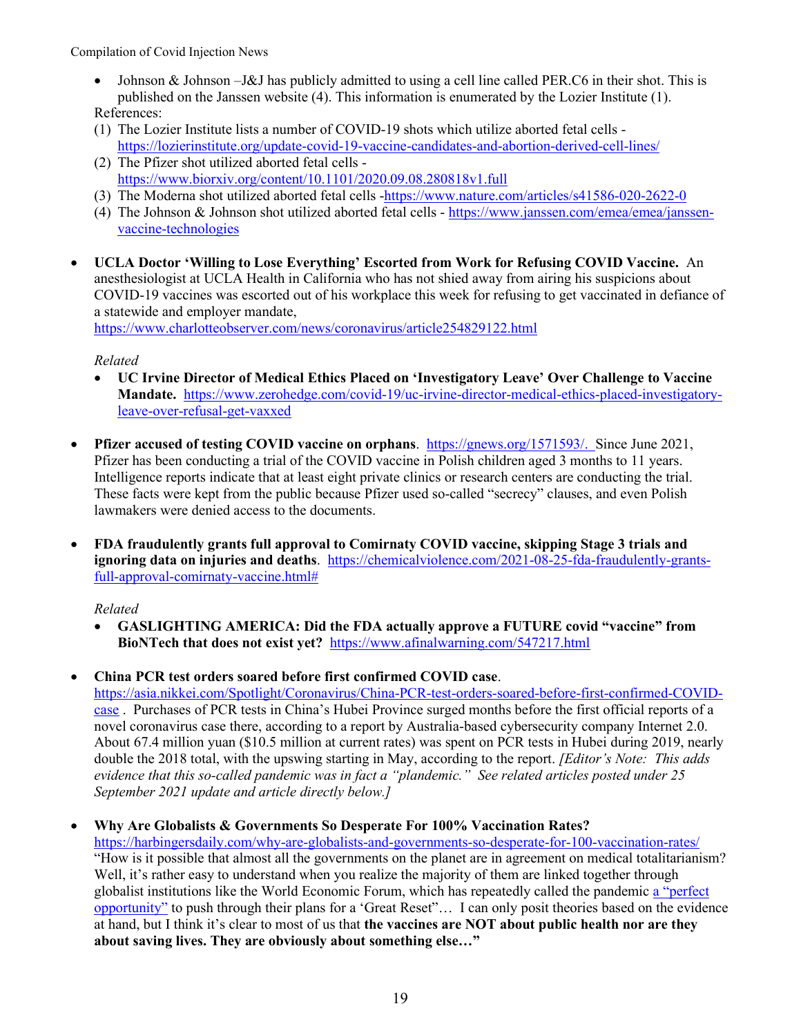- Johnson & Johnson –J&J has publicly admitted to using a cell line called PER.C6 in their shot. This is published on the Janssen website (4). This information is enumerated by the Lozier Institute (1).

References:

1. The Lozier Institute lists a number of COVID-19 shots which utilize aborted fetal cells - https://lozierinstitute.org/update-covid-19-vaccine-candidates-and-abortion-derived-cell-lines/
2. The Pfizer shot utilized aborted fetal cells - https://www.biorxiv.org/content/10.1101/2020.09.08.280818v1.full
3. The Moderna shot utilized aborted fetal cells -https://www.nature.com/articles/s41586-020-2622-0
4. The Johnson & Johnson shot utilized aborted fetal cells - https://www.janssen.com/emea/emea/janssen-vaccine-technologies

- **UCLA Doctor 'Willing to Lose Everything' Escorted from Work for Refusing COVID Vaccine.** An anesthesiologist at UCLA Health in California who has not shied away from airing his suspicions about COVID-19 vaccines was escorted out of his workplace this week for refusing to get vaccinated in defiance of a statewide and employer mandate, https://www.charlotteobserver.com/news/coronavirus/article254829122.html

  *Related*

  - **UC Irvine Director of Medical Ethics Placed on 'Investigatory Leave' Over Challenge to Vaccine Mandate.** https://www.zerohedge.com/covid-19/uc-irvine-director-medical-ethics-placed-investigatory-leave-over-refusal-get-vaxxed

- **Pfizer accused of testing COVID vaccine on orphans**. https://gnews.org/1571593/. Since June 2021, Pfizer has been conducting a trial of the COVID vaccine in Polish children aged 3 months to 11 years. Intelligence reports indicate that at least eight private clinics or research centers are conducting the trial. These facts were kept from the public because Pfizer used so-called "secrecy" clauses, and even Polish lawmakers were denied access to the documents.

- **FDA fraudulently grants full approval to Comirnaty COVID vaccine, skipping Stage 3 trials and ignoring data on injuries and deaths**. https://chemicalviolence.com/2021-08-25-fda-fraudulently-grants-full-approval-comirnaty-vaccine.html#

  *Related*

  - **GASLIGHTING AMERICA: Did the FDA actually approve a FUTURE covid "vaccine" from BioNTech that does not exist yet?** https://www.afinalwarning.com/547217.html

- **China PCR test orders soared before first confirmed COVID case**. https://asia.nikkei.com/Spotlight/Coronavirus/China-PCR-test-orders-soared-before-first-confirmed-COVID-case . Purchases of PCR tests in China's Hubei Province surged months before the first official reports of a novel coronavirus case there, according to a report by Australia-based cybersecurity company Internet 2.0. About 67.4 million yuan ($10.5 million at current rates) was spent on PCR tests in Hubei during 2019, nearly double the 2018 total, with the upswing starting in May, according to the report. *[Editor's Note: This adds evidence that this so-called pandemic was in fact a "plandemic." See related articles posted under 25 September 2021 update and article directly below.]*

- **Why Are Globalists & Governments So Desperate For 100% Vaccination Rates?** https://harbingersdaily.com/why-are-globalists-and-governments-so-desperate-for-100-vaccination-rates/ "How is it possible that almost all the governments on the planet are in agreement on medical totalitarianism? Well, it's rather easy to understand when you realize the majority of them are linked together through globalist institutions like the World Economic Forum, which has repeatedly called the pandemic a "perfect opportunity" to push through their plans for a 'Great Reset"… I can only posit theories based on the evidence at hand, but I think it's clear to most of us that **the vaccines are NOT about public health nor are they about saving lives. They are obviously about something else…"**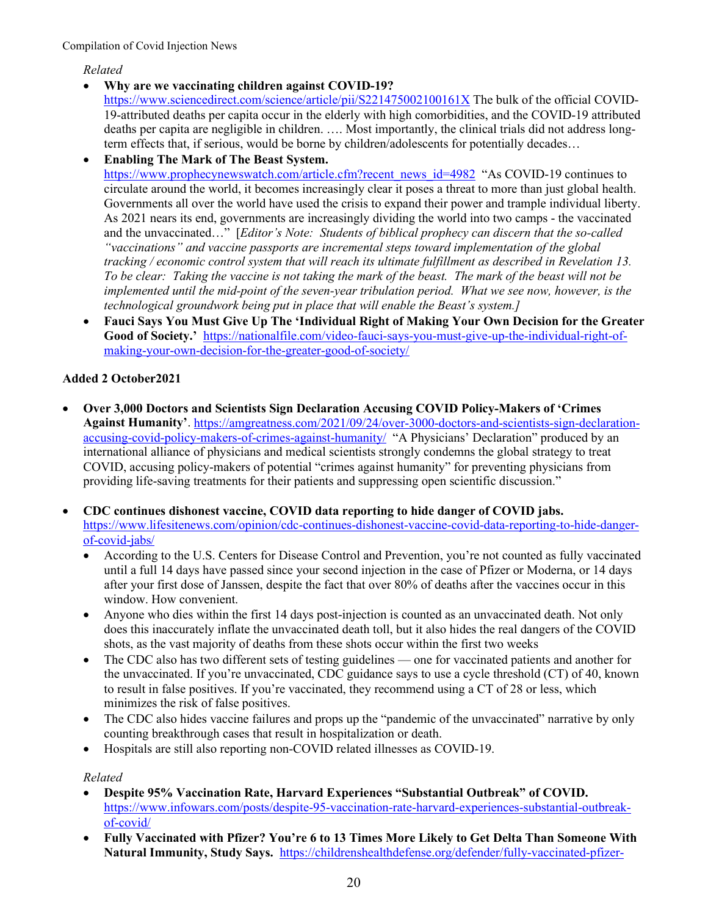*Related*

- **Why are we vaccinating children against COVID-19?** https://www.sciencedirect.com/science/article/pii/S221475002100161X The bulk of the official COVID-19-attributed deaths per capita occur in the elderly with high comorbidities, and the COVID-19 attributed deaths per capita are negligible in children. …. Most importantly, the clinical trials did not address long-term effects that, if serious, would be borne by children/adolescents for potentially decades…
- **Enabling The Mark of The Beast System.** https://www.prophecynewswatch.com/article.cfm?recent_news_id=4982 "As COVID-19 continues to circulate around the world, it becomes increasingly clear it poses a threat to more than just global health. Governments all over the world have used the crisis to expand their power and trample individual liberty. As 2021 nears its end, governments are increasingly dividing the world into two camps - the vaccinated and the unvaccinated…" [*Editor's Note: Students of biblical prophecy can discern that the so-called "vaccinations" and vaccine passports are incremental steps toward implementation of the global tracking / economic control system that will reach its ultimate fulfillment as described in Revelation 13. To be clear: Taking the vaccine is not taking the mark of the beast. The mark of the beast will not be implemented until the mid-point of the seven-year tribulation period. What we see now, however, is the technological groundwork being put in place that will enable the Beast's system.*]
- **Fauci Says You Must Give Up The 'Individual Right of Making Your Own Decision for the Greater Good of Society.'** https://nationalfile.com/video-fauci-says-you-must-give-up-the-individual-right-of-making-your-own-decision-for-the-greater-good-of-society/

**Added 2 October2021**

- **Over 3,000 Doctors and Scientists Sign Declaration Accusing COVID Policy-Makers of 'Crimes Against Humanity'**. https://amgreatness.com/2021/09/24/over-3000-doctors-and-scientists-sign-declaration-accusing-covid-policy-makers-of-crimes-against-humanity/ "A Physicians' Declaration" produced by an international alliance of physicians and medical scientists strongly condemns the global strategy to treat COVID, accusing policy-makers of potential "crimes against humanity" for preventing physicians from providing life-saving treatments for their patients and suppressing open scientific discussion."

- **CDC continues dishonest vaccine, COVID data reporting to hide danger of COVID jabs.** https://www.lifesitenews.com/opinion/cdc-continues-dishonest-vaccine-covid-data-reporting-to-hide-danger-of-covid-jabs/
  - According to the U.S. Centers for Disease Control and Prevention, you're not counted as fully vaccinated until a full 14 days have passed since your second injection in the case of Pfizer or Moderna, or 14 days after your first dose of Janssen, despite the fact that over 80% of deaths after the vaccines occur in this window. How convenient.
  - Anyone who dies within the first 14 days post-injection is counted as an unvaccinated death. Not only does this inaccurately inflate the unvaccinated death toll, but it also hides the real dangers of the COVID shots, as the vast majority of deaths from these shots occur within the first two weeks
  - The CDC also has two different sets of testing guidelines — one for vaccinated patients and another for the unvaccinated. If you're unvaccinated, CDC guidance says to use a cycle threshold (CT) of 40, known to result in false positives. If you're vaccinated, they recommend using a CT of 28 or less, which minimizes the risk of false positives.
  - The CDC also hides vaccine failures and props up the "pandemic of the unvaccinated" narrative by only counting breakthrough cases that result in hospitalization or death.
  - Hospitals are still also reporting non-COVID related illnesses as COVID-19.

  *Related*

  - **Despite 95% Vaccination Rate, Harvard Experiences "Substantial Outbreak" of COVID.** https://www.infowars.com/posts/despite-95-vaccination-rate-harvard-experiences-substantial-outbreak-of-covid/
  - **Fully Vaccinated with Pfizer? You're 6 to 13 Times More Likely to Get Delta Than Someone With Natural Immunity, Study Says.** https://childrenshealthdefense.org/defender/fully-vaccinated-pfizer-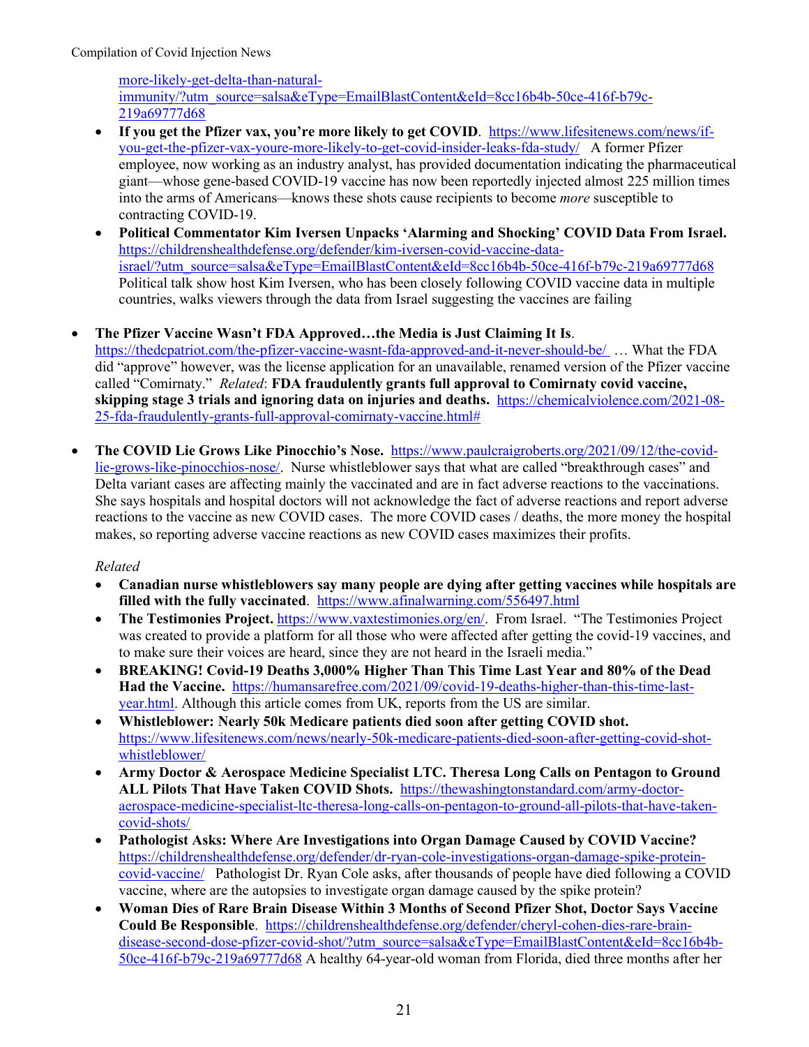more-likely-get-delta-than-natural-immunity/?utm_source=salsa&eType=EmailBlastContent&eId=8cc16b4b-50ce-416f-b79c-219a69777d68

- **If you get the Pfizer vax, you're more likely to get COVID**. https://www.lifesitenews.com/news/if-you-get-the-pfizer-vax-youre-more-likely-to-get-covid-insider-leaks-fda-study/ A former Pfizer employee, now working as an industry analyst, has provided documentation indicating the pharmaceutical giant—whose gene-based COVID-19 vaccine has now been reportedly injected almost 225 million times into the arms of Americans—knows these shots cause recipients to become *more* susceptible to contracting COVID-19.
- **Political Commentator Kim Iversen Unpacks 'Alarming and Shocking' COVID Data From Israel.** https://childrenshealthdefense.org/defender/kim-iversen-covid-vaccine-data-israel/?utm_source=salsa&eType=EmailBlastContent&eId=8cc16b4b-50ce-416f-b79c-219a69777d68 Political talk show host Kim Iversen, who has been closely following COVID vaccine data in multiple countries, walks viewers through the data from Israel suggesting the vaccines are failing

- **The Pfizer Vaccine Wasn't FDA Approved…the Media is Just Claiming It Is**. https://thedcpatriot.com/the-pfizer-vaccine-wasnt-fda-approved-and-it-never-should-be/ … What the FDA did "approve" however, was the license application for an unavailable, renamed version of the Pfizer vaccine called "Comirnaty." *Related*: **FDA fraudulently grants full approval to Comirnaty covid vaccine, skipping stage 3 trials and ignoring data on injuries and deaths.** https://chemicalviolence.com/2021-08-25-fda-fraudulently-grants-full-approval-comirnaty-vaccine.html#

- **The COVID Lie Grows Like Pinocchio's Nose.** https://www.paulcraigroberts.org/2021/09/12/the-covid-lie-grows-like-pinocchios-nose/. Nurse whistleblower says that what are called "breakthrough cases" and Delta variant cases are affecting mainly the vaccinated and are in fact adverse reactions to the vaccinations. She says hospitals and hospital doctors will not acknowledge the fact of adverse reactions and report adverse reactions to the vaccine as new COVID cases. The more COVID cases / deaths, the more money the hospital makes, so reporting adverse vaccine reactions as new COVID cases maximizes their profits.

  *Related*

  - **Canadian nurse whistleblowers say many people are dying after getting vaccines while hospitals are filled with the fully vaccinated**. https://www.afinalwarning.com/556497.html
  - **The Testimonies Project.** https://www.vaxtestimonies.org/en/. From Israel. "The Testimonies Project was created to provide a platform for all those who were affected after getting the covid-19 vaccines, and to make sure their voices are heard, since they are not heard in the Israeli media."
  - **BREAKING! Covid-19 Deaths 3,000% Higher Than This Time Last Year and 80% of the Dead Had the Vaccine.** https://humansarefree.com/2021/09/covid-19-deaths-higher-than-this-time-last-year.html. Although this article comes from UK, reports from the US are similar.
  - **Whistleblower: Nearly 50k Medicare patients died soon after getting COVID shot.** https://www.lifesitenews.com/news/nearly-50k-medicare-patients-died-soon-after-getting-covid-shot-whistleblower/
  - **Army Doctor & Aerospace Medicine Specialist LTC. Theresa Long Calls on Pentagon to Ground ALL Pilots That Have Taken COVID Shots.** https://thewashingtonstandard.com/army-doctor-aerospace-medicine-specialist-ltc-theresa-long-calls-on-pentagon-to-ground-all-pilots-that-have-taken-covid-shots/
  - **Pathologist Asks: Where Are Investigations into Organ Damage Caused by COVID Vaccine?** https://childrenshealthdefense.org/defender/dr-ryan-cole-investigations-organ-damage-spike-protein-covid-vaccine/ Pathologist Dr. Ryan Cole asks, after thousands of people have died following a COVID vaccine, where are the autopsies to investigate organ damage caused by the spike protein?
  - **Woman Dies of Rare Brain Disease Within 3 Months of Second Pfizer Shot, Doctor Says Vaccine Could Be Responsible**. https://childrenshealthdefense.org/defender/cheryl-cohen-dies-rare-brain-disease-second-dose-pfizer-covid-shot/?utm_source=salsa&eType=EmailBlastContent&eId=8cc16b4b-50ce-416f-b79c-219a69777d68 A healthy 64-year-old woman from Florida, died three months after her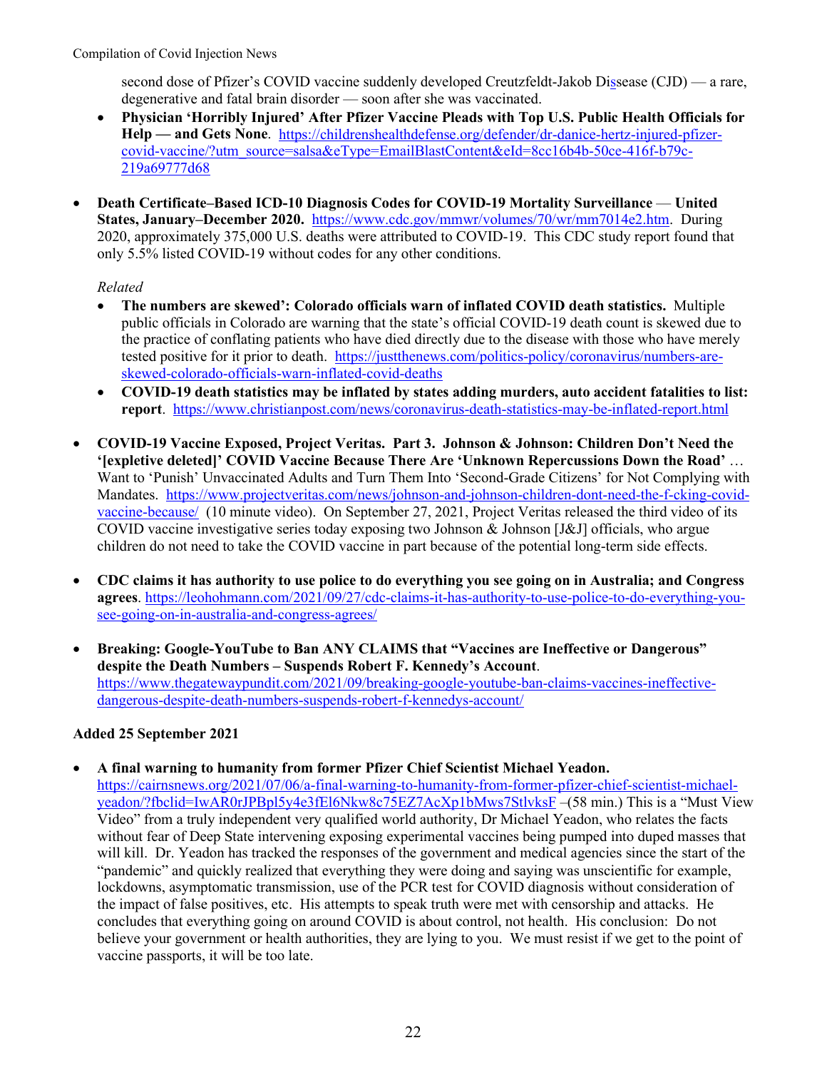second dose of Pfizer's COVID vaccine suddenly developed Creutzfeldt-Jakob Dissease (CJD) — a rare, degenerative and fatal brain disorder — soon after she was vaccinated.

- **Physician 'Horribly Injured' After Pfizer Vaccine Pleads with Top U.S. Public Health Officials for Help — and Gets None**. https://childrenshealthdefense.org/defender/dr-danice-hertz-injured-pfizer-covid-vaccine/?utm_source=salsa&eType=EmailBlastContent&eId=8cc16b4b-50ce-416f-b79c-219a69777d68

- **Death Certificate–Based ICD-10 Diagnosis Codes for COVID-19 Mortality Surveillance — United States, January–December 2020.** https://www.cdc.gov/mmwr/volumes/70/wr/mm7014e2.htm. During 2020, approximately 375,000 U.S. deaths were attributed to COVID-19. This CDC study report found that only 5.5% listed COVID-19 without codes for any other conditions.

  *Related*
  - **The numbers are skewed': Colorado officials warn of inflated COVID death statistics.** Multiple public officials in Colorado are warning that the state's official COVID-19 death count is skewed due to the practice of conflating patients who have died directly due to the disease with those who have merely tested positive for it prior to death. https://justthenews.com/politics-policy/coronavirus/numbers-are-skewed-colorado-officials-warn-inflated-covid-deaths
  - **COVID-19 death statistics may be inflated by states adding murders, auto accident fatalities to list: report**. https://www.christianpost.com/news/coronavirus-death-statistics-may-be-inflated-report.html

- **COVID-19 Vaccine Exposed, Project Veritas. Part 3. Johnson & Johnson: Children Don't Need the '[expletive deleted]' COVID Vaccine Because There Are 'Unknown Repercussions Down the Road'** … Want to 'Punish' Unvaccinated Adults and Turn Them Into 'Second-Grade Citizens' for Not Complying with Mandates. https://www.projectveritas.com/news/johnson-and-johnson-children-dont-need-the-f-cking-covid-vaccine-because/ (10 minute video). On September 27, 2021, Project Veritas released the third video of its COVID vaccine investigative series today exposing two Johnson & Johnson [J&J] officials, who argue children do not need to take the COVID vaccine in part because of the potential long-term side effects.

- **CDC claims it has authority to use police to do everything you see going on in Australia; and Congress agrees**. https://leohohmann.com/2021/09/27/cdc-claims-it-has-authority-to-use-police-to-do-everything-you-see-going-on-in-australia-and-congress-agrees/

- **Breaking: Google-YouTube to Ban ANY CLAIMS that "Vaccines are Ineffective or Dangerous" despite the Death Numbers – Suspends Robert F. Kennedy's Account**. https://www.thegatewaypundit.com/2021/09/breaking-google-youtube-ban-claims-vaccines-ineffective-dangerous-despite-death-numbers-suspends-robert-f-kennedys-account/

**Added 25 September 2021**

- **A final warning to humanity from former Pfizer Chief Scientist Michael Yeadon.** https://cairnsnews.org/2021/07/06/a-final-warning-to-humanity-from-former-pfizer-chief-scientist-michael-yeadon/?fbclid=IwAR0rJPBpl5y4e3fEl6Nkw8c75EZ7AcXp1bMws7StlvksF –(58 min.) This is a "Must View Video" from a truly independent very qualified world authority, Dr Michael Yeadon, who relates the facts without fear of Deep State intervening exposing experimental vaccines being pumped into duped masses that will kill. Dr. Yeadon has tracked the responses of the government and medical agencies since the start of the "pandemic" and quickly realized that everything they were doing and saying was unscientific for example, lockdowns, asymptomatic transmission, use of the PCR test for COVID diagnosis without consideration of the impact of false positives, etc. His attempts to speak truth were met with censorship and attacks. He concludes that everything going on around COVID is about control, not health. His conclusion: Do not believe your government or health authorities, they are lying to you. We must resist if we get to the point of vaccine passports, it will be too late.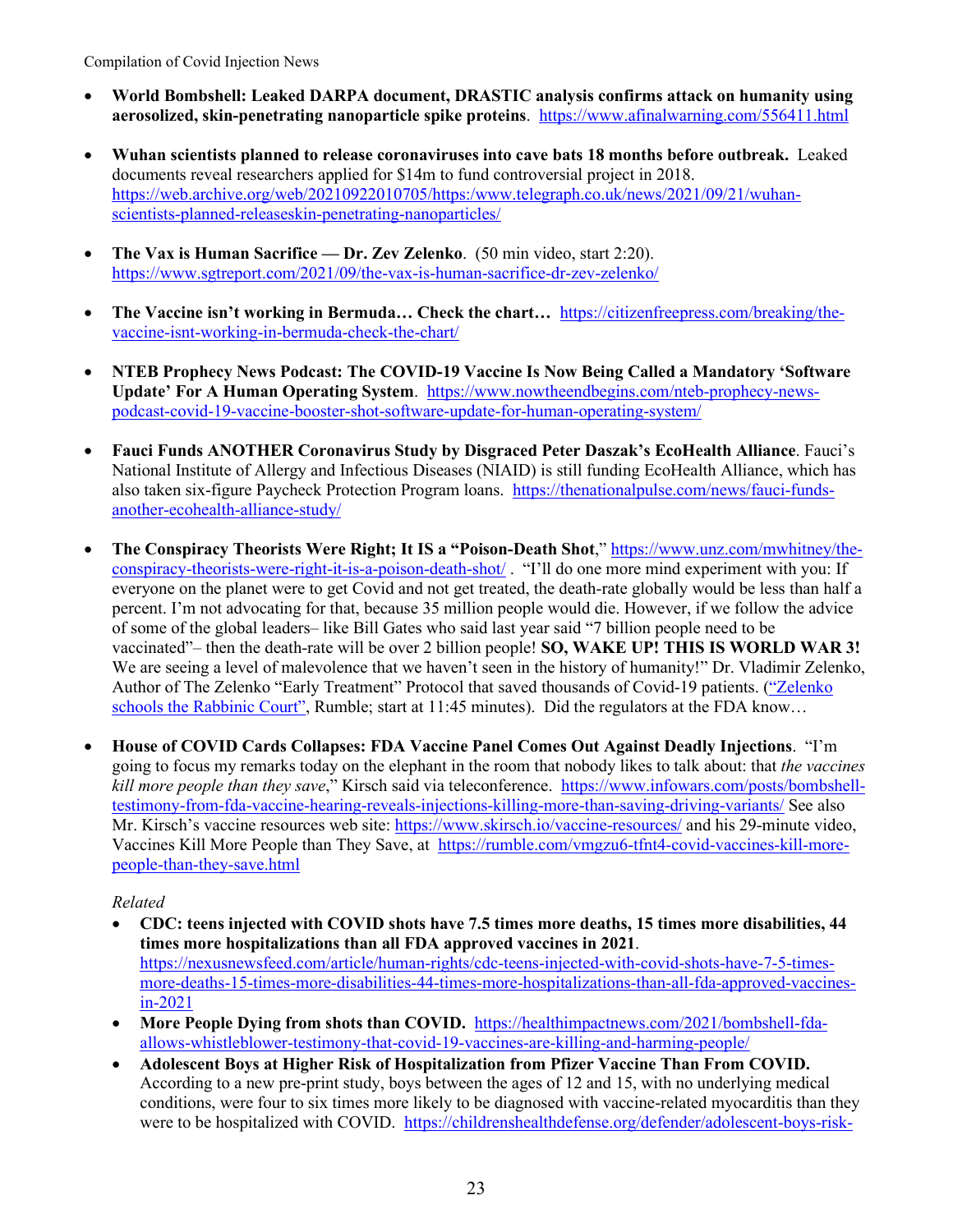- **World Bombshell: Leaked DARPA document, DRASTIC analysis confirms attack on humanity using aerosolized, skin-penetrating nanoparticle spike proteins**. https://www.afinalwarning.com/556411.html

- **Wuhan scientists planned to release coronaviruses into cave bats 18 months before outbreak.** Leaked documents reveal researchers applied for $14m to fund controversial project in 2018. https://web.archive.org/web/20210922010705/https:/www.telegraph.co.uk/news/2021/09/21/wuhan-scientists-planned-releaseskin-penetrating-nanoparticles/

- **The Vax is Human Sacrifice — Dr. Zev Zelenko**. (50 min video, start 2:20). https://www.sgtreport.com/2021/09/the-vax-is-human-sacrifice-dr-zev-zelenko/

- **The Vaccine isn't working in Bermuda… Check the chart…** https://citizenfreepress.com/breaking/the-vaccine-isnt-working-in-bermuda-check-the-chart/

- **NTEB Prophecy News Podcast: The COVID-19 Vaccine Is Now Being Called a Mandatory 'Software Update' For A Human Operating System**. https://www.nowtheendbegins.com/nteb-prophecy-news-podcast-covid-19-vaccine-booster-shot-software-update-for-human-operating-system/

- **Fauci Funds ANOTHER Coronavirus Study by Disgraced Peter Daszak's EcoHealth Alliance**. Fauci's National Institute of Allergy and Infectious Diseases (NIAID) is still funding EcoHealth Alliance, which has also taken six-figure Paycheck Protection Program loans. https://thenationalpulse.com/news/fauci-funds-another-ecohealth-alliance-study/

- **The Conspiracy Theorists Were Right; It IS a "Poison-Death Shot**," https://www.unz.com/mwhitney/the-conspiracy-theorists-were-right-it-is-a-poison-death-shot/ . "I'll do one more mind experiment with you: If everyone on the planet were to get Covid and not get treated, the death-rate globally would be less than half a percent. I'm not advocating for that, because 35 million people would die. However, if we follow the advice of some of the global leaders– like Bill Gates who said last year said "7 billion people need to be vaccinated"– then the death-rate will be over 2 billion people! **SO, WAKE UP! THIS IS WORLD WAR 3!** We are seeing a level of malevolence that we haven't seen in the history of humanity!" Dr. Vladimir Zelenko, Author of The Zelenko "Early Treatment" Protocol that saved thousands of Covid-19 patients. ("Zelenko schools the Rabbinic Court", Rumble; start at 11:45 minutes). Did the regulators at the FDA know…

- **House of COVID Cards Collapses: FDA Vaccine Panel Comes Out Against Deadly Injections**. "I'm going to focus my remarks today on the elephant in the room that nobody likes to talk about: that *the vaccines kill more people than they save*," Kirsch said via teleconference. https://www.infowars.com/posts/bombshell-testimony-from-fda-vaccine-hearing-reveals-injections-killing-more-than-saving-driving-variants/ See also Mr. Kirsch's vaccine resources web site: https://www.skirsch.io/vaccine-resources/ and his 29-minute video, Vaccines Kill More People than They Save, at https://rumble.com/vmgzu6-tfnt4-covid-vaccines-kill-more-people-than-they-save.html

  *Related*
  - **CDC: teens injected with COVID shots have 7.5 times more deaths, 15 times more disabilities, 44 times more hospitalizations than all FDA approved vaccines in 2021**. https://nexusnewsfeed.com/article/human-rights/cdc-teens-injected-with-covid-shots-have-7-5-times-more-deaths-15-times-more-disabilities-44-times-more-hospitalizations-than-all-fda-approved-vaccines-in-2021
  - **More People Dying from shots than COVID.** https://healthimpactnews.com/2021/bombshell-fda-allows-whistleblower-testimony-that-covid-19-vaccines-are-killing-and-harming-people/
  - **Adolescent Boys at Higher Risk of Hospitalization from Pfizer Vaccine Than From COVID.** According to a new pre-print study, boys between the ages of 12 and 15, with no underlying medical conditions, were four to six times more likely to be diagnosed with vaccine-related myocarditis than they were to be hospitalized with COVID. https://childrenshealthdefense.org/defender/adolescent-boys-risk-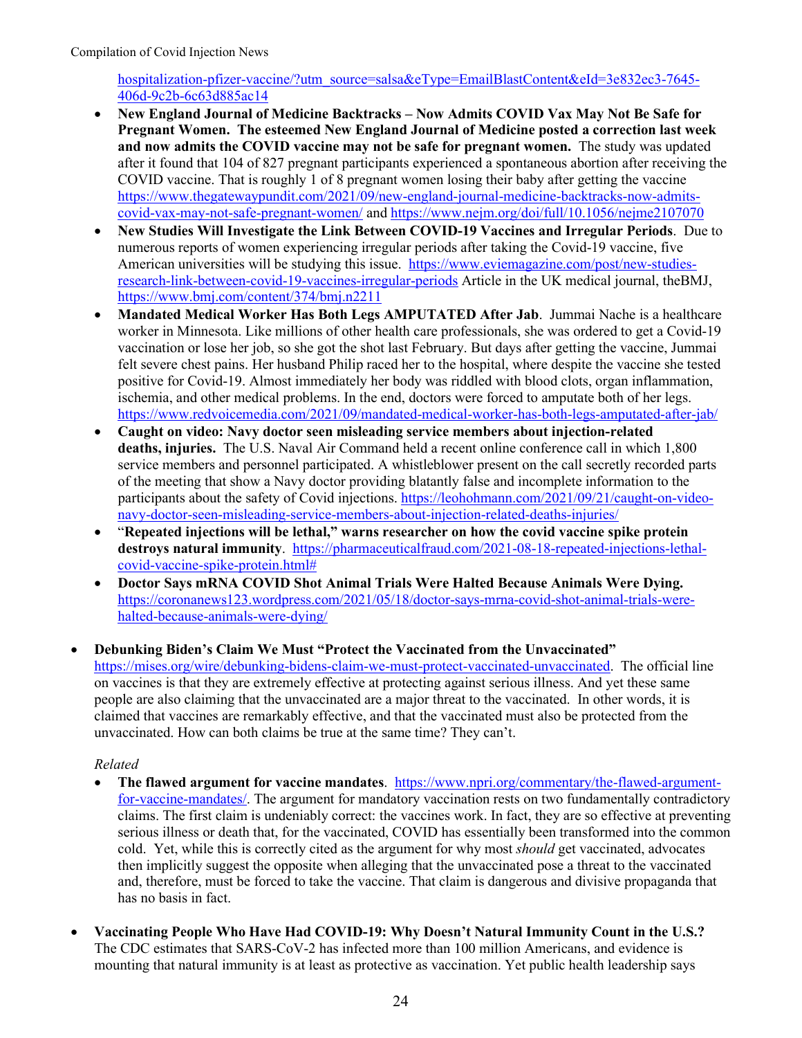hospitalization-pfizer-vaccine/?utm_source=salsa&eType=EmailBlastContent&eId=3e832ec3-7645-406d-9c2b-6c63d885ac14

- **New England Journal of Medicine Backtracks – Now Admits COVID Vax May Not Be Safe for Pregnant Women. The esteemed New England Journal of Medicine posted a correction last week and now admits the COVID vaccine may not be safe for pregnant women.** The study was updated after it found that 104 of 827 pregnant participants experienced a spontaneous abortion after receiving the COVID vaccine. That is roughly 1 of 8 pregnant women losing their baby after getting the vaccine https://www.thegatewaypundit.com/2021/09/new-england-journal-medicine-backtracks-now-admits-covid-vax-may-not-safe-pregnant-women/ and https://www.nejm.org/doi/full/10.1056/nejme2107070
- **New Studies Will Investigate the Link Between COVID-19 Vaccines and Irregular Periods**. Due to numerous reports of women experiencing irregular periods after taking the Covid-19 vaccine, five American universities will be studying this issue. https://www.eviemagazine.com/post/new-studies-research-link-between-covid-19-vaccines-irregular-periods Article in the UK medical journal, theBMJ, https://www.bmj.com/content/374/bmj.n2211
- **Mandated Medical Worker Has Both Legs AMPUTATED After Jab**. Jummai Nache is a healthcare worker in Minnesota. Like millions of other health care professionals, she was ordered to get a Covid-19 vaccination or lose her job, so she got the shot last February. But days after getting the vaccine, Jummai felt severe chest pains. Her husband Philip raced her to the hospital, where despite the vaccine she tested positive for Covid-19. Almost immediately her body was riddled with blood clots, organ inflammation, ischemia, and other medical problems. In the end, doctors were forced to amputate both of her legs. https://www.redvoicemedia.com/2021/09/mandated-medical-worker-has-both-legs-amputated-after-jab/
- **Caught on video: Navy doctor seen misleading service members about injection-related deaths, injuries.** The U.S. Naval Air Command held a recent online conference call in which 1,800 service members and personnel participated. A whistleblower present on the call secretly recorded parts of the meeting that show a Navy doctor providing blatantly false and incomplete information to the participants about the safety of Covid injections. https://leohohmann.com/2021/09/21/caught-on-video-navy-doctor-seen-misleading-service-members-about-injection-related-deaths-injuries/
- "**Repeated injections will be lethal," warns researcher on how the covid vaccine spike protein destroys natural immunity**. https://pharmaceuticalfraud.com/2021-08-18-repeated-injections-lethal-covid-vaccine-spike-protein.html#
- **Doctor Says mRNA COVID Shot Animal Trials Were Halted Because Animals Were Dying.** https://coronanews123.wordpress.com/2021/05/18/doctor-says-mrna-covid-shot-animal-trials-were-halted-because-animals-were-dying/

- **Debunking Biden's Claim We Must "Protect the Vaccinated from the Unvaccinated"** https://mises.org/wire/debunking-bidens-claim-we-must-protect-vaccinated-unvaccinated. The official line on vaccines is that they are extremely effective at protecting against serious illness. And yet these same people are also claiming that the unvaccinated are a major threat to the vaccinated. In other words, it is claimed that vaccines are remarkably effective, and that the vaccinated must also be protected from the unvaccinated. How can both claims be true at the same time? They can't.

  *Related*

  - **The flawed argument for vaccine mandates**. https://www.npri.org/commentary/the-flawed-argument-for-vaccine-mandates/. The argument for mandatory vaccination rests on two fundamentally contradictory claims. The first claim is undeniably correct: the vaccines work. In fact, they are so effective at preventing serious illness or death that, for the vaccinated, COVID has essentially been transformed into the common cold. Yet, while this is correctly cited as the argument for why most *should* get vaccinated, advocates then implicitly suggest the opposite when alleging that the unvaccinated pose a threat to the vaccinated and, therefore, must be forced to take the vaccine. That claim is dangerous and divisive propaganda that has no basis in fact.

- **Vaccinating People Who Have Had COVID-19: Why Doesn't Natural Immunity Count in the U.S.?** The CDC estimates that SARS-CoV-2 has infected more than 100 million Americans, and evidence is mounting that natural immunity is at least as protective as vaccination. Yet public health leadership says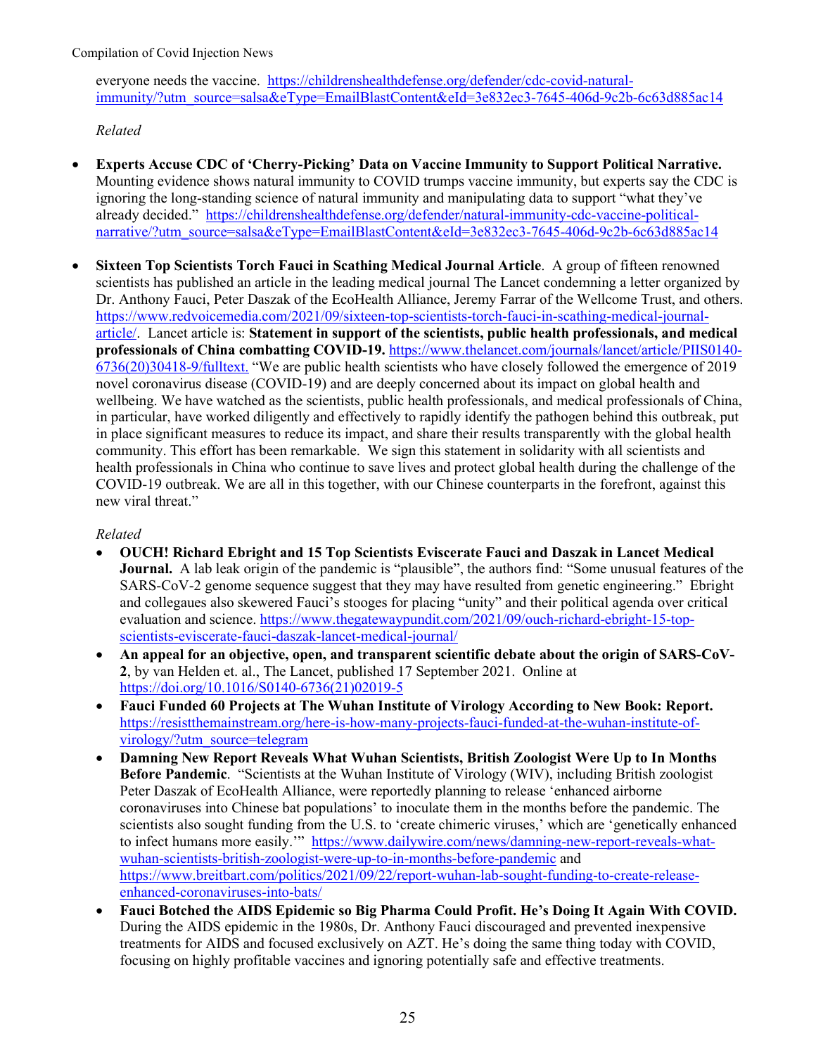everyone needs the vaccine. https://childrenshealthdefense.org/defender/cdc-covid-natural-immunity/?utm_source=salsa&eType=EmailBlastContent&eId=3e832ec3-7645-406d-9c2b-6c63d885ac14

*Related*

- **Experts Accuse CDC of 'Cherry-Picking' Data on Vaccine Immunity to Support Political Narrative.** Mounting evidence shows natural immunity to COVID trumps vaccine immunity, but experts say the CDC is ignoring the long-standing science of natural immunity and manipulating data to support "what they've already decided." https://childrenshealthdefense.org/defender/natural-immunity-cdc-vaccine-political-narrative/?utm_source=salsa&eType=EmailBlastContent&eId=3e832ec3-7645-406d-9c2b-6c63d885ac14

- **Sixteen Top Scientists Torch Fauci in Scathing Medical Journal Article**. A group of fifteen renowned scientists has published an article in the leading medical journal The Lancet condemning a letter organized by Dr. Anthony Fauci, Peter Daszak of the EcoHealth Alliance, Jeremy Farrar of the Wellcome Trust, and others. https://www.redvoicemedia.com/2021/09/sixteen-top-scientists-torch-fauci-in-scathing-medical-journal-article/. Lancet article is: **Statement in support of the scientists, public health professionals, and medical professionals of China combatting COVID-19.** https://www.thelancet.com/journals/lancet/article/PIIS0140-6736(20)30418-9/fulltext. "We are public health scientists who have closely followed the emergence of 2019 novel coronavirus disease (COVID-19) and are deeply concerned about its impact on global health and wellbeing. We have watched as the scientists, public health professionals, and medical professionals of China, in particular, have worked diligently and effectively to rapidly identify the pathogen behind this outbreak, put in place significant measures to reduce its impact, and share their results transparently with the global health community. This effort has been remarkable. We sign this statement in solidarity with all scientists and health professionals in China who continue to save lives and protect global health during the challenge of the COVID-19 outbreak. We are all in this together, with our Chinese counterparts in the forefront, against this new viral threat."

  *Related*

  - **OUCH! Richard Ebright and 15 Top Scientists Eviscerate Fauci and Daszak in Lancet Medical Journal.** A lab leak origin of the pandemic is "plausible", the authors find: "Some unusual features of the SARS-CoV-2 genome sequence suggest that they may have resulted from genetic engineering." Ebright and collegaues also skewered Fauci's stooges for placing "unity" and their political agenda over critical evaluation and science. https://www.thegatewaypundit.com/2021/09/ouch-richard-ebright-15-top-scientists-eviscerate-fauci-daszak-lancet-medical-journal/
  - **An appeal for an objective, open, and transparent scientific debate about the origin of SARS-CoV-2**, by van Helden et. al., The Lancet, published 17 September 2021. Online at https://doi.org/10.1016/S0140-6736(21)02019-5
  - **Fauci Funded 60 Projects at The Wuhan Institute of Virology According to New Book: Report.** https://resistthemainstream.org/here-is-how-many-projects-fauci-funded-at-the-wuhan-institute-of-virology/?utm_source=telegram
  - **Damning New Report Reveals What Wuhan Scientists, British Zoologist Were Up to In Months Before Pandemic**. "Scientists at the Wuhan Institute of Virology (WIV), including British zoologist Peter Daszak of EcoHealth Alliance, were reportedly planning to release 'enhanced airborne coronaviruses into Chinese bat populations' to inoculate them in the months before the pandemic. The scientists also sought funding from the U.S. to 'create chimeric viruses,' which are 'genetically enhanced to infect humans more easily.'" https://www.dailywire.com/news/damning-new-report-reveals-what-wuhan-scientists-british-zoologist-were-up-to-in-months-before-pandemic and https://www.breitbart.com/politics/2021/09/22/report-wuhan-lab-sought-funding-to-create-release-enhanced-coronaviruses-into-bats/
  - **Fauci Botched the AIDS Epidemic so Big Pharma Could Profit. He's Doing It Again With COVID.** During the AIDS epidemic in the 1980s, Dr. Anthony Fauci discouraged and prevented inexpensive treatments for AIDS and focused exclusively on AZT. He's doing the same thing today with COVID, focusing on highly profitable vaccines and ignoring potentially safe and effective treatments.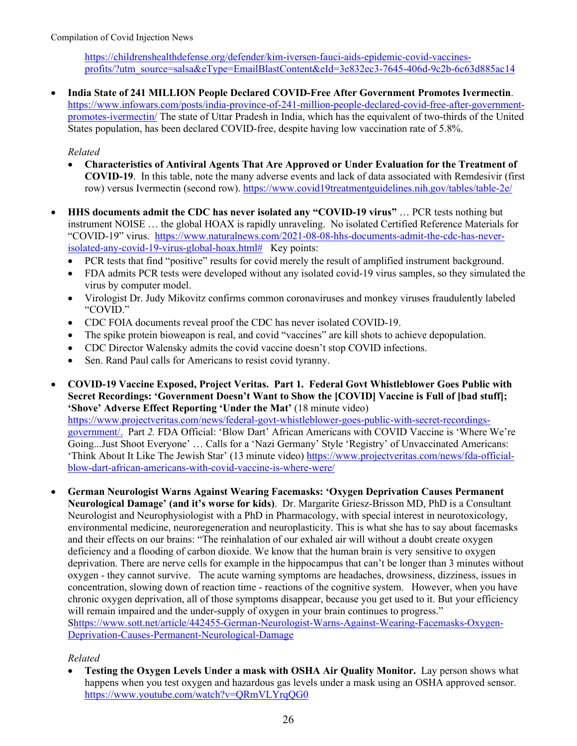https://childrenshealthdefense.org/defender/kim-iversen-fauci-aids-epidemic-covid-vaccines-profits/?utm_source=salsa&eType=EmailBlastContent&eId=3e832ec3-7645-406d-9c2b-6c63d885ac14

- **India State of 241 MILLION People Declared COVID-Free After Government Promotes Ivermectin**. https://www.infowars.com/posts/india-province-of-241-million-people-declared-covid-free-after-government-promotes-ivermectin/ The state of Uttar Pradesh in India, which has the equivalent of two-thirds of the United States population, has been declared COVID-free, despite having low vaccination rate of 5.8%.

  *Related*
  - **Characteristics of Antiviral Agents That Are Approved or Under Evaluation for the Treatment of COVID-19**. In this table, note the many adverse events and lack of data associated with Remdesivir (first row) versus Ivermectin (second row). https://www.covid19treatmentguidelines.nih.gov/tables/table-2e/

- **HHS documents admit the CDC has never isolated any "COVID-19 virus"** … PCR tests nothing but instrument NOISE … the global HOAX is rapidly unraveling. No isolated Certified Reference Materials for "COVID-19" virus. https://www.naturalnews.com/2021-08-08-hhs-documents-admit-the-cdc-has-never-isolated-any-covid-19-virus-global-hoax.html# Key points:
  - PCR tests that find "positive" results for covid merely the result of amplified instrument background.
  - FDA admits PCR tests were developed without any isolated covid-19 virus samples, so they simulated the virus by computer model.
  - Virologist Dr. Judy Mikovitz confirms common coronaviruses and monkey viruses fraudulently labeled "COVID."
  - CDC FOIA documents reveal proof the CDC has never isolated COVID-19.
  - The spike protein bioweapon is real, and covid "vaccines" are kill shots to achieve depopulation.
  - CDC Director Walensky admits the covid vaccine doesn't stop COVID infections.
  - Sen. Rand Paul calls for Americans to resist covid tyranny.

- **COVID-19 Vaccine Exposed, Project Veritas. Part 1. Federal Govt Whistleblower Goes Public with Secret Recordings: 'Government Doesn't Want to Show the [COVID] Vaccine is Full of [bad stuff]; 'Shove' Adverse Effect Reporting 'Under the Mat'** (18 minute video) https://www.projectveritas.com/news/federal-govt-whistleblower-goes-public-with-secret-recordings-government/. Part *2.* FDA Official: 'Blow Dart' African Americans with COVID Vaccine is 'Where We're Going...Just Shoot Everyone' … Calls for a 'Nazi Germany' Style 'Registry' of Unvaccinated Americans: 'Think About It Like The Jewish Star' (13 minute video) https://www.projectveritas.com/news/fda-official-blow-dart-african-americans-with-covid-vaccine-is-where-were/

- **German Neurologist Warns Against Wearing Facemasks: 'Oxygen Deprivation Causes Permanent Neurological Damage' (and it's worse for kids)**. Dr. Margarite Griesz-Brisson MD, PhD is a Consultant Neurologist and Neurophysiologist with a PhD in Pharmacology, with special interest in neurotoxicology, environmental medicine, neuroregeneration and neuroplasticity. This is what she has to say about facemasks and their effects on our brains: "The reinhalation of our exhaled air will without a doubt create oxygen deficiency and a flooding of carbon dioxide. We know that the human brain is very sensitive to oxygen deprivation. There are nerve cells for example in the hippocampus that can't be longer than 3 minutes without oxygen - they cannot survive. The acute warning symptoms are headaches, drowsiness, dizziness, issues in concentration, slowing down of reaction time - reactions of the cognitive system. However, when you have chronic oxygen deprivation, all of those symptoms disappear, because you get used to it. But your efficiency will remain impaired and the under-supply of oxygen in your brain continues to progress." Shttps://www.sott.net/article/442455-German-Neurologist-Warns-Against-Wearing-Facemasks-Oxygen-Deprivation-Causes-Permanent-Neurological-Damage

  *Related*
  - **Testing the Oxygen Levels Under a mask with OSHA Air Quality Monitor.** Lay person shows what happens when you test oxygen and hazardous gas levels under a mask using an OSHA approved sensor. https://www.youtube.com/watch?v=QRmVLYrqQG0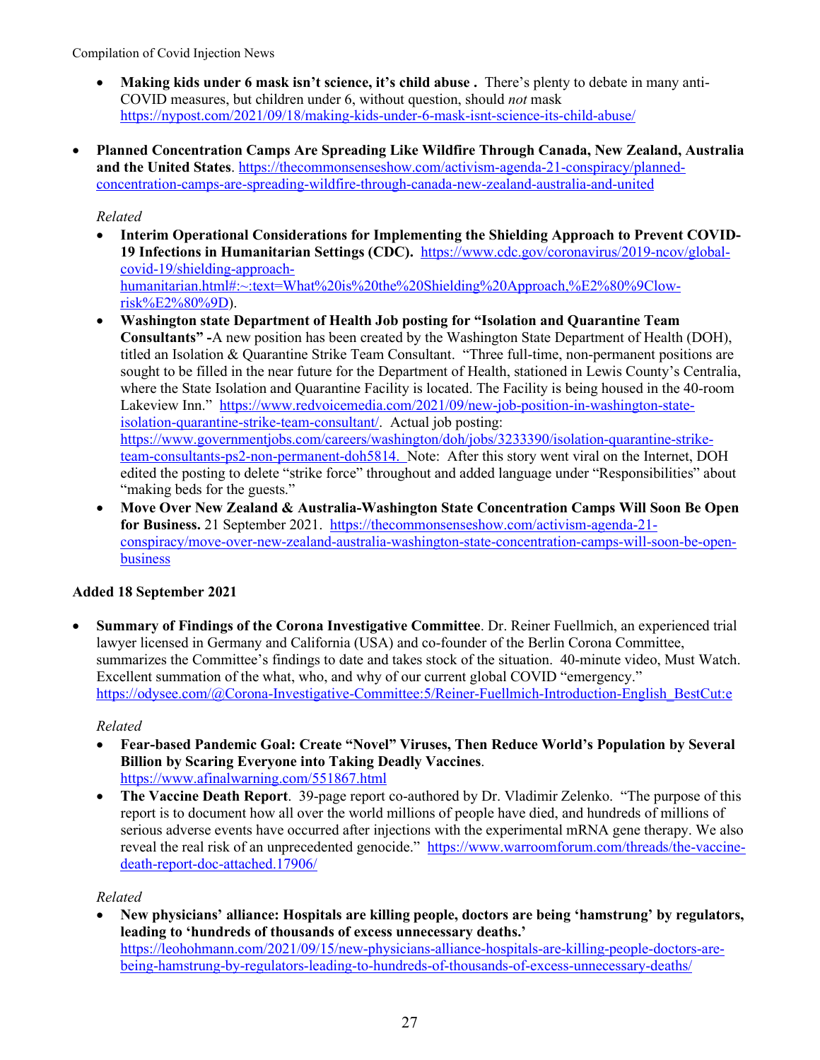- **Making kids under 6 mask isn't science, it's child abuse .** There's plenty to debate in many anti-COVID measures, but children under 6, without question, should *not* mask https://nypost.com/2021/09/18/making-kids-under-6-mask-isnt-science-its-child-abuse/

- **Planned Concentration Camps Are Spreading Like Wildfire Through Canada, New Zealand, Australia and the United States**. https://thecommonsenseshow.com/activism-agenda-21-conspiracy/planned-concentration-camps-are-spreading-wildfire-through-canada-new-zealand-australia-and-united

  *Related*

  - **Interim Operational Considerations for Implementing the Shielding Approach to Prevent COVID-19 Infections in Humanitarian Settings (CDC).** https://www.cdc.gov/coronavirus/2019-ncov/global-covid-19/shielding-approach-humanitarian.html#:~:text=What%20is%20the%20Shielding%20Approach,%E2%80%9Clow-risk%E2%80%9D).
  - **Washington state Department of Health Job posting for "Isolation and Quarantine Team Consultants" -**A new position has been created by the Washington State Department of Health (DOH), titled an Isolation & Quarantine Strike Team Consultant. "Three full-time, non-permanent positions are sought to be filled in the near future for the Department of Health, stationed in Lewis County's Centralia, where the State Isolation and Quarantine Facility is located. The Facility is being housed in the 40-room Lakeview Inn." https://www.redvoicemedia.com/2021/09/new-job-position-in-washington-state-isolation-quarantine-strike-team-consultant/. Actual job posting: https://www.governmentjobs.com/careers/washington/doh/jobs/3233390/isolation-quarantine-strike-team-consultants-ps2-non-permanent-doh5814. Note: After this story went viral on the Internet, DOH edited the posting to delete "strike force" throughout and added language under "Responsibilities" about "making beds for the guests."
  - **Move Over New Zealand & Australia-Washington State Concentration Camps Will Soon Be Open for Business.** 21 September 2021. https://thecommonsenseshow.com/activism-agenda-21-conspiracy/move-over-new-zealand-australia-washington-state-concentration-camps-will-soon-be-open-business

**Added 18 September 2021**

- **Summary of Findings of the Corona Investigative Committee**. Dr. Reiner Fuellmich, an experienced trial lawyer licensed in Germany and California (USA) and co-founder of the Berlin Corona Committee, summarizes the Committee's findings to date and takes stock of the situation. 40-minute video, Must Watch. Excellent summation of the what, who, and why of our current global COVID "emergency." https://odysee.com/@Corona-Investigative-Committee:5/Reiner-Fuellmich-Introduction-English_BestCut:e

  *Related*

  - **Fear-based Pandemic Goal: Create "Novel" Viruses, Then Reduce World's Population by Several Billion by Scaring Everyone into Taking Deadly Vaccines**. https://www.afinalwarning.com/551867.html
  - **The Vaccine Death Report**. 39-page report co-authored by Dr. Vladimir Zelenko. "The purpose of this report is to document how all over the world millions of people have died, and hundreds of millions of serious adverse events have occurred after injections with the experimental mRNA gene therapy. We also reveal the real risk of an unprecedented genocide." https://www.warroomforum.com/threads/the-vaccine-death-report-doc-attached.17906/

  *Related*

  - **New physicians' alliance: Hospitals are killing people, doctors are being 'hamstrung' by regulators, leading to 'hundreds of thousands of excess unnecessary deaths.'** https://leohohmann.com/2021/09/15/new-physicians-alliance-hospitals-are-killing-people-doctors-are-being-hamstrung-by-regulators-leading-to-hundreds-of-thousands-of-excess-unnecessary-deaths/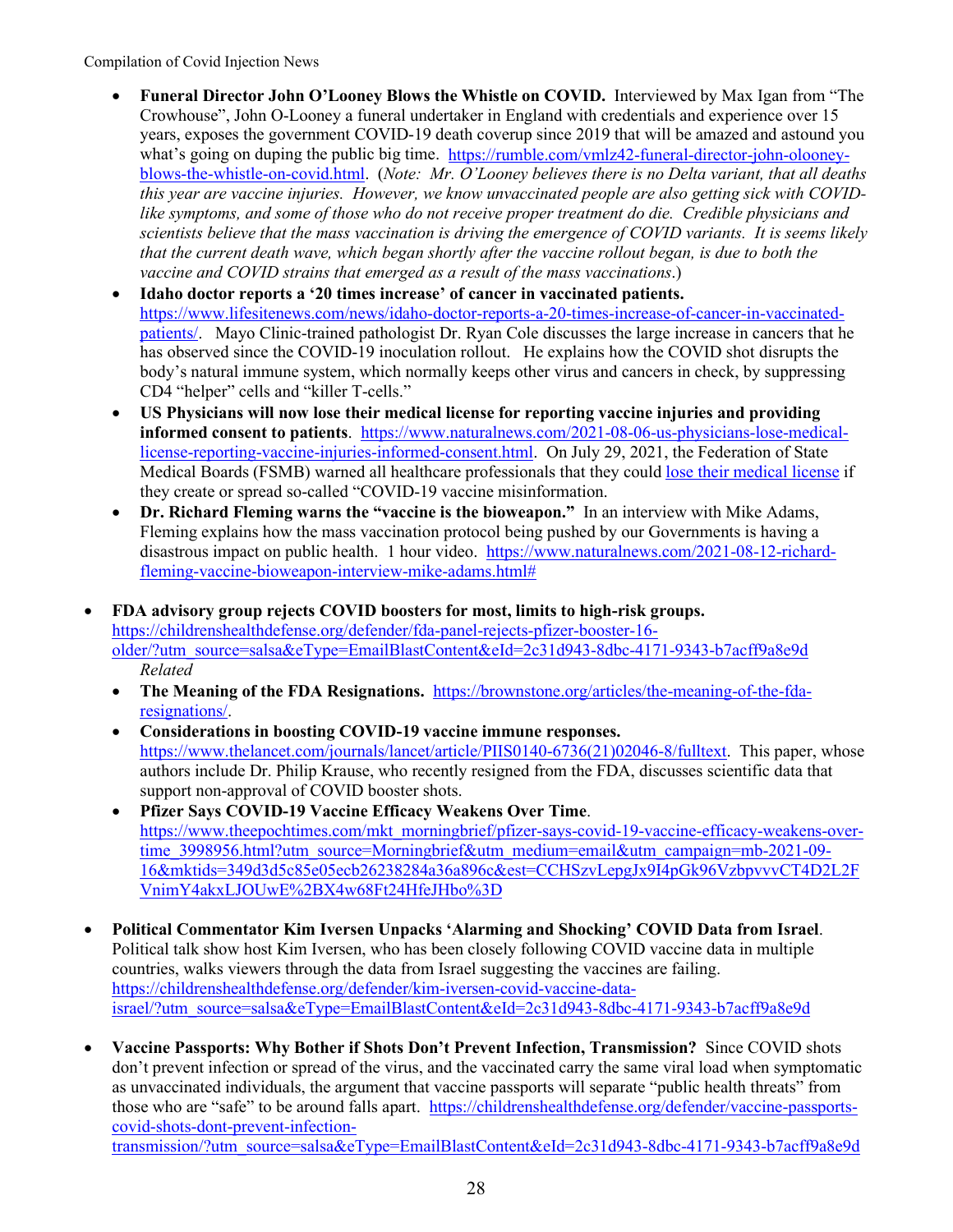- **Funeral Director John O'Looney Blows the Whistle on COVID.** Interviewed by Max Igan from "The Crowhouse", John O-Looney a funeral undertaker in England with credentials and experience over 15 years, exposes the government COVID-19 death coverup since 2019 that will be amazed and astound you what's going on duping the public big time. https://rumble.com/vmlz42-funeral-director-john-olooney-blows-the-whistle-on-covid.html. (*Note: Mr. O'Looney believes there is no Delta variant, that all deaths this year are vaccine injuries. However, we know unvaccinated people are also getting sick with COVID-like symptoms, and some of those who do not receive proper treatment do die. Credible physicians and scientists believe that the mass vaccination is driving the emergence of COVID variants. It is seems likely that the current death wave, which began shortly after the vaccine rollout began, is due to both the vaccine and COVID strains that emerged as a result of the mass vaccinations*.)
- **Idaho doctor reports a '20 times increase' of cancer in vaccinated patients.** https://www.lifesitenews.com/news/idaho-doctor-reports-a-20-times-increase-of-cancer-in-vaccinated-patients/. Mayo Clinic-trained pathologist Dr. Ryan Cole discusses the large increase in cancers that he has observed since the COVID-19 inoculation rollout. He explains how the COVID shot disrupts the body's natural immune system, which normally keeps other virus and cancers in check, by suppressing CD4 "helper" cells and "killer T-cells."
- **US Physicians will now lose their medical license for reporting vaccine injuries and providing informed consent to patients**. https://www.naturalnews.com/2021-08-06-us-physicians-lose-medical-license-reporting-vaccine-injuries-informed-consent.html. On July 29, 2021, the Federation of State Medical Boards (FSMB) warned all healthcare professionals that they could lose their medical license if they create or spread so-called "COVID-19 vaccine misinformation.
- **Dr. Richard Fleming warns the "vaccine is the bioweapon."** In an interview with Mike Adams, Fleming explains how the mass vaccination protocol being pushed by our Governments is having a disastrous impact on public health. 1 hour video. https://www.naturalnews.com/2021-08-12-richard-fleming-vaccine-bioweapon-interview-mike-adams.html#

- **FDA advisory group rejects COVID boosters for most, limits to high-risk groups.** https://childrenshealthdefense.org/defender/fda-panel-rejects-pfizer-booster-16-older/?utm_source=salsa&eType=EmailBlastContent&eId=2c31d943-8dbc-4171-9343-b7acff9a8e9d
  *Related*
  - **The Meaning of the FDA Resignations.** https://brownstone.org/articles/the-meaning-of-the-fda-resignations/.
  - **Considerations in boosting COVID-19 vaccine immune responses.** https://www.thelancet.com/journals/lancet/article/PIIS0140-6736(21)02046-8/fulltext. This paper, whose authors include Dr. Philip Krause, who recently resigned from the FDA, discusses scientific data that support non-approval of COVID booster shots.
  - **Pfizer Says COVID-19 Vaccine Efficacy Weakens Over Time**. https://www.theepochtimes.com/mkt_morningbrief/pfizer-says-covid-19-vaccine-efficacy-weakens-over-time_3998956.html?utm_source=Morningbrief&utm_medium=email&utm_campaign=mb-2021-09-16&mktids=349d3d5c85e05ecb26238284a36a896c&est=CCHSzvLepgJx9I4pGk96VzbpvvvCT4D2L2FVnimY4akxLJOUwE%2BX4w68Ft24HfeJHbo%3D

- **Political Commentator Kim Iversen Unpacks 'Alarming and Shocking' COVID Data from Israel**. Political talk show host Kim Iversen, who has been closely following COVID vaccine data in multiple countries, walks viewers through the data from Israel suggesting the vaccines are failing. https://childrenshealthdefense.org/defender/kim-iversen-covid-vaccine-data-israel/?utm_source=salsa&eType=EmailBlastContent&eId=2c31d943-8dbc-4171-9343-b7acff9a8e9d

- **Vaccine Passports: Why Bother if Shots Don't Prevent Infection, Transmission?** Since COVID shots don't prevent infection or spread of the virus, and the vaccinated carry the same viral load when symptomatic as unvaccinated individuals, the argument that vaccine passports will separate "public health threats" from those who are "safe" to be around falls apart. https://childrenshealthdefense.org/defender/vaccine-passports-covid-shots-dont-prevent-infection-transmission/?utm_source=salsa&eType=EmailBlastContent&eId=2c31d943-8dbc-4171-9343-b7acff9a8e9d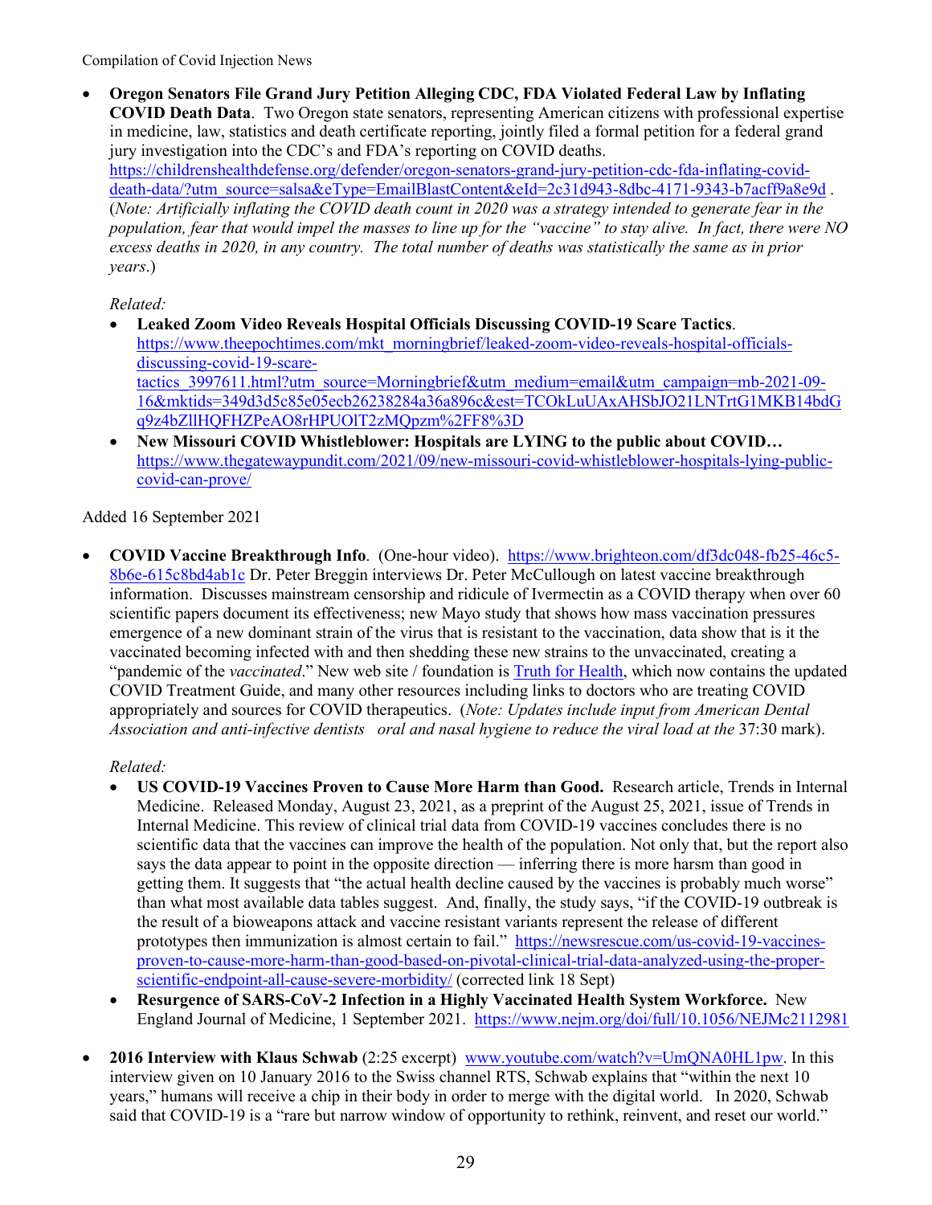- **Oregon Senators File Grand Jury Petition Alleging CDC, FDA Violated Federal Law by Inflating COVID Death Data**. Two Oregon state senators, representing American citizens with professional expertise in medicine, law, statistics and death certificate reporting, jointly filed a formal petition for a federal grand jury investigation into the CDC's and FDA's reporting on COVID deaths. https://childrenshealthdefense.org/defender/oregon-senators-grand-jury-petition-cdc-fda-inflating-covid-death-data/?utm_source=salsa&eType=EmailBlastContent&eId=2c31d943-8dbc-4171-9343-b7acff9a8e9d . (*Note: Artificially inflating the COVID death count in 2020 was a strategy intended to generate fear in the population, fear that would impel the masses to line up for the "vaccine" to stay alive. In fact, there were NO excess deaths in 2020, in any country. The total number of deaths was statistically the same as in prior years*.)

  *Related:*
  - **Leaked Zoom Video Reveals Hospital Officials Discussing COVID-19 Scare Tactics**. https://www.theepochtimes.com/mkt_morningbrief/leaked-zoom-video-reveals-hospital-officials-discussing-covid-19-scare-tactics_3997611.html?utm_source=Morningbrief&utm_medium=email&utm_campaign=mb-2021-09-16&mktids=349d3d5c85e05ecb26238284a36a896c&est=TCOkLuUAxAHSbJO21LNTrtG1MKB14bdGq9z4bZllHQFHZPeAO8rHPUOlT2zMQpzm%2FF8%3D
  - **New Missouri COVID Whistleblower: Hospitals are LYING to the public about COVID…** https://www.thegatewaypundit.com/2021/09/new-missouri-covid-whistleblower-hospitals-lying-public-covid-can-prove/

Added 16 September 2021

- **COVID Vaccine Breakthrough Info**. (One-hour video). https://www.brighteon.com/df3dc048-fb25-46c5-8b6e-615c8bd4ab1c Dr. Peter Breggin interviews Dr. Peter McCullough on latest vaccine breakthrough information. Discusses mainstream censorship and ridicule of Ivermectin as a COVID therapy when over 60 scientific papers document its effectiveness; new Mayo study that shows how mass vaccination pressures emergence of a new dominant strain of the virus that is resistant to the vaccination, data show that is it the vaccinated becoming infected with and then shedding these new strains to the unvaccinated, creating a "pandemic of the *vaccinated*." New web site / foundation is Truth for Health, which now contains the updated COVID Treatment Guide, and many other resources including links to doctors who are treating COVID appropriately and sources for COVID therapeutics. (*Note: Updates include input from American Dental Association and anti-infective dentists oral and nasal hygiene to reduce the viral load at the* 37:30 mark).

  *Related:*
  - **US COVID-19 Vaccines Proven to Cause More Harm than Good.** Research article, Trends in Internal Medicine. Released Monday, August 23, 2021, as a preprint of the August 25, 2021, issue of Trends in Internal Medicine. This review of clinical trial data from COVID-19 vaccines concludes there is no scientific data that the vaccines can improve the health of the population. Not only that, but the report also says the data appear to point in the opposite direction — inferring there is more harsm than good in getting them. It suggests that "the actual health decline caused by the vaccines is probably much worse" than what most available data tables suggest. And, finally, the study says, "if the COVID-19 outbreak is the result of a bioweapons attack and vaccine resistant variants represent the release of different prototypes then immunization is almost certain to fail." https://newsrescue.com/us-covid-19-vaccines-proven-to-cause-more-harm-than-good-based-on-pivotal-clinical-trial-data-analyzed-using-the-proper-scientific-endpoint-all-cause-severe-morbidity/ (corrected link 18 Sept)
  - **Resurgence of SARS-CoV-2 Infection in a Highly Vaccinated Health System Workforce.** New England Journal of Medicine, 1 September 2021. https://www.nejm.org/doi/full/10.1056/NEJMc2112981

- **2016 Interview with Klaus Schwab** (2:25 excerpt) www.youtube.com/watch?v=UmQNA0HL1pw. In this interview given on 10 January 2016 to the Swiss channel RTS, Schwab explains that "within the next 10 years," humans will receive a chip in their body in order to merge with the digital world. In 2020, Schwab said that COVID-19 is a "rare but narrow window of opportunity to rethink, reinvent, and reset our world."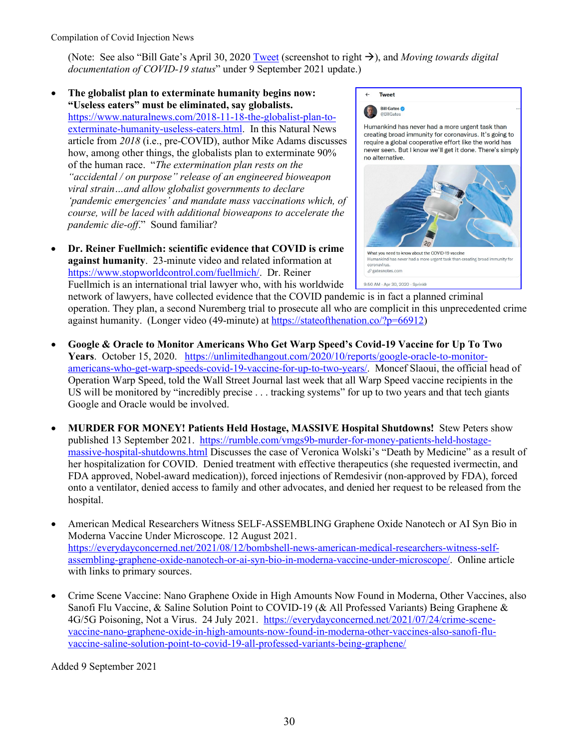(Note: See also "Bill Gate's April 30, 2020 [Tweet](#) (screenshot to right →), and *Moving towards digital documentation of COVID-19 status*" under 9 September 2021 update.)

- **The globalist plan to exterminate humanity begins now: "Useless eaters" must be eliminated, say globalists.** https://www.naturalnews.com/2018-11-18-the-globalist-plan-to-exterminate-humanity-useless-eaters.html. In this Natural News article from *2018* (i.e., pre-COVID), author Mike Adams discusses how, among other things, the globalists plan to exterminate 90% of the human race. "*The extermination plan rests on the "accidental / on purpose" release of an engineered bioweapon viral strain…and allow globalist governments to declare 'pandemic emergencies' and mandate mass vaccinations which, of course, will be laced with additional bioweapons to accelerate the pandemic die-off*." Sound familiar?

- **Dr. Reiner Fuellmich: scientific evidence that COVID is crime against humanity**. 23-minute video and related information at https://www.stopworldcontrol.com/fuellmich/. Dr. Reiner Fuellmich is an international trial lawyer who, with his worldwide network of lawyers, have collected evidence that the COVID pandemic is in fact a planned criminal operation. They plan, a second Nuremberg trial to prosecute all who are complicit in this unprecedented crime against humanity. (Longer video (49-minute) at https://stateofthenation.co/?p=66912)

- **Google & Oracle to Monitor Americans Who Get Warp Speed's Covid-19 Vaccine for Up To Two Years**. October 15, 2020. https://unlimitedhangout.com/2020/10/reports/google-oracle-to-monitor-americans-who-get-warp-speeds-covid-19-vaccine-for-up-to-two-years/. Moncef Slaoui, the official head of Operation Warp Speed, told the Wall Street Journal last week that all Warp Speed vaccine recipients in the US will be monitored by "incredibly precise . . . tracking systems" for up to two years and that tech giants Google and Oracle would be involved.

- **MURDER FOR MONEY! Patients Held Hostage, MASSIVE Hospital Shutdowns!** Stew Peters show published 13 September 2021. https://rumble.com/vmgs9b-murder-for-money-patients-held-hostage-massive-hospital-shutdowns.html Discusses the case of Veronica Wolski's "Death by Medicine" as a result of her hospitalization for COVID. Denied treatment with effective therapeutics (she requested ivermectin, and FDA approved, Nobel-award medication)), forced injections of Remdesivir (non-approved by FDA), forced onto a ventilator, denied access to family and other advocates, and denied her request to be released from the hospital.

- American Medical Researchers Witness SELF-ASSEMBLING Graphene Oxide Nanotech or AI Syn Bio in Moderna Vaccine Under Microscope. 12 August 2021. https://everydayconcerned.net/2021/08/12/bombshell-news-american-medical-researchers-witness-self-assembling-graphene-oxide-nanotech-or-ai-syn-bio-in-moderna-vaccine-under-microscope/. Online article with links to primary sources.

- Crime Scene Vaccine: Nano Graphene Oxide in High Amounts Now Found in Moderna, Other Vaccines, also Sanofi Flu Vaccine, & Saline Solution Point to COVID-19 (& All Professed Variants) Being Graphene & 4G/5G Poisoning, Not a Virus. 24 July 2021. https://everydayconcerned.net/2021/07/24/crime-scene-vaccine-nano-graphene-oxide-in-high-amounts-now-found-in-moderna-other-vaccines-also-sanofi-flu-vaccine-saline-solution-point-to-covid-19-all-professed-variants-being-graphene/

Tweet

Bill Gates @BillGates

Humankind has never had a more urgent task than creating broad immunity for coronavirus. It's going to require a global cooperative effort like the world has never seen. But I know we'll get it done. There's simply no alternative.

What you need to know about the COVID-19 vaccine
Humankind has never had a more urgent task than creating broad immunity for coronavirus.
gatesnotes.com

9:50 AM · Apr 30, 2020 · Sprinklr

Added 9 September 2021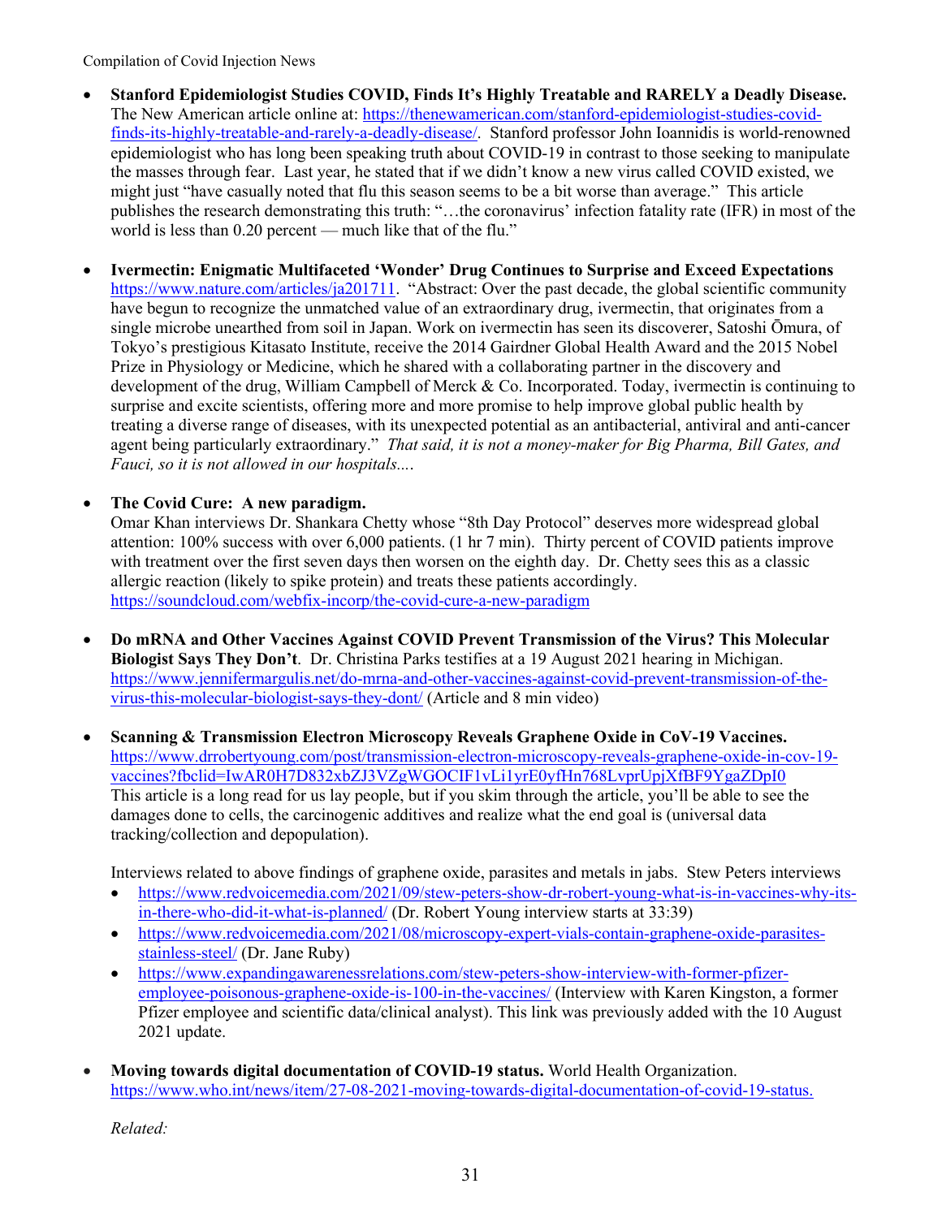- **Stanford Epidemiologist Studies COVID, Finds It's Highly Treatable and RARELY a Deadly Disease.** The New American article online at: https://thenewamerican.com/stanford-epidemiologist-studies-covid-finds-its-highly-treatable-and-rarely-a-deadly-disease/. Stanford professor John Ioannidis is world-renowned epidemiologist who has long been speaking truth about COVID-19 in contrast to those seeking to manipulate the masses through fear. Last year, he stated that if we didn't know a new virus called COVID existed, we might just "have casually noted that flu this season seems to be a bit worse than average." This article publishes the research demonstrating this truth: "…the coronavirus' infection fatality rate (IFR) in most of the world is less than 0.20 percent — much like that of the flu."

- **Ivermectin: Enigmatic Multifaceted 'Wonder' Drug Continues to Surprise and Exceed Expectations** https://www.nature.com/articles/ja201711. "Abstract: Over the past decade, the global scientific community have begun to recognize the unmatched value of an extraordinary drug, ivermectin, that originates from a single microbe unearthed from soil in Japan. Work on ivermectin has seen its discoverer, Satoshi Ōmura, of Tokyo's prestigious Kitasato Institute, receive the 2014 Gairdner Global Health Award and the 2015 Nobel Prize in Physiology or Medicine, which he shared with a collaborating partner in the discovery and development of the drug, William Campbell of Merck & Co. Incorporated. Today, ivermectin is continuing to surprise and excite scientists, offering more and more promise to help improve global public health by treating a diverse range of diseases, with its unexpected potential as an antibacterial, antiviral and anti-cancer agent being particularly extraordinary." *That said, it is not a money-maker for Big Pharma, Bill Gates, and Fauci, so it is not allowed in our hospitals....*

- **The Covid Cure: A new paradigm.**
  Omar Khan interviews Dr. Shankara Chetty whose "8th Day Protocol" deserves more widespread global attention: 100% success with over 6,000 patients. (1 hr 7 min). Thirty percent of COVID patients improve with treatment over the first seven days then worsen on the eighth day. Dr. Chetty sees this as a classic allergic reaction (likely to spike protein) and treats these patients accordingly. https://soundcloud.com/webfix-incorp/the-covid-cure-a-new-paradigm

- **Do mRNA and Other Vaccines Against COVID Prevent Transmission of the Virus? This Molecular Biologist Says They Don't**. Dr. Christina Parks testifies at a 19 August 2021 hearing in Michigan. https://www.jennifermargulis.net/do-mrna-and-other-vaccines-against-covid-prevent-transmission-of-the-virus-this-molecular-biologist-says-they-dont/ (Article and 8 min video)

- **Scanning & Transmission Electron Microscopy Reveals Graphene Oxide in CoV-19 Vaccines.** https://www.drrobertyoung.com/post/transmission-electron-microscopy-reveals-graphene-oxide-in-cov-19-vaccines?fbclid=IwAR0H7D832xbZJ3VZgWGOCIF1vLi1yrE0yfHn768LvprUpjXfBF9YgaZDpI0 This article is a long read for us lay people, but if you skim through the article, you'll be able to see the damages done to cells, the carcinogenic additives and realize what the end goal is (universal data tracking/collection and depopulation).

  Interviews related to above findings of graphene oxide, parasites and metals in jabs. Stew Peters interviews
  - https://www.redvoicemedia.com/2021/09/stew-peters-show-dr-robert-young-what-is-in-vaccines-why-its-in-there-who-did-it-what-is-planned/ (Dr. Robert Young interview starts at 33:39)
  - https://www.redvoicemedia.com/2021/08/microscopy-expert-vials-contain-graphene-oxide-parasites-stainless-steel/ (Dr. Jane Ruby)
  - https://www.expandingawarenessrelations.com/stew-peters-show-interview-with-former-pfizer-employee-poisonous-graphene-oxide-is-100-in-the-vaccines/ (Interview with Karen Kingston, a former Pfizer employee and scientific data/clinical analyst). This link was previously added with the 10 August 2021 update.

- **Moving towards digital documentation of COVID-19 status.** World Health Organization. https://www.who.int/news/item/27-08-2021-moving-towards-digital-documentation-of-covid-19-status.

  *Related:*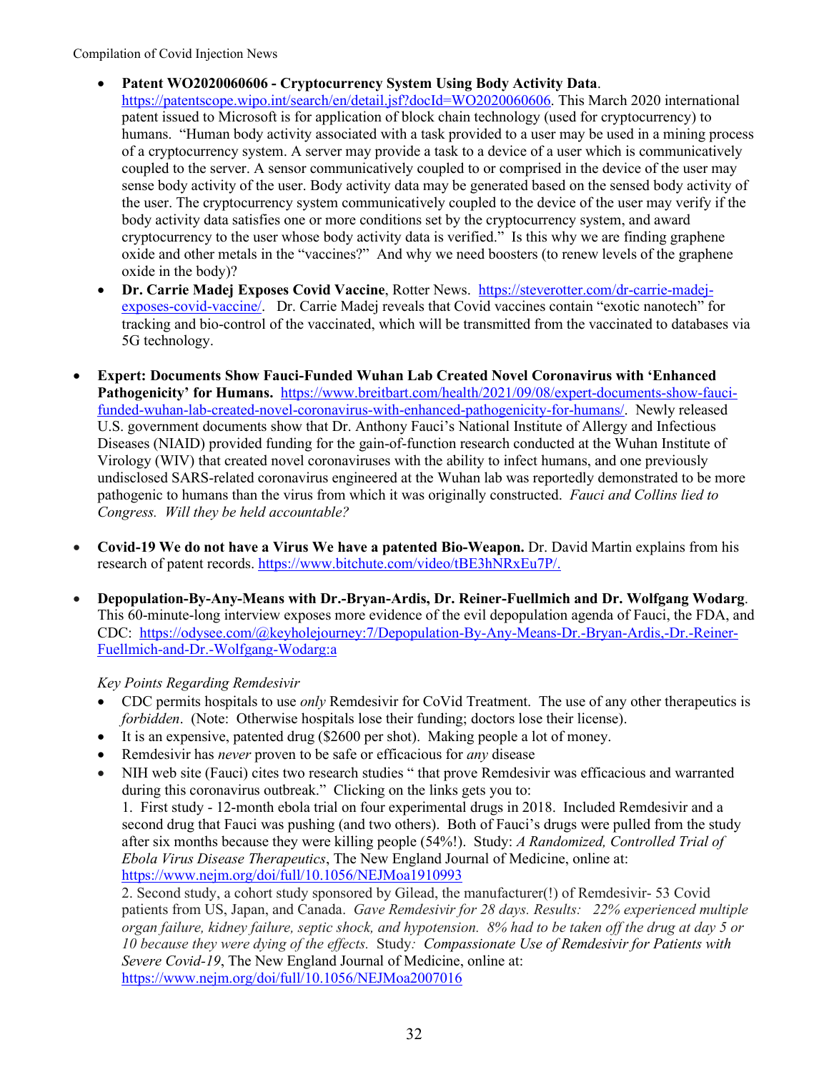- **Patent WO2020060606 - Cryptocurrency System Using Body Activity Data**. https://patentscope.wipo.int/search/en/detail.jsf?docId=WO2020060606. This March 2020 international patent issued to Microsoft is for application of block chain technology (used for cryptocurrency) to humans. "Human body activity associated with a task provided to a user may be used in a mining process of a cryptocurrency system. A server may provide a task to a device of a user which is communicatively coupled to the server. A sensor communicatively coupled to or comprised in the device of the user may sense body activity of the user. Body activity data may be generated based on the sensed body activity of the user. The cryptocurrency system communicatively coupled to the device of the user may verify if the body activity data satisfies one or more conditions set by the cryptocurrency system, and award cryptocurrency to the user whose body activity data is verified." Is this why we are finding graphene oxide and other metals in the "vaccines?" And why we need boosters (to renew levels of the graphene oxide in the body)?
- **Dr. Carrie Madej Exposes Covid Vaccine**, Rotter News. https://steverotter.com/dr-carrie-madej-exposes-covid-vaccine/. Dr. Carrie Madej reveals that Covid vaccines contain "exotic nanotech" for tracking and bio-control of the vaccinated, which will be transmitted from the vaccinated to databases via 5G technology.

- **Expert: Documents Show Fauci-Funded Wuhan Lab Created Novel Coronavirus with 'Enhanced Pathogenicity' for Humans.** https://www.breitbart.com/health/2021/09/08/expert-documents-show-fauci-funded-wuhan-lab-created-novel-coronavirus-with-enhanced-pathogenicity-for-humans/. Newly released U.S. government documents show that Dr. Anthony Fauci's National Institute of Allergy and Infectious Diseases (NIAID) provided funding for the gain-of-function research conducted at the Wuhan Institute of Virology (WIV) that created novel coronaviruses with the ability to infect humans, and one previously undisclosed SARS-related coronavirus engineered at the Wuhan lab was reportedly demonstrated to be more pathogenic to humans than the virus from which it was originally constructed. *Fauci and Collins lied to Congress. Will they be held accountable?*

- **Covid-19 We do not have a Virus We have a patented Bio-Weapon.** Dr. David Martin explains from his research of patent records. https://www.bitchute.com/video/tBE3hNRxEu7P/.

- **Depopulation-By-Any-Means with Dr.-Bryan-Ardis, Dr. Reiner-Fuellmich and Dr. Wolfgang Wodarg**. This 60-minute-long interview exposes more evidence of the evil depopulation agenda of Fauci, the FDA, and CDC: https://odysee.com/@keyholejourney:7/Depopulation-By-Any-Means-Dr.-Bryan-Ardis,-Dr.-Reiner-Fuellmich-and-Dr.-Wolfgang-Wodarg:a

*Key Points Regarding Remdesivir*

- CDC permits hospitals to use *only* Remdesivir for CoVid Treatment. The use of any other therapeutics is *forbidden*. (Note: Otherwise hospitals lose their funding; doctors lose their license).
- It is an expensive, patented drug ($2600 per shot). Making people a lot of money.
- Remdesivir has *never* proven to be safe or efficacious for *any* disease
- NIH web site (Fauci) cites two research studies " that prove Remdesivir was efficacious and warranted during this coronavirus outbreak." Clicking on the links gets you to:
  1. First study - 12-month ebola trial on four experimental drugs in 2018. Included Remdesivir and a second drug that Fauci was pushing (and two others). Both of Fauci's drugs were pulled from the study after six months because they were killing people (54%!). Study: *A Randomized, Controlled Trial of Ebola Virus Disease Therapeutics*, The New England Journal of Medicine, online at: https://www.nejm.org/doi/full/10.1056/NEJMoa1910993
  2. Second study, a cohort study sponsored by Gilead, the manufacturer(!) of Remdesivir- 53 Covid patients from US, Japan, and Canada. *Gave Remdesivir for 28 days. Results: 22% experienced multiple organ failure, kidney failure, septic shock, and hypotension. 8% had to be taken off the drug at day 5 or 10 because they were dying of the effects.* Study*: Compassionate Use of Remdesivir for Patients with Severe Covid-19*, The New England Journal of Medicine, online at: https://www.nejm.org/doi/full/10.1056/NEJMoa2007016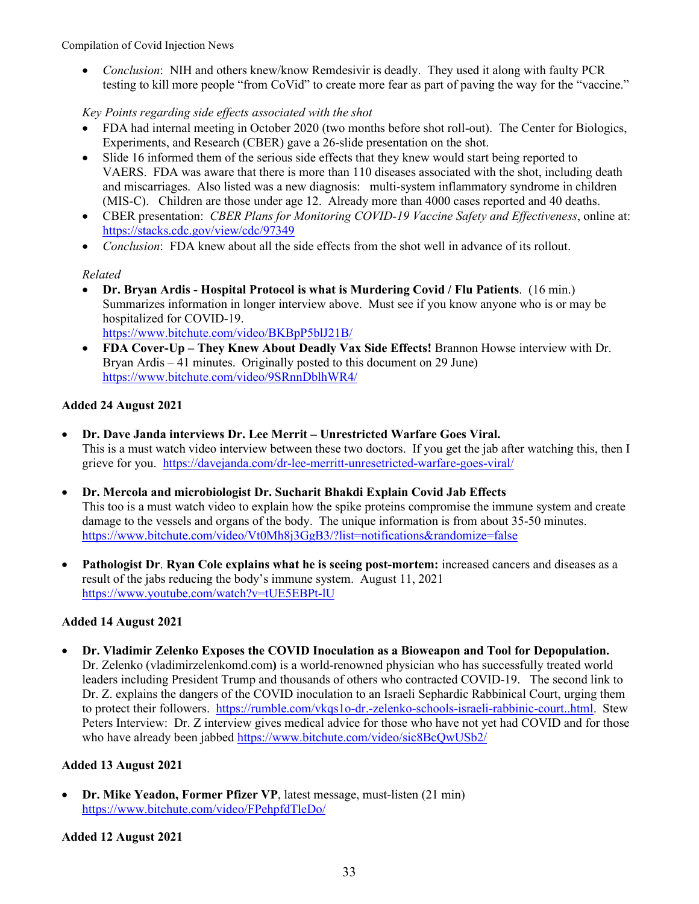- *Conclusion*: NIH and others knew/know Remdesivir is deadly. They used it along with faulty PCR testing to kill more people "from CoVid" to create more fear as part of paving the way for the "vaccine."

*Key Points regarding side effects associated with the shot*

- FDA had internal meeting in October 2020 (two months before shot roll-out). The Center for Biologics, Experiments, and Research (CBER) gave a 26-slide presentation on the shot.
- Slide 16 informed them of the serious side effects that they knew would start being reported to VAERS. FDA was aware that there is more than 110 diseases associated with the shot, including death and miscarriages. Also listed was a new diagnosis: multi-system inflammatory syndrome in children (MIS-C). Children are those under age 12. Already more than 4000 cases reported and 40 deaths.
- CBER presentation: *CBER Plans for Monitoring COVID-19 Vaccine Safety and Effectiveness*, online at: https://stacks.cdc.gov/view/cdc/97349
- *Conclusion*: FDA knew about all the side effects from the shot well in advance of its rollout.

*Related*

- **Dr. Bryan Ardis - Hospital Protocol is what is Murdering Covid / Flu Patients**. (16 min.) Summarizes information in longer interview above. Must see if you know anyone who is or may be hospitalized for COVID-19.
  https://www.bitchute.com/video/BKBpP5blJ21B/
- **FDA Cover-Up – They Knew About Deadly Vax Side Effects!** Brannon Howse interview with Dr. Bryan Ardis – 41 minutes. Originally posted to this document on 29 June)
  https://www.bitchute.com/video/9SRnnDblhWR4/

**Added 24 August 2021**

- **Dr. Dave Janda interviews Dr. Lee Merrit – Unrestricted Warfare Goes Viral.**
  This is a must watch video interview between these two doctors. If you get the jab after watching this, then I grieve for you. https://davejanda.com/dr-lee-merritt-unresetricted-warfare-goes-viral/

- **Dr. Mercola and microbiologist Dr. Sucharit Bhakdi Explain Covid Jab Effects**
  This too is a must watch video to explain how the spike proteins compromise the immune system and create damage to the vessels and organs of the body. The unique information is from about 35-50 minutes.
  https://www.bitchute.com/video/Vt0Mh8j3GgB3/?list=notifications&randomize=false

- **Pathologist Dr**. **Ryan Cole explains what he is seeing post-mortem:** increased cancers and diseases as a result of the jabs reducing the body's immune system. August 11, 2021
  https://www.youtube.com/watch?v=tUE5EBPt-lU

**Added 14 August 2021**

- **Dr. Vladimir Zelenko Exposes the COVID Inoculation as a Bioweapon and Tool for Depopulation.**
  Dr. Zelenko (vladimirzelenkomd.com**)** is a world-renowned physician who has successfully treated world leaders including President Trump and thousands of others who contracted COVID-19. The second link to Dr. Z. explains the dangers of the COVID inoculation to an Israeli Sephardic Rabbinical Court, urging them to protect their followers. https://rumble.com/vkqs1o-dr.-zelenko-schools-israeli-rabbinic-court..html. Stew Peters Interview: Dr. Z interview gives medical advice for those who have not yet had COVID and for those who have already been jabbed https://www.bitchute.com/video/sic8BcQwUSb2/

**Added 13 August 2021**

- **Dr. Mike Yeadon, Former Pfizer VP**, latest message, must-listen (21 min)
  https://www.bitchute.com/video/FPehpfdTleDo/

**Added 12 August 2021**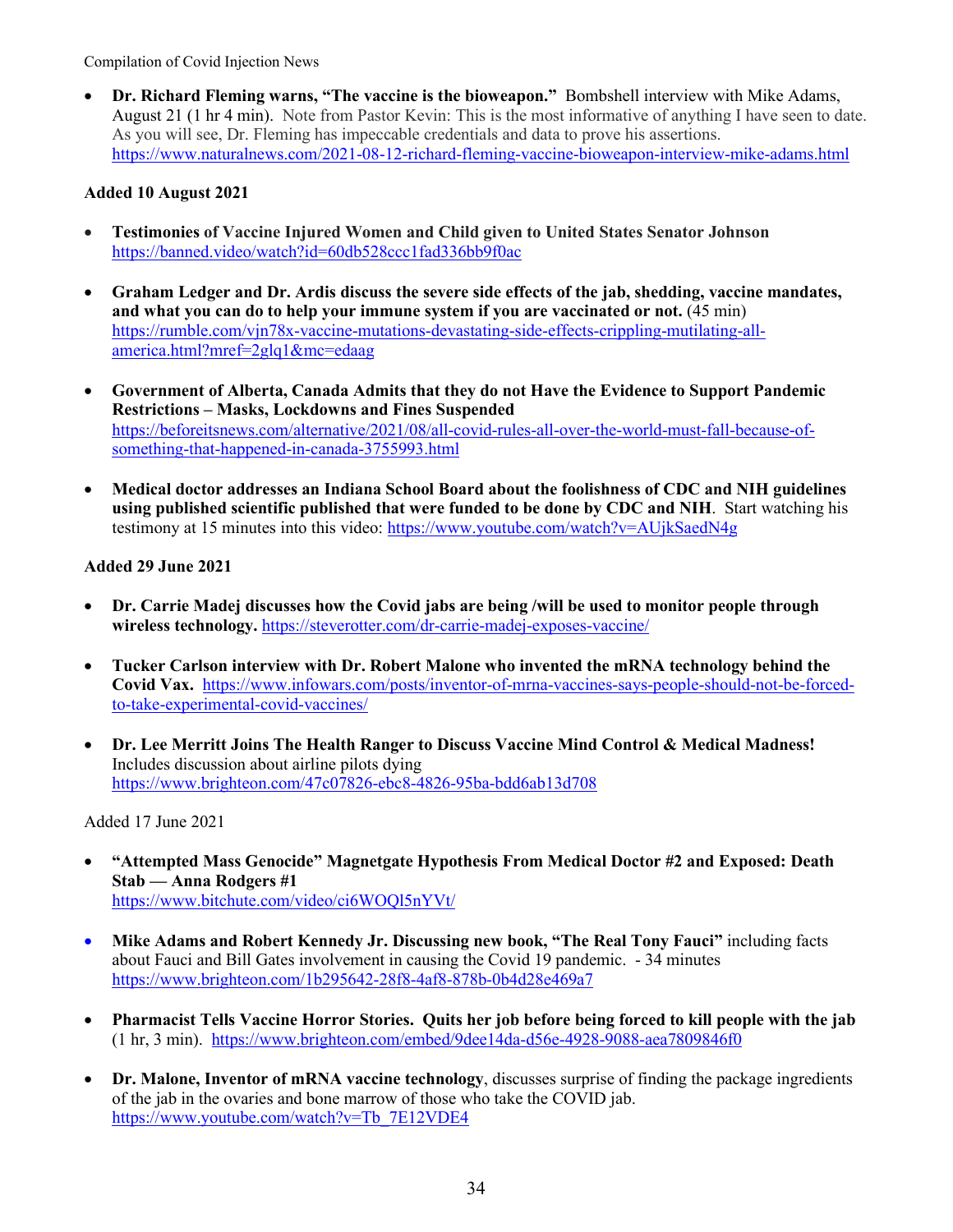- **Dr. Richard Fleming warns, "The vaccine is the bioweapon."** Bombshell interview with Mike Adams, August 21 (1 hr 4 min). Note from Pastor Kevin: This is the most informative of anything I have seen to date. As you will see, Dr. Fleming has impeccable credentials and data to prove his assertions. https://www.naturalnews.com/2021-08-12-richard-fleming-vaccine-bioweapon-interview-mike-adams.html

**Added 10 August 2021**

- **Testimonies of Vaccine Injured Women and Child given to United States Senator Johnson** https://banned.video/watch?id=60db528ccc1fad336bb9f0ac

- **Graham Ledger and Dr. Ardis discuss the severe side effects of the jab, shedding, vaccine mandates, and what you can do to help your immune system if you are vaccinated or not.** (45 min) https://rumble.com/vjn78x-vaccine-mutations-devastating-side-effects-crippling-mutilating-all-america.html?mref=2glq1&mc=edaag

- **Government of Alberta, Canada Admits that they do not Have the Evidence to Support Pandemic Restrictions – Masks, Lockdowns and Fines Suspended** https://beforeitsnews.com/alternative/2021/08/all-covid-rules-all-over-the-world-must-fall-because-of-something-that-happened-in-canada-3755993.html

- **Medical doctor addresses an Indiana School Board about the foolishness of CDC and NIH guidelines using published scientific published that were funded to be done by CDC and NIH**. Start watching his testimony at 15 minutes into this video: https://www.youtube.com/watch?v=AUjkSaedN4g

**Added 29 June 2021**

- **Dr. Carrie Madej discusses how the Covid jabs are being /will be used to monitor people through wireless technology.** https://steverotter.com/dr-carrie-madej-exposes-vaccine/

- **Tucker Carlson interview with Dr. Robert Malone who invented the mRNA technology behind the Covid Vax.** https://www.infowars.com/posts/inventor-of-mrna-vaccines-says-people-should-not-be-forced-to-take-experimental-covid-vaccines/

- **Dr. Lee Merritt Joins The Health Ranger to Discuss Vaccine Mind Control & Medical Madness!** Includes discussion about airline pilots dying https://www.brighteon.com/47c07826-ebc8-4826-95ba-bdd6ab13d708

Added 17 June 2021

- **"Attempted Mass Genocide" Magnetgate Hypothesis From Medical Doctor #2 and Exposed: Death Stab — Anna Rodgers #1** https://www.bitchute.com/video/ci6WOQl5nYVt/

- **Mike Adams and Robert Kennedy Jr. Discussing new book, "The Real Tony Fauci"** including facts about Fauci and Bill Gates involvement in causing the Covid 19 pandemic. - 34 minutes https://www.brighteon.com/1b295642-28f8-4af8-878b-0b4d28e469a7

- **Pharmacist Tells Vaccine Horror Stories. Quits her job before being forced to kill people with the jab** (1 hr, 3 min). https://www.brighteon.com/embed/9dee14da-d56e-4928-9088-aea7809846f0

- **Dr. Malone, Inventor of mRNA vaccine technology**, discusses surprise of finding the package ingredients of the jab in the ovaries and bone marrow of those who take the COVID jab. https://www.youtube.com/watch?v=Tb_7E12VDE4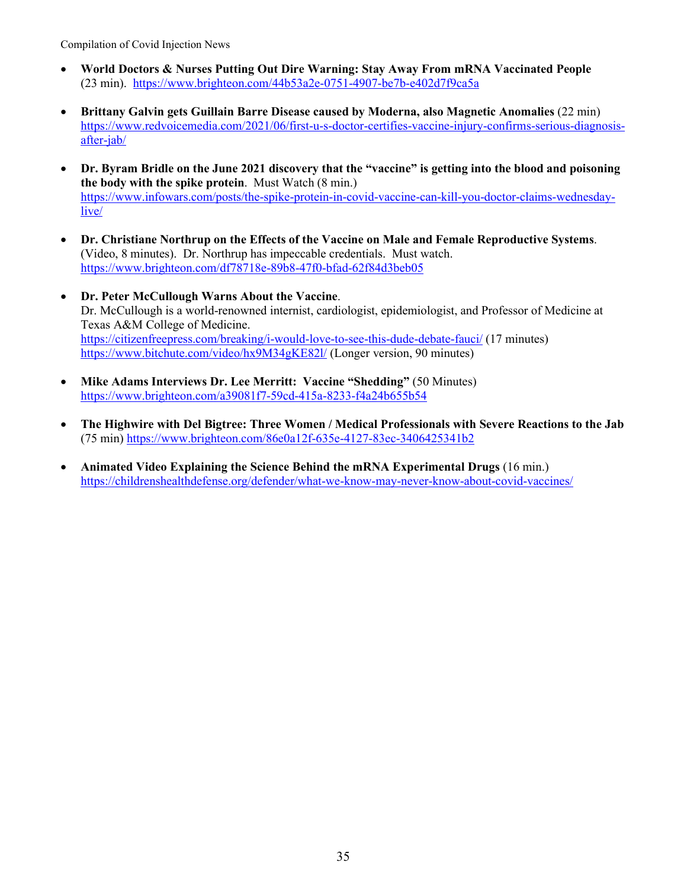- **World Doctors & Nurses Putting Out Dire Warning: Stay Away From mRNA Vaccinated People** (23 min). https://www.brighteon.com/44b53a2e-0751-4907-be7b-e402d7f9ca5a

- **Brittany Galvin gets Guillain Barre Disease caused by Moderna, also Magnetic Anomalies** (22 min) https://www.redvoicemedia.com/2021/06/first-u-s-doctor-certifies-vaccine-injury-confirms-serious-diagnosis-after-jab/

- **Dr. Byram Bridle on the June 2021 discovery that the "vaccine" is getting into the blood and poisoning the body with the spike protein**. Must Watch (8 min.) https://www.infowars.com/posts/the-spike-protein-in-covid-vaccine-can-kill-you-doctor-claims-wednesday-live/

- **Dr. Christiane Northrup on the Effects of the Vaccine on Male and Female Reproductive Systems**. (Video, 8 minutes). Dr. Northrup has impeccable credentials. Must watch. https://www.brighteon.com/df78718e-89b8-47f0-bfad-62f84d3beb05

- **Dr. Peter McCullough Warns About the Vaccine**.
  Dr. McCullough is a world-renowned internist, cardiologist, epidemiologist, and Professor of Medicine at Texas A&M College of Medicine.
  https://citizenfreepress.com/breaking/i-would-love-to-see-this-dude-debate-fauci/ (17 minutes)
  https://www.bitchute.com/video/hx9M34gKE82l/ (Longer version, 90 minutes)

- **Mike Adams Interviews Dr. Lee Merritt: Vaccine "Shedding"** (50 Minutes) https://www.brighteon.com/a39081f7-59cd-415a-8233-f4a24b655b54

- **The Highwire with Del Bigtree: Three Women / Medical Professionals with Severe Reactions to the Jab** (75 min) https://www.brighteon.com/86e0a12f-635e-4127-83ec-3406425341b2

- **Animated Video Explaining the Science Behind the mRNA Experimental Drugs** (16 min.) https://childrenshealthdefense.org/defender/what-we-know-may-never-know-about-covid-vaccines/